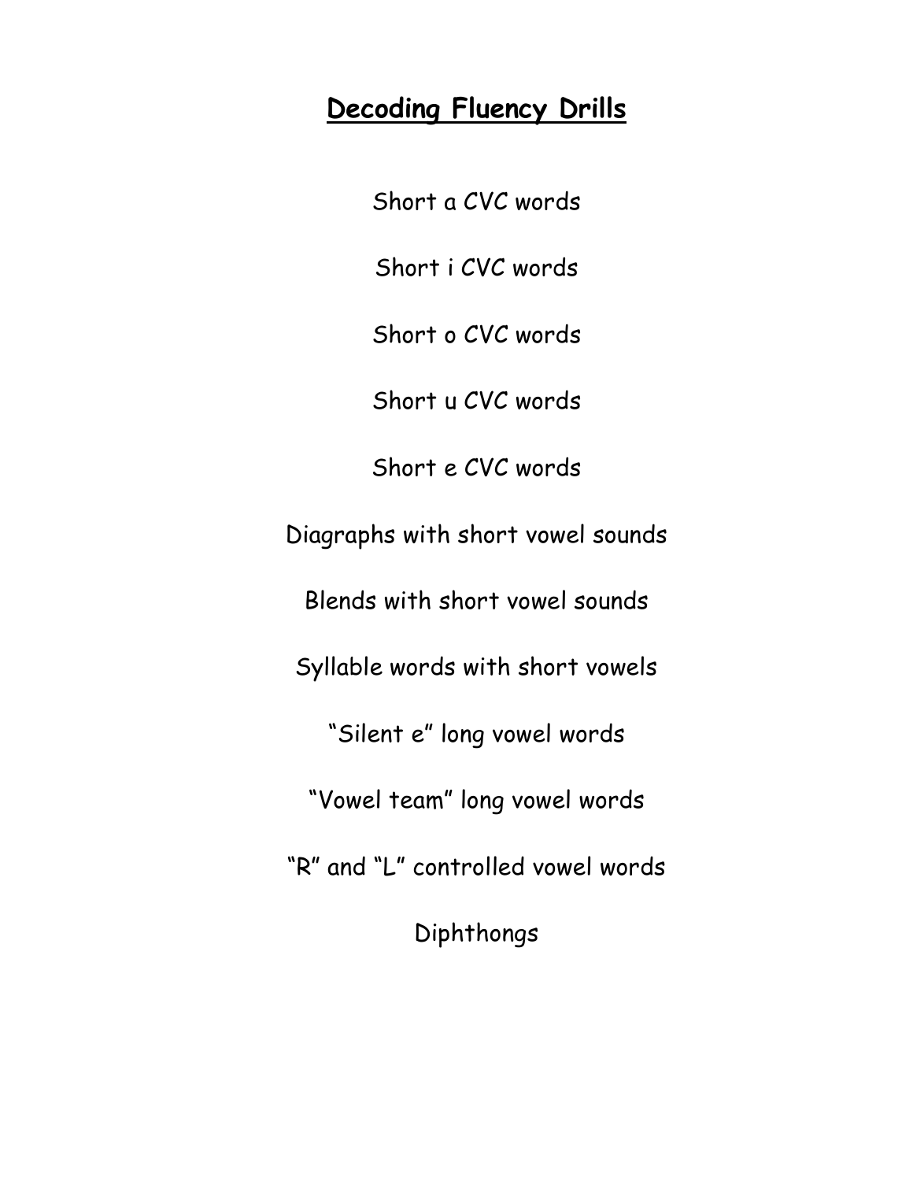# **Decoding Fluency Drills**

Short a CVC words

Short i CVC words

Short o CVC words

Short u CVC words

Short e CVC words

Diagraphs with short vowel sounds

Blends with short vowel sounds

Syllable words with short vowels

"Silent e" long vowel words

"Vowel team" long vowel words

"R" and "L" controlled vowel words

Diphthongs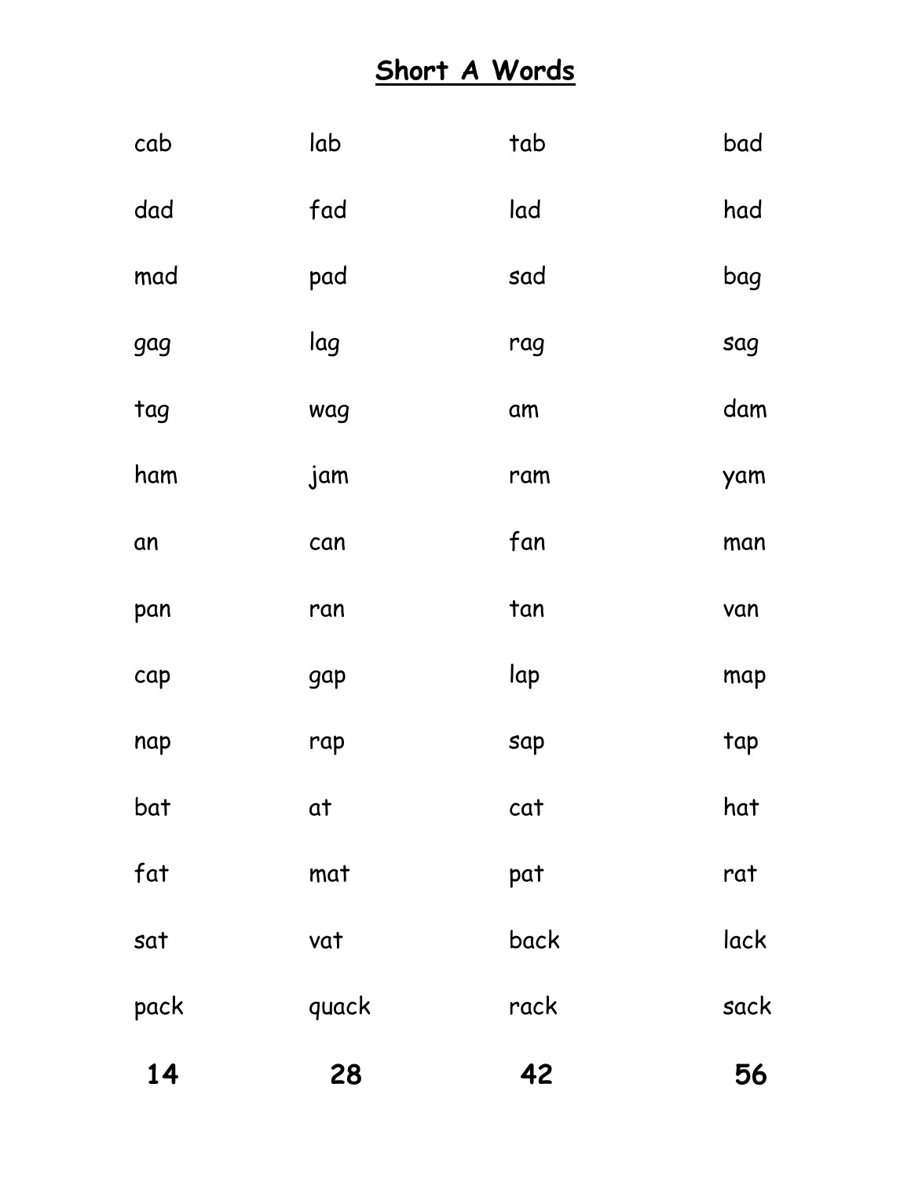# Short A Words

| | | | |
|---|---|---|---|
| cab | lab | tab | bad |
| dad | fad | lad | had |
| mad | pad | sad | bag |
| gag | lag | rag | sag |
| tag | wag | am | dam |
| ham | jam | ram | yam |
| an | can | fan | man |
| pan | ran | tan | van |
| cap | gap | lap | map |
| nap | rap | sap | tap |
| bat | at | cat | hat |
| fat | mat | pat | rat |
| sat | vat | back | lack |
| pack | quack | rack | sack |
| **14** | **28** | **42** | **56** |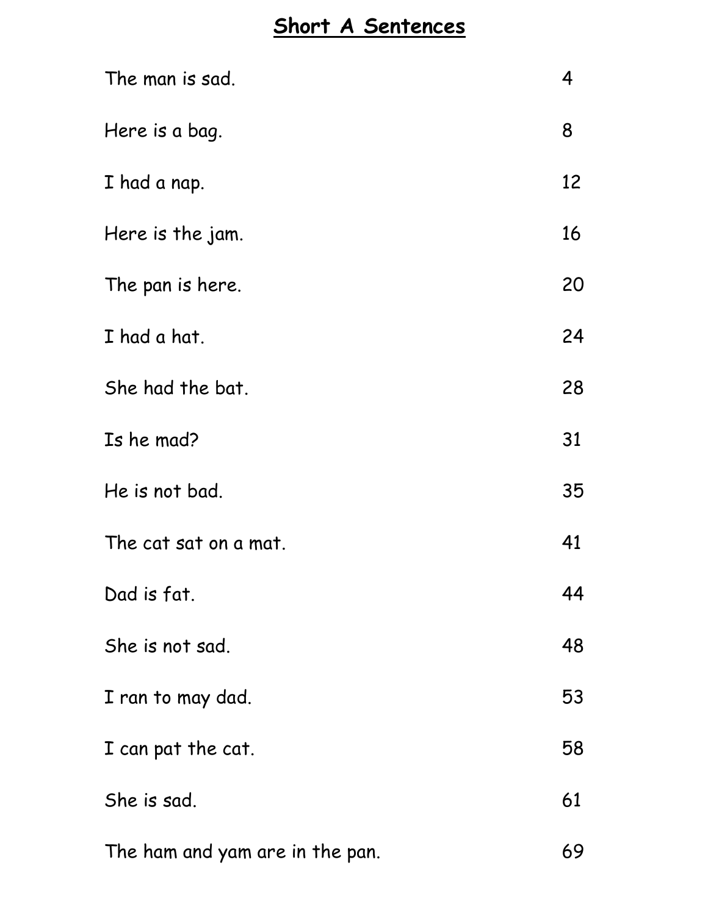# **Short A Sentences**

| | |
|---|---|
| The man is sad. | 4 |
| Here is a bag. | 8 |
| I had a nap. | 12 |
| Here is the jam. | 16 |
| The pan is here. | 20 |
| I had a hat. | 24 |
| She had the bat. | 28 |
| Is he mad? | 31 |
| He is not bad. | 35 |
| The cat sat on a mat. | 41 |
| Dad is fat. | 44 |
| She is not sad. | 48 |
| I ran to may dad. | 53 |
| I can pat the cat. | 58 |
| She is sad. | 61 |
| The ham and yam are in the pan. | 69 |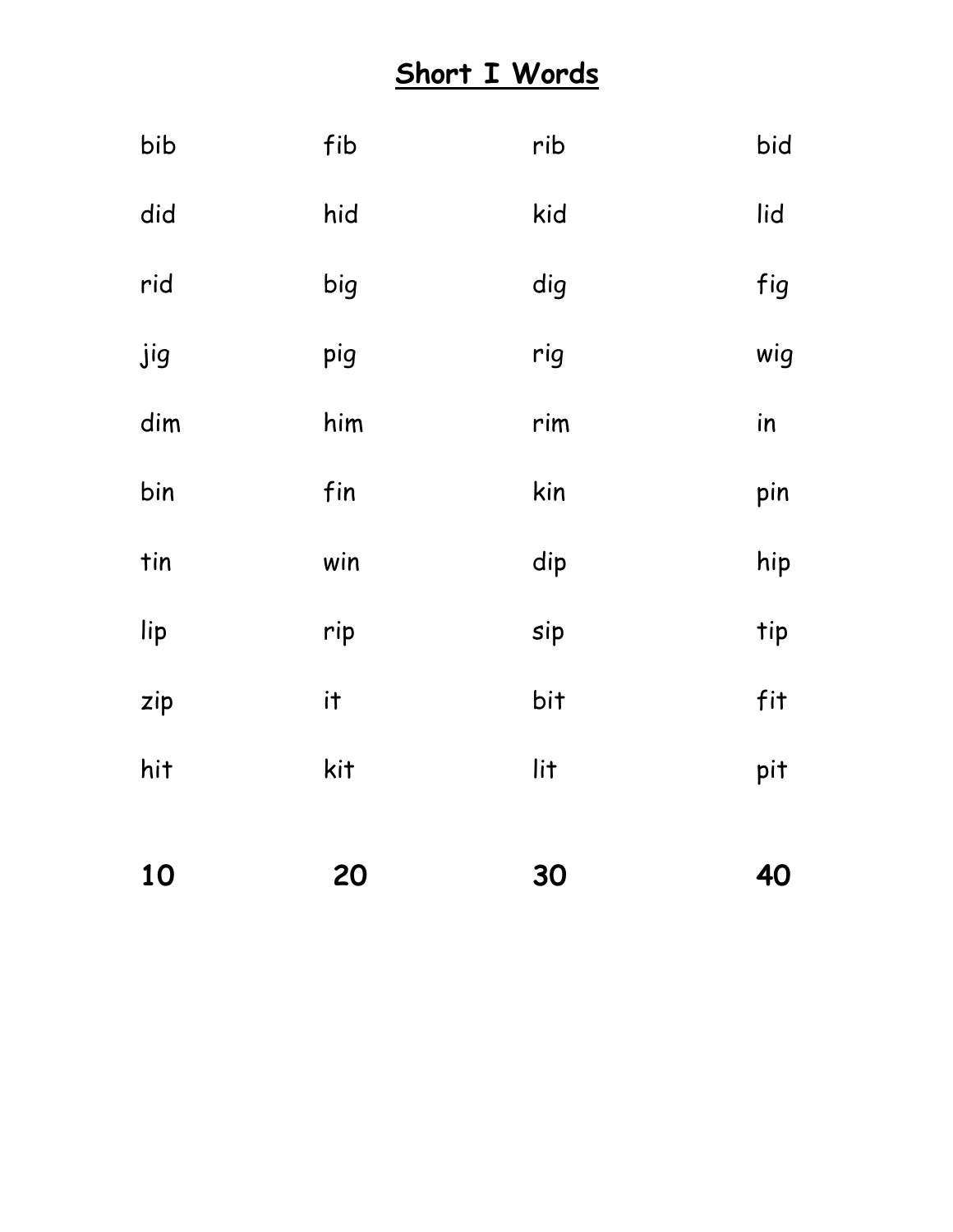# Short I Words

| | | | |
|---|---|---|---|
| bib | fib | rib | bid |
| did | hid | kid | lid |
| rid | big | dig | fig |
| jig | pig | rig | wig |
| dim | him | rim | in |
| bin | fin | kin | pin |
| tin | win | dip | hip |
| lip | rip | sip | tip |
| zip | it | bit | fit |
| hit | kit | lit | pit |
| **10** | **20** | **30** | **40** |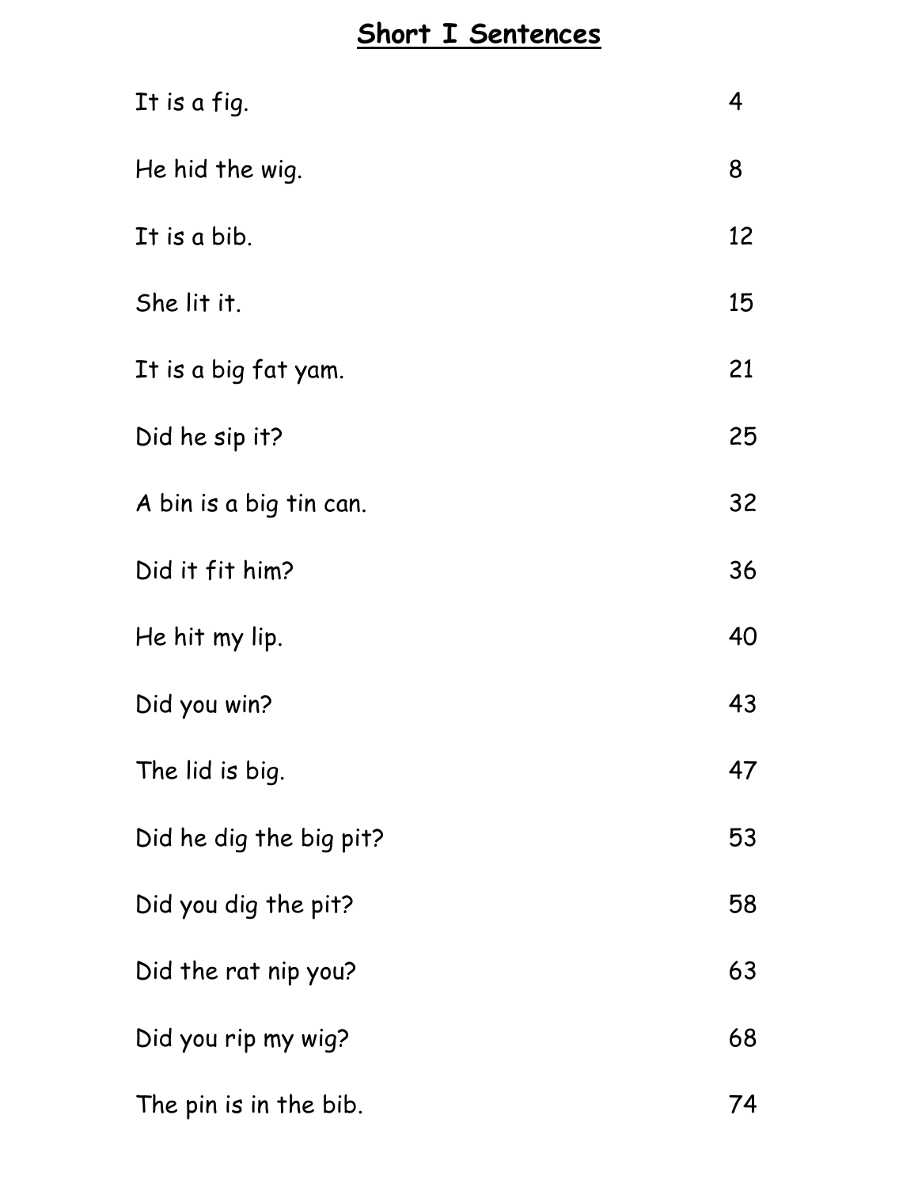## **Short I Sentences**

| | |
|---|---|
| It is a fig. | 4 |
| He hid the wig. | 8 |
| It is a bib. | 12 |
| She lit it. | 15 |
| It is a big fat yam. | 21 |
| Did he sip it? | 25 |
| A bin is a big tin can. | 32 |
| Did it fit him? | 36 |
| He hit my lip. | 40 |
| Did you win? | 43 |
| The lid is big. | 47 |
| Did he dig the big pit? | 53 |
| Did you dig the pit? | 58 |
| Did the rat nip you? | 63 |
| Did you rip my wig? | 68 |
| The pin is in the bib. | 74 |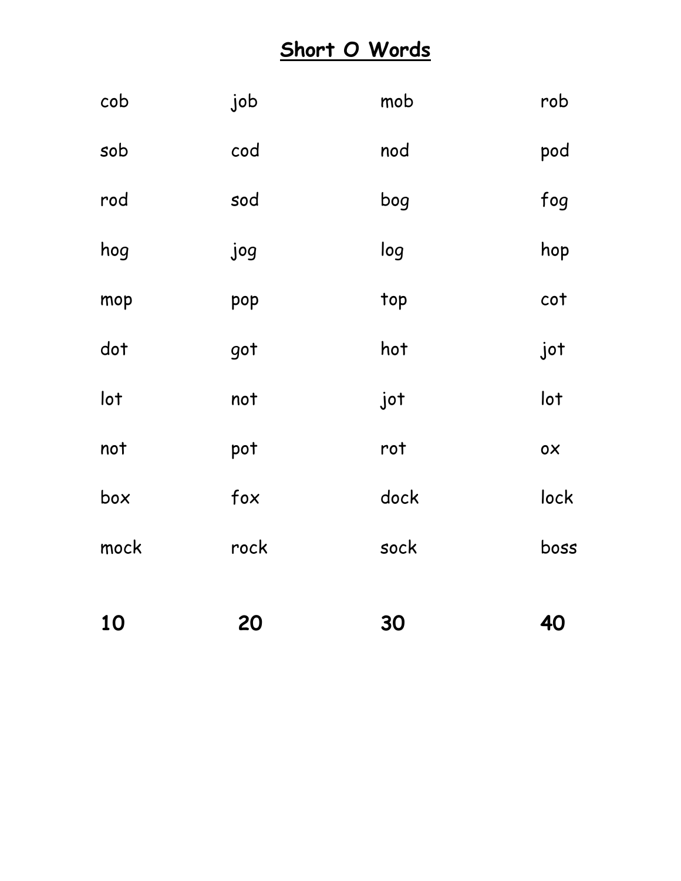# Short O Words

| | | | |
|---|---|---|---|
| cob | job | mob | rob |
| sob | cod | nod | pod |
| rod | sod | bog | fog |
| hog | jog | log | hop |
| mop | pop | top | cot |
| dot | got | hot | jot |
| lot | not | jot | lot |
| not | pot | rot | ox |
| box | fox | dock | lock |
| mock | rock | sock | boss |
| **10** | **20** | **30** | **40** |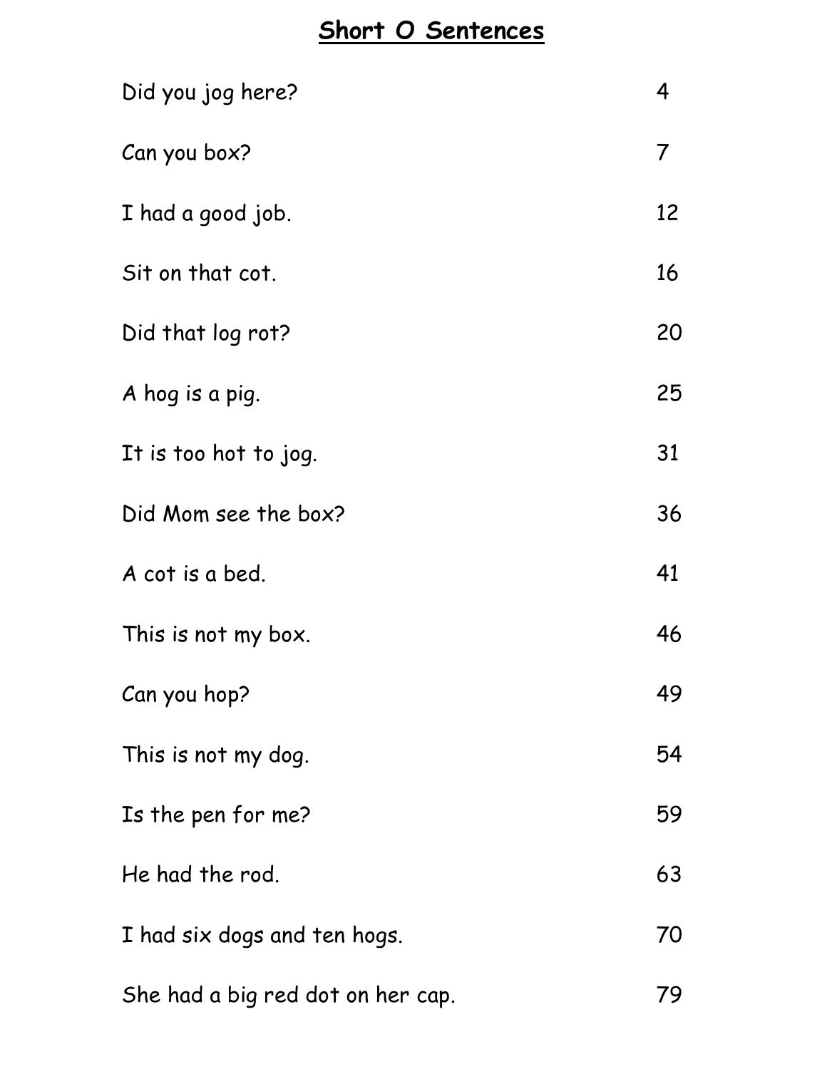# Short O Sentences

| | |
|---|---|
| Did you jog here? | 4 |
| Can you box? | 7 |
| I had a good job. | 12 |
| Sit on that cot. | 16 |
| Did that log rot? | 20 |
| A hog is a pig. | 25 |
| It is too hot to jog. | 31 |
| Did Mom see the box? | 36 |
| A cot is a bed. | 41 |
| This is not my box. | 46 |
| Can you hop? | 49 |
| This is not my dog. | 54 |
| Is the pen for me? | 59 |
| He had the rod. | 63 |
| I had six dogs and ten hogs. | 70 |
| She had a big red dot on her cap. | 79 |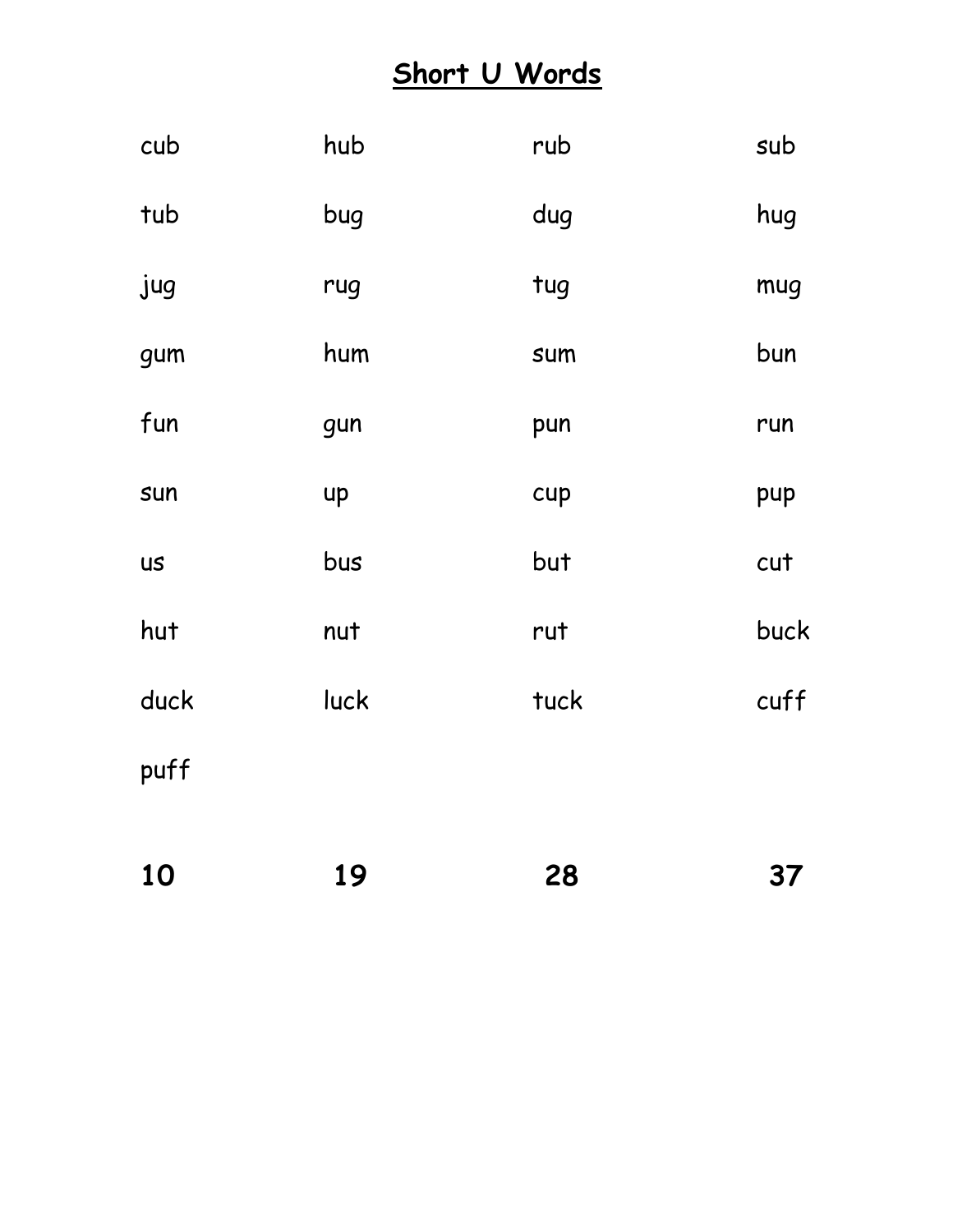# Short U Words

| | | | |
|---|---|---|---|
| cub | hub | rub | sub |
| tub | bug | dug | hug |
| jug | rug | tug | mug |
| gum | hum | sum | bun |
| fun | gun | pun | run |
| sun | up | cup | pup |
| us | bus | but | cut |
| hut | nut | rut | buck |
| duck | luck | tuck | cuff |
| puff | | | |
| **10** | **19** | **28** | **37** |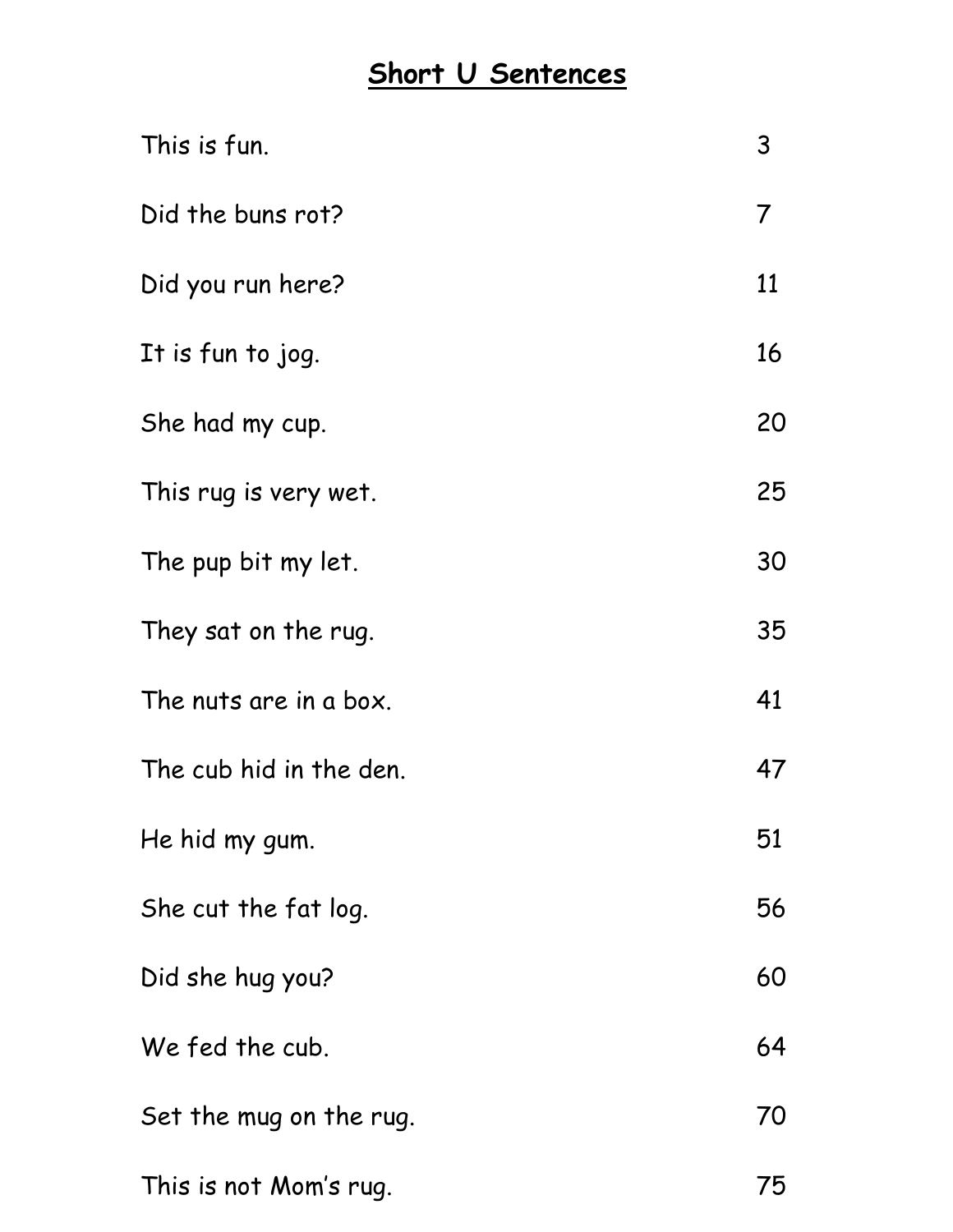# Short U Sentences

| | |
|---|---|
| This is fun. | 3 |
| Did the buns rot? | 7 |
| Did you run here? | 11 |
| It is fun to jog. | 16 |
| She had my cup. | 20 |
| This rug is very wet. | 25 |
| The pup bit my let. | 30 |
| They sat on the rug. | 35 |
| The nuts are in a box. | 41 |
| The cub hid in the den. | 47 |
| He hid my gum. | 51 |
| She cut the fat log. | 56 |
| Did she hug you? | 60 |
| We fed the cub. | 64 |
| Set the mug on the rug. | 70 |
| This is not Mom's rug. | 75 |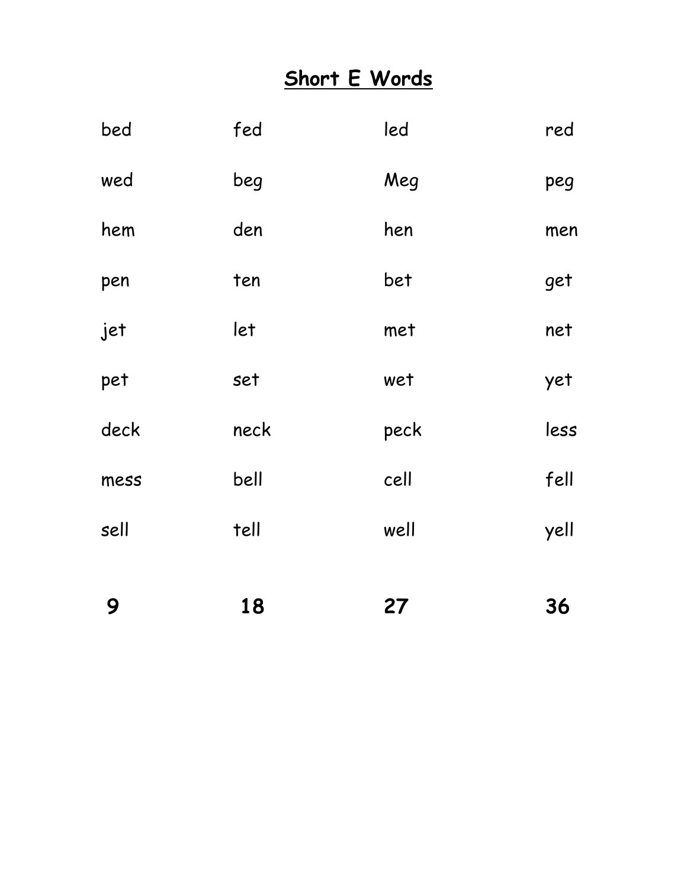## Short E Words

| | | | |
|---|---|---|---|
| bed | fed | led | red |
| wed | beg | Meg | peg |
| hem | den | hen | men |
| pen | ten | bet | get |
| jet | let | met | net |
| pet | set | wet | yet |
| deck | neck | peck | less |
| mess | bell | cell | fell |
| sell | tell | well | yell |
| **9** | **18** | **27** | **36** |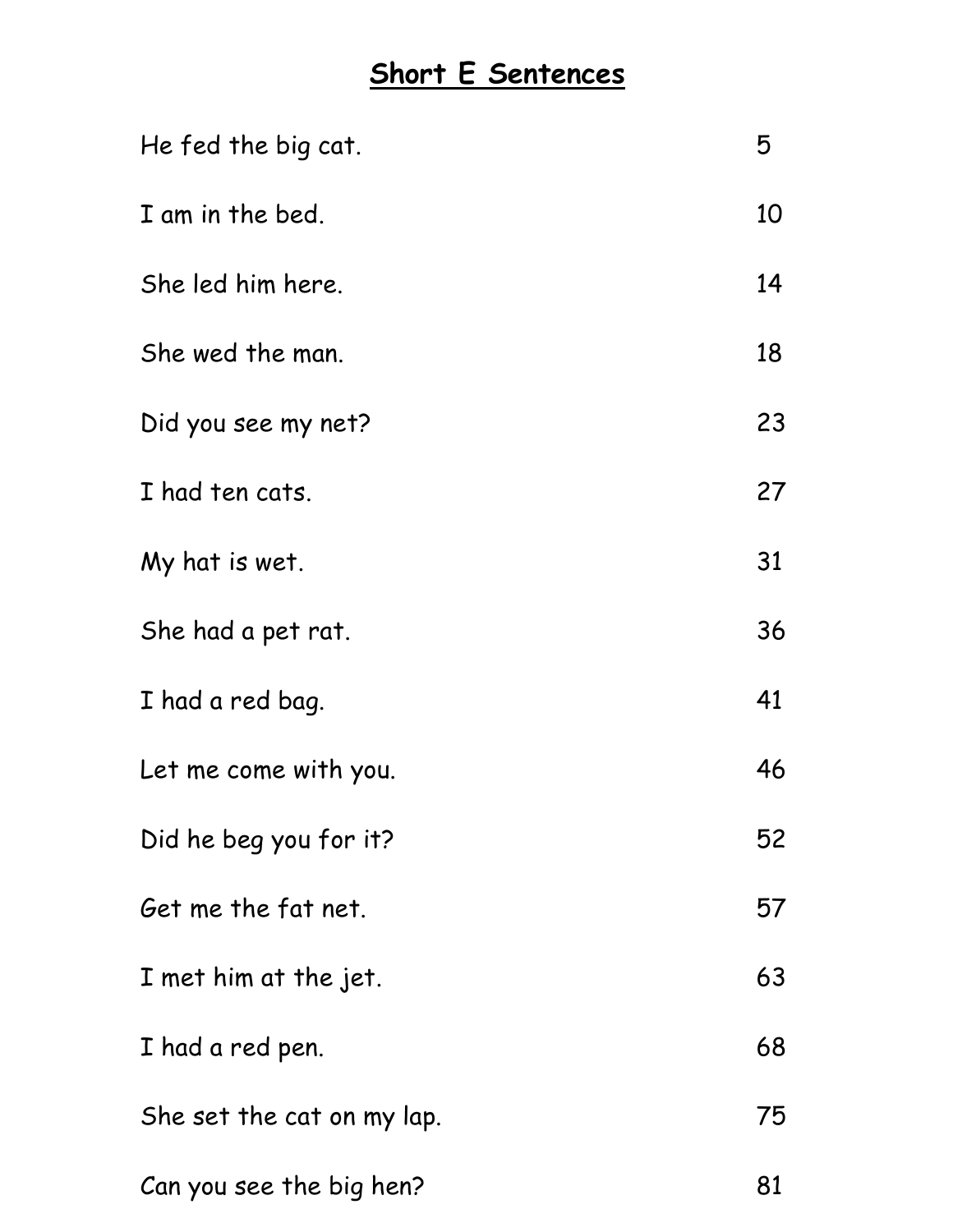# Short E Sentences

| | |
|---|---|
| He fed the big cat. | 5 |
| I am in the bed. | 10 |
| She led him here. | 14 |
| She wed the man. | 18 |
| Did you see my net? | 23 |
| I had ten cats. | 27 |
| My hat is wet. | 31 |
| She had a pet rat. | 36 |
| I had a red bag. | 41 |
| Let me come with you. | 46 |
| Did he beg you for it? | 52 |
| Get me the fat net. | 57 |
| I met him at the jet. | 63 |
| I had a red pen. | 68 |
| She set the cat on my lap. | 75 |
| Can you see the big hen? | 81 |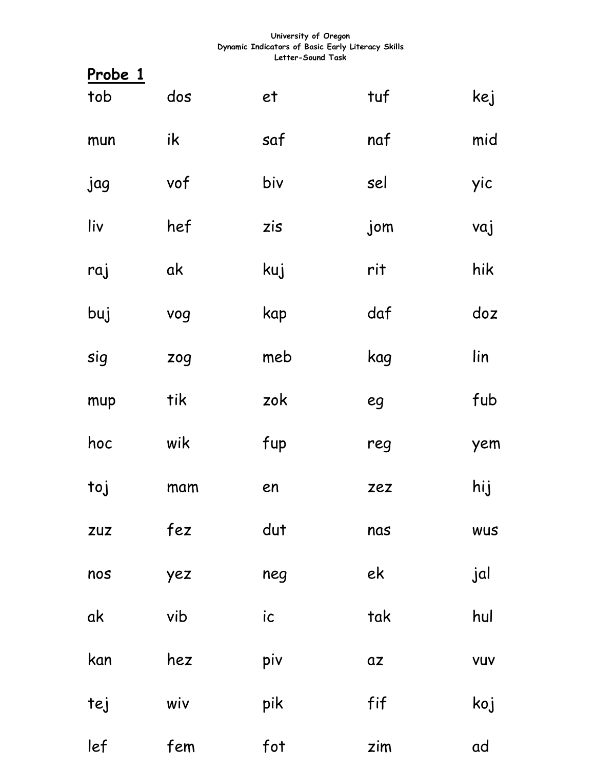University of Oregon
Dynamic Indicators of Basic Early Literacy Skills
Letter-Sound Task

## Probe 1

| | | | | |
|---|---|---|---|---|
| tob | dos | et | tuf | kej |
| mun | ik | saf | naf | mid |
| jag | vof | biv | sel | yic |
| liv | hef | zis | jom | vaj |
| raj | ak | kuj | rit | hik |
| buj | vog | kap | daf | doz |
| sig | zog | meb | kag | lin |
| mup | tik | zok | eg | fub |
| hoc | wik | fup | reg | yem |
| toj | mam | en | zez | hij |
| zuz | fez | dut | nas | wus |
| nos | yez | neg | ek | jal |
| ak | vib | ic | tak | hul |
| kan | hez | piv | az | vuv |
| tej | wiv | pik | fif | koj |
| lef | fem | fot | zim | ad |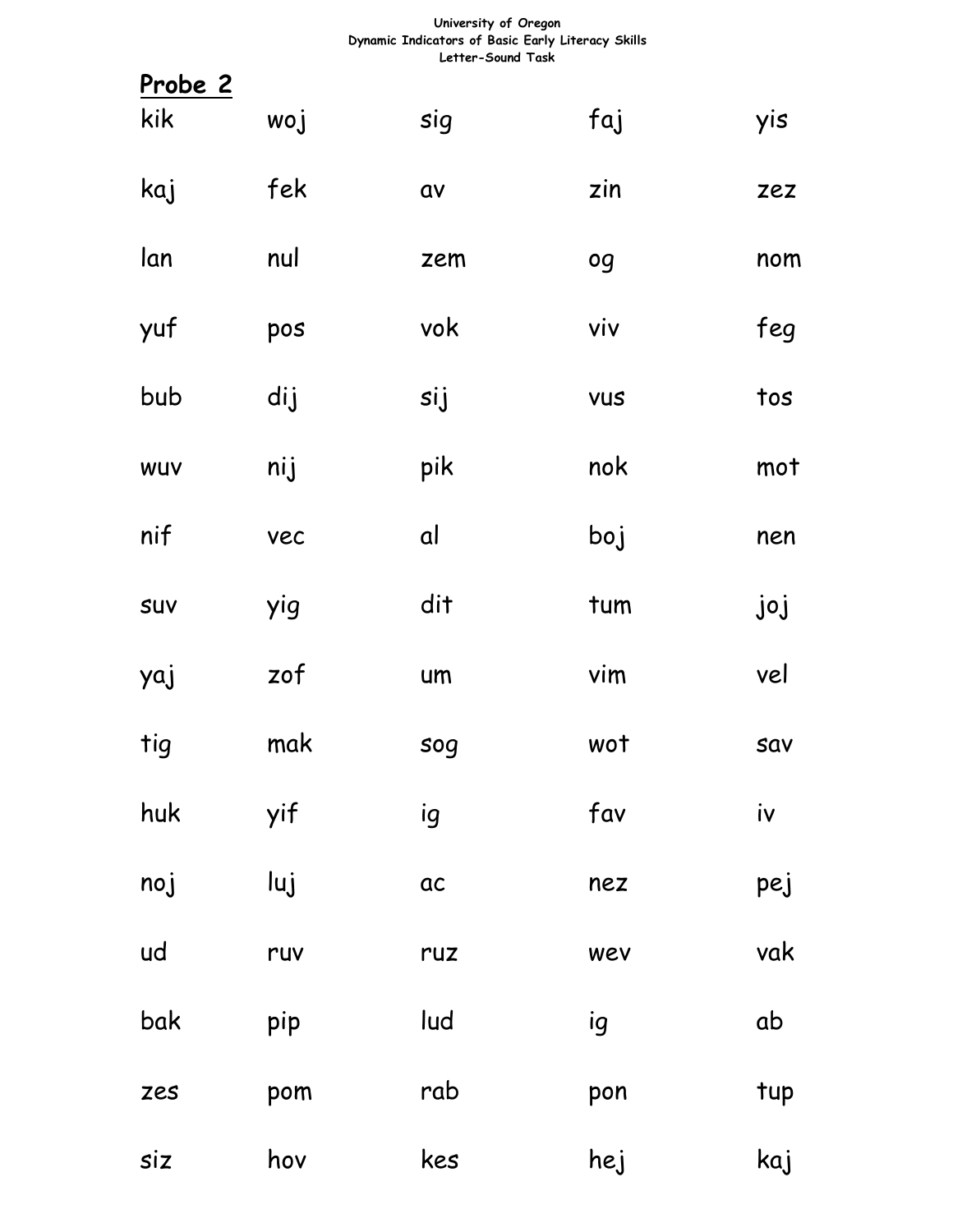University of Oregon
Dynamic Indicators of Basic Early Literacy Skills
Letter-Sound Task

**Probe 2**

| | | | | |
|---|---|---|---|---|
| kik | woj | sig | faj | yis |
| kaj | fek | av | zin | zez |
| lan | nul | zem | og | nom |
| yuf | pos | vok | viv | feg |
| bub | dij | sij | vus | tos |
| wuv | nij | pik | nok | mot |
| nif | vec | al | boj | nen |
| suv | yig | dit | tum | joj |
| yaj | zof | um | vim | vel |
| tig | mak | sog | wot | sav |
| huk | yif | ig | fav | iv |
| noj | luj | ac | nez | pej |
| ud | ruv | ruz | wev | vak |
| bak | pip | lud | ig | ab |
| zes | pom | rab | pon | tup |
| siz | hov | kes | hej | kaj |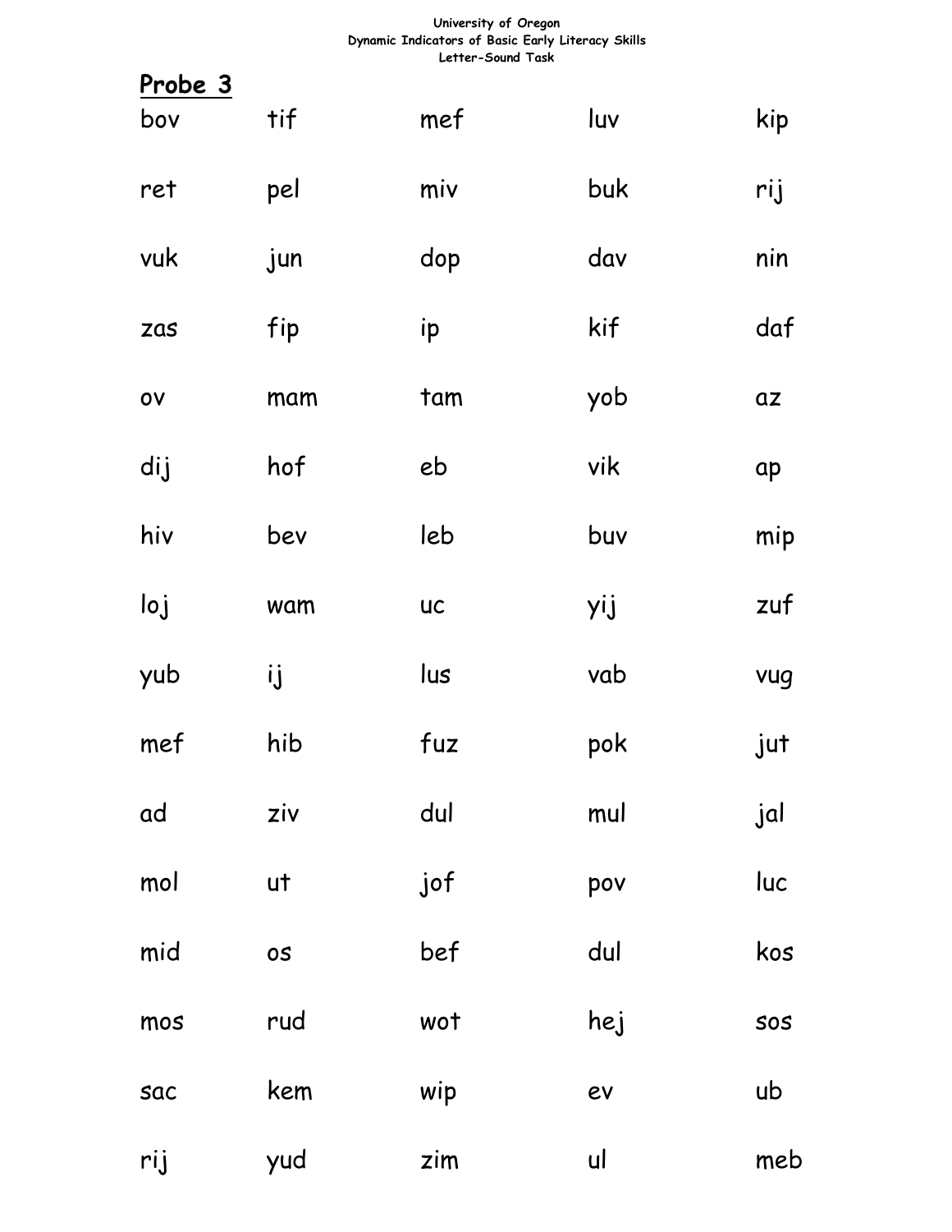University of Oregon
Dynamic Indicators of Basic Early Literacy Skills
Letter-Sound Task

**Probe 3**

| | | | | |
|---|---|---|---|---|
| bov | tif | mef | luv | kip |
| ret | pel | miv | buk | rij |
| vuk | jun | dop | dav | nin |
| zas | fip | ip | kif | daf |
| ov | mam | tam | yob | az |
| dij | hof | eb | vik | ap |
| hiv | bev | leb | buv | mip |
| loj | wam | uc | yij | zuf |
| yub | ij | lus | vab | vug |
| mef | hib | fuz | pok | jut |
| ad | ziv | dul | mul | jal |
| mol | ut | jof | pov | luc |
| mid | os | bef | dul | kos |
| mos | rud | wot | hej | sos |
| sac | kem | wip | ev | ub |
| rij | yud | zim | ul | meb |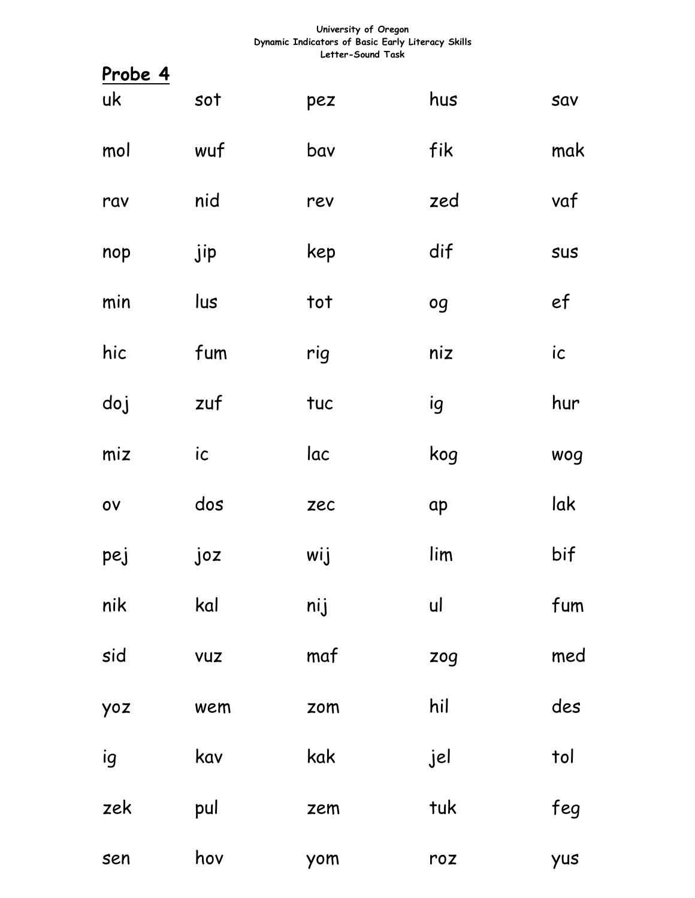University of Oregon
Dynamic Indicators of Basic Early Literacy Skills
Letter-Sound Task

## Probe 4

| | | | | |
|---|---|---|---|---|
| uk | sot | pez | hus | sav |
| mol | wuf | bav | fik | mak |
| rav | nid | rev | zed | vaf |
| nop | jip | kep | dif | sus |
| min | lus | tot | og | ef |
| hic | fum | rig | niz | ic |
| doj | zuf | tuc | ig | hur |
| miz | ic | lac | kog | wog |
| ov | dos | zec | ap | lak |
| pej | joz | wij | lim | bif |
| nik | kal | nij | ul | fum |
| sid | vuz | maf | zog | med |
| yoz | wem | zom | hil | des |
| ig | kav | kak | jel | tol |
| zek | pul | zem | tuk | feg |
| sen | hov | yom | roz | yus |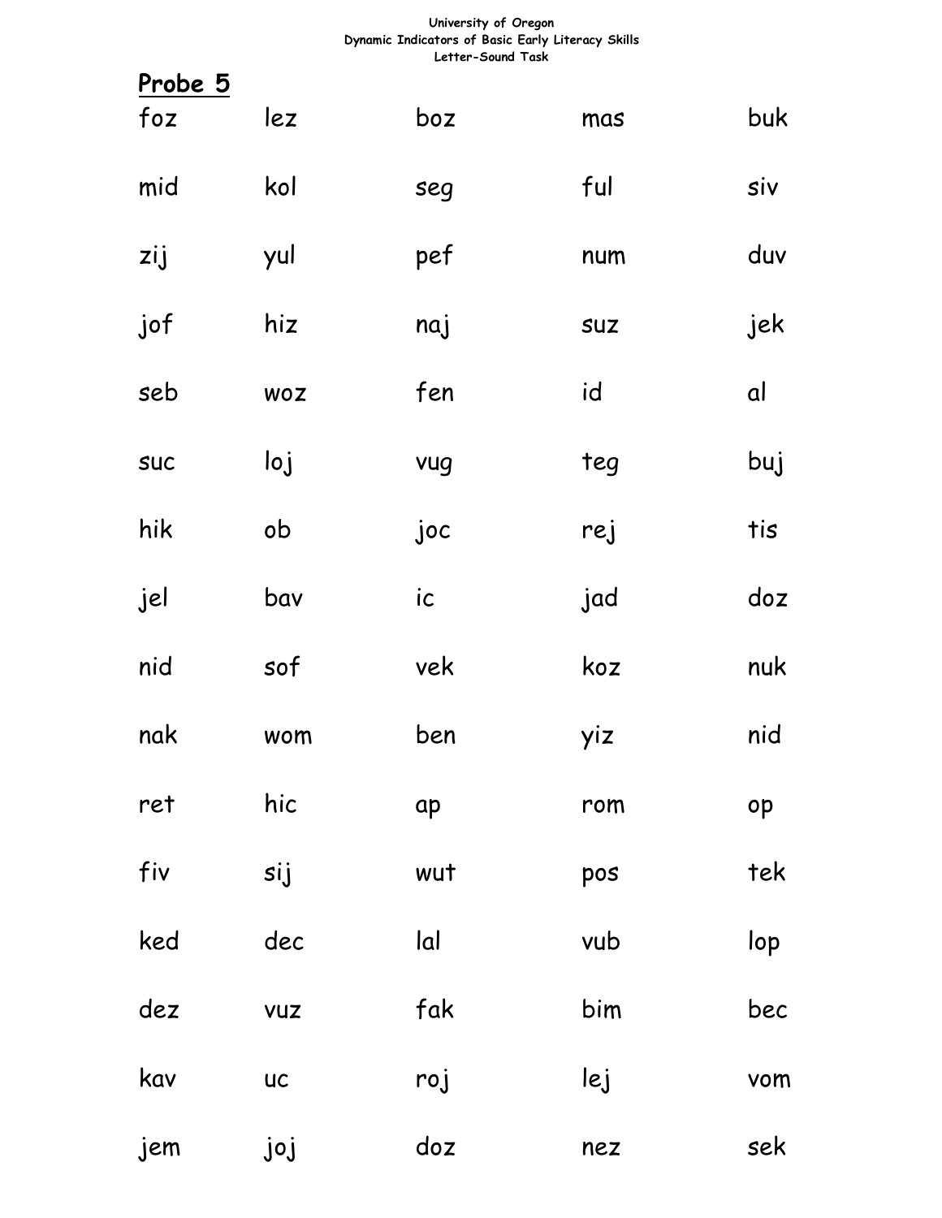University of Oregon
Dynamic Indicators of Basic Early Literacy Skills
Letter-Sound Task

**Probe 5**

| | | | | |
|---|---|---|---|---|
| foz | lez | boz | mas | buk |
| mid | kol | seg | ful | siv |
| zij | yul | pef | num | duv |
| jof | hiz | naj | suz | jek |
| seb | woz | fen | id | al |
| suc | loj | vug | teg | buj |
| hik | ob | joc | rej | tis |
| jel | bav | ic | jad | doz |
| nid | sof | vek | koz | nuk |
| nak | wom | ben | yiz | nid |
| ret | hic | ap | rom | op |
| fiv | sij | wut | pos | tek |
| ked | dec | lal | vub | lop |
| dez | vuz | fak | bim | bec |
| kav | uc | roj | lej | vom |
| jem | joj | doz | nez | sek |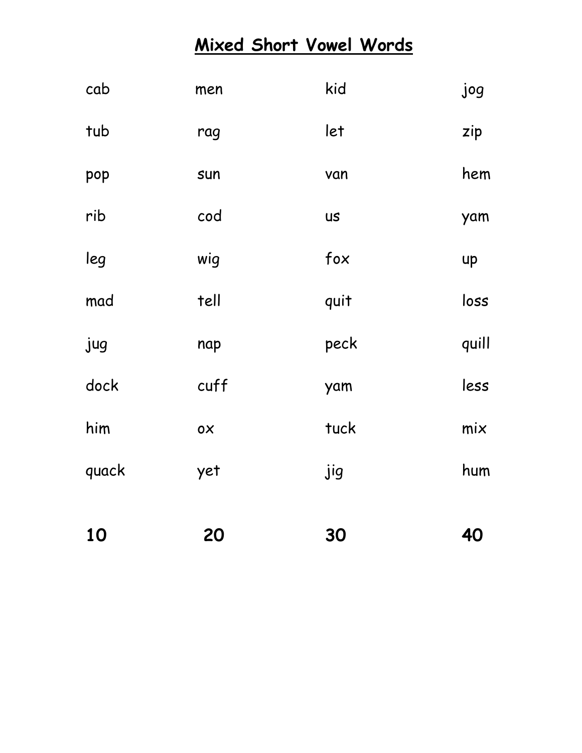# Mixed Short Vowel Words

| | | | |
|---|---|---|---|
| cab | men | kid | jog |
| tub | rag | let | zip |
| pop | sun | van | hem |
| rib | cod | us | yam |
| leg | wig | fox | up |
| mad | tell | quit | loss |
| jug | nap | peck | quill |
| dock | cuff | yam | less |
| him | ox | tuck | mix |
| quack | yet | jig | hum |
| **10** | **20** | **30** | **40** |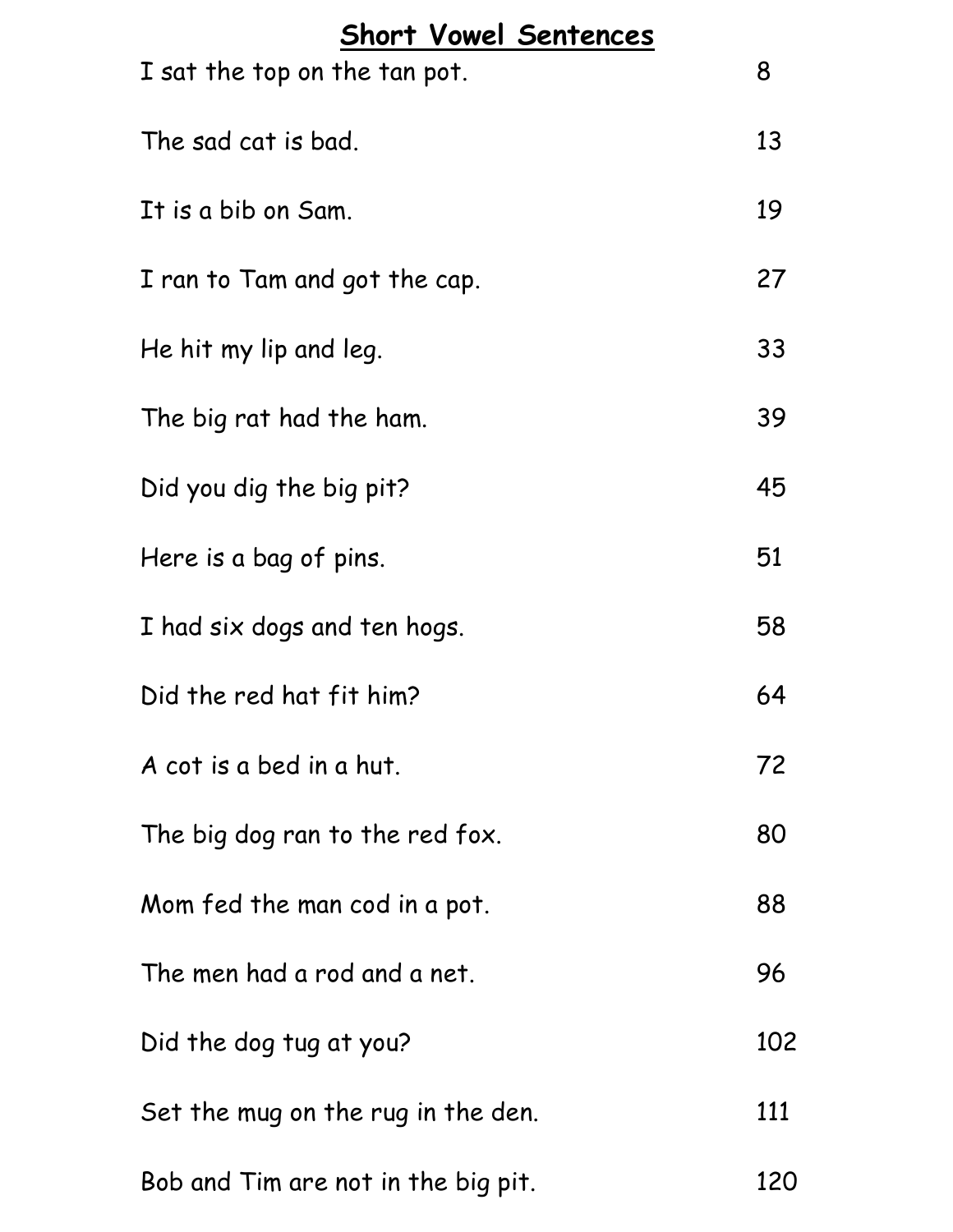# Short Vowel Sentences

| | |
|---|---|
| I sat the top on the tan pot. | 8 |
| The sad cat is bad. | 13 |
| It is a bib on Sam. | 19 |
| I ran to Tam and got the cap. | 27 |
| He hit my lip and leg. | 33 |
| The big rat had the ham. | 39 |
| Did you dig the big pit? | 45 |
| Here is a bag of pins. | 51 |
| I had six dogs and ten hogs. | 58 |
| Did the red hat fit him? | 64 |
| A cot is a bed in a hut. | 72 |
| The big dog ran to the red fox. | 80 |
| Mom fed the man cod in a pot. | 88 |
| The men had a rod and a net. | 96 |
| Did the dog tug at you? | 102 |
| Set the mug on the rug in the den. | 111 |
| Bob and Tim are not in the big pit. | 120 |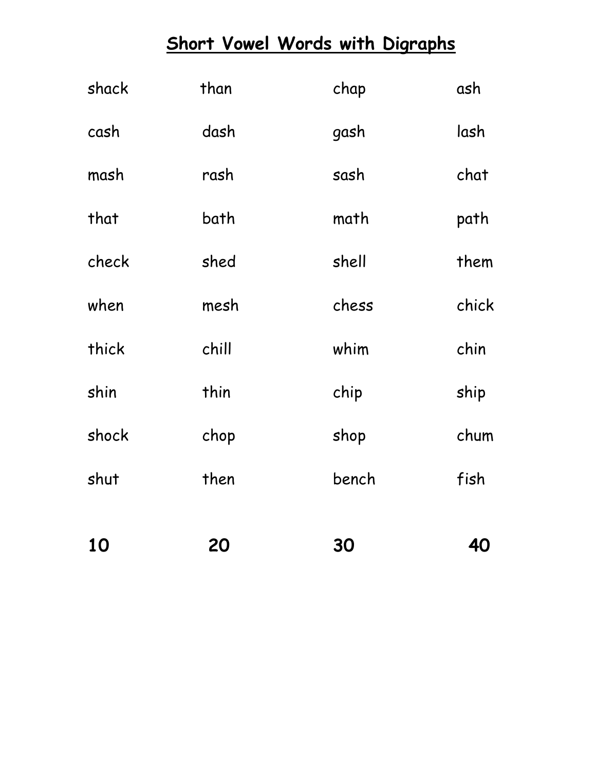# Short Vowel Words with Digraphs

| | | | |
|---|---|---|---|
| shack | than | chap | ash |
| cash | dash | gash | lash |
| mash | rash | sash | chat |
| that | bath | math | path |
| check | shed | shell | them |
| when | mesh | chess | chick |
| thick | chill | whim | chin |
| shin | thin | chip | ship |
| shock | chop | shop | chum |
| shut | then | bench | fish |
| **10** | **20** | **30** | **40** |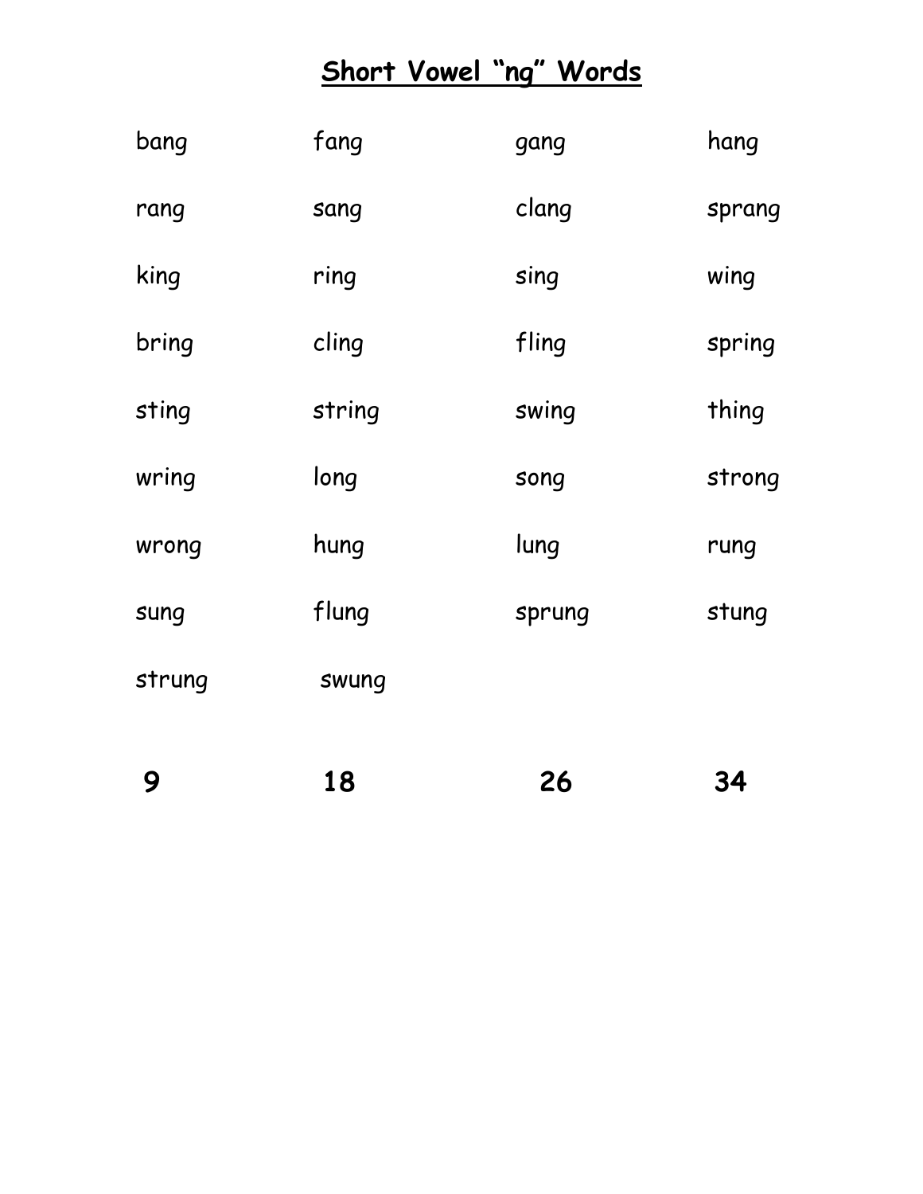# Short Vowel "ng" Words

| | | | |
|---|---|---|---|
| bang | fang | gang | hang |
| rang | sang | clang | sprang |
| king | ring | sing | wing |
| bring | cling | fling | spring |
| sting | string | swing | thing |
| wring | long | song | strong |
| wrong | hung | lung | rung |
| sung | flung | sprung | stung |
| strung | swung | | |
| **9** | **18** | **26** | **34** |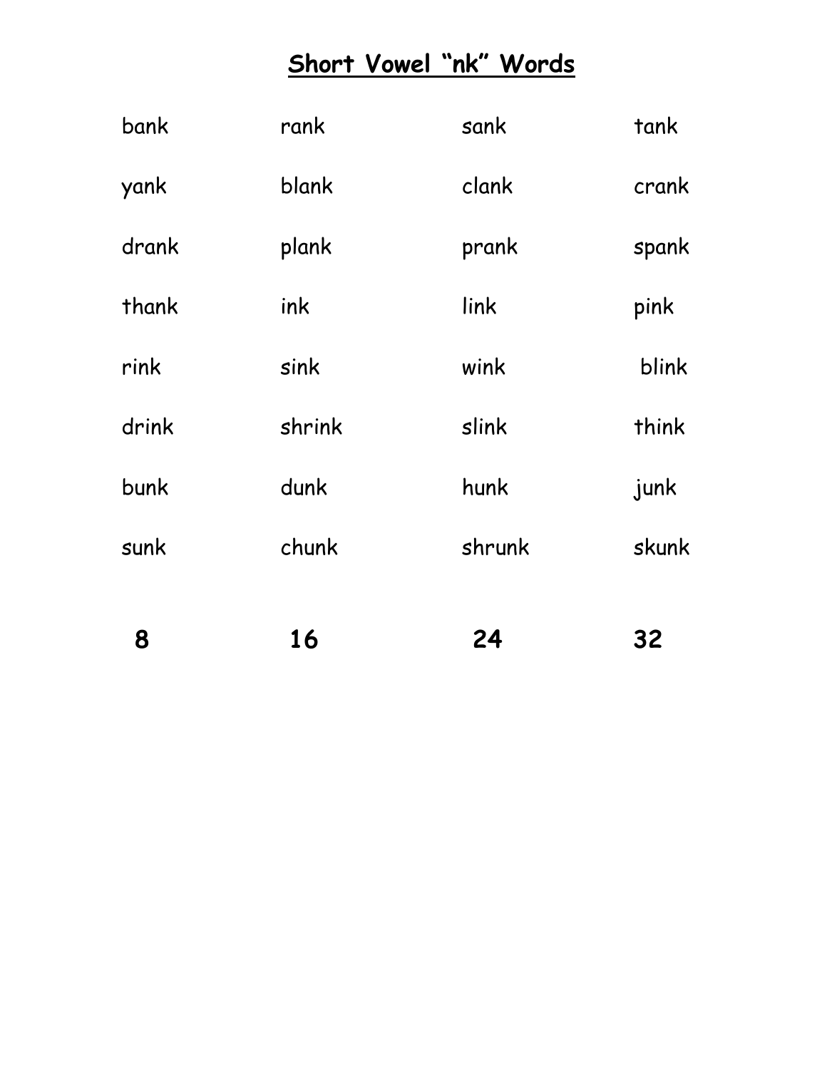# Short Vowel "nk" Words

| | | | |
|---|---|---|---|
| bank | rank | sank | tank |
| yank | blank | clank | crank |
| drank | plank | prank | spank |
| thank | ink | link | pink |
| rink | sink | wink | blink |
| drink | shrink | slink | think |
| bunk | dunk | hunk | junk |
| sunk | chunk | shrunk | skunk |
| **8** | **16** | **24** | **32** |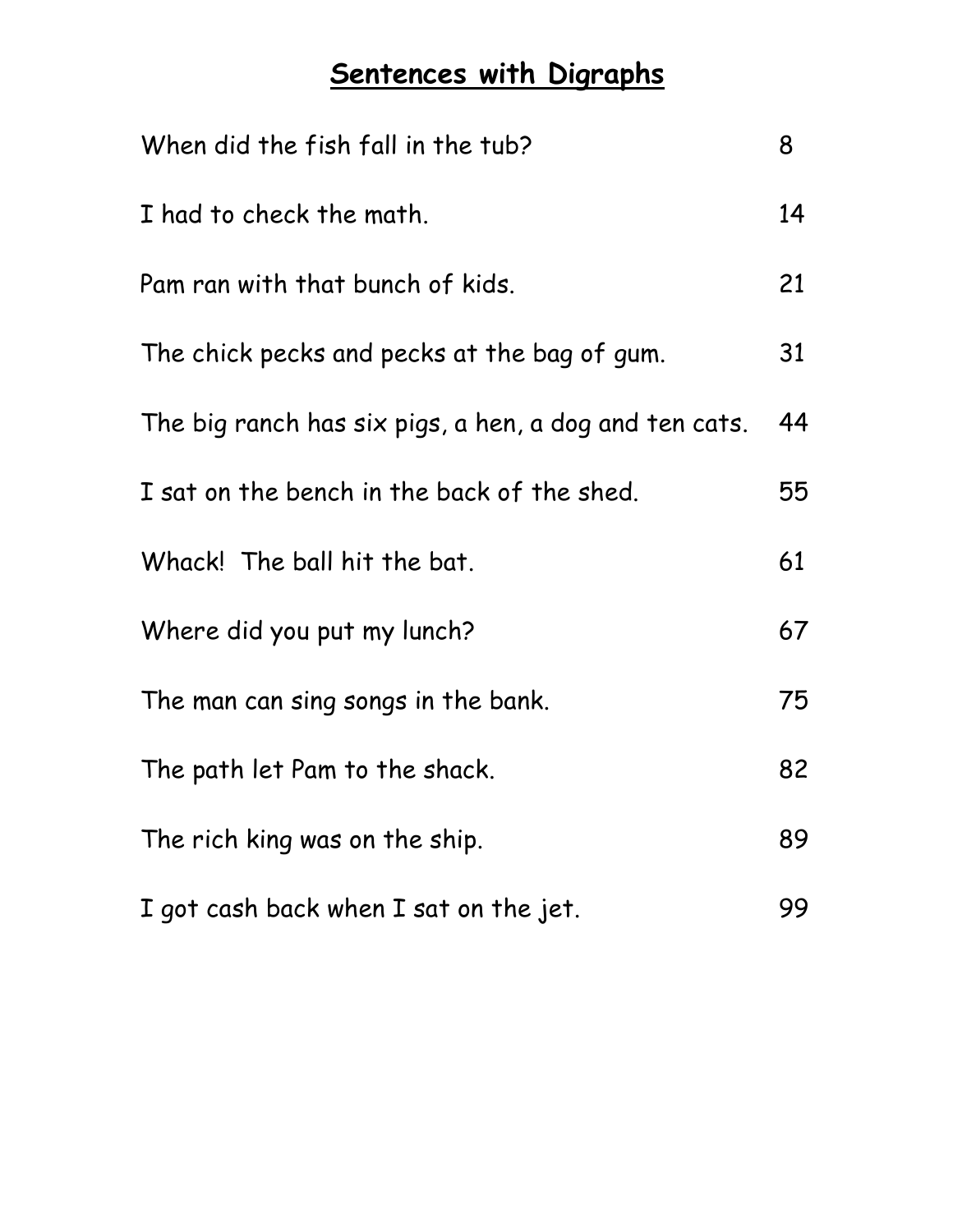# Sentences with Digraphs

| | |
|---|---|
| When did the fish fall in the tub? | 8 |
| I had to check the math. | 14 |
| Pam ran with that bunch of kids. | 21 |
| The chick pecks and pecks at the bag of gum. | 31 |
| The big ranch has six pigs, a hen, a dog and ten cats. | 44 |
| I sat on the bench in the back of the shed. | 55 |
| Whack!  The ball hit the bat. | 61 |
| Where did you put my lunch? | 67 |
| The man can sing songs in the bank. | 75 |
| The path let Pam to the shack. | 82 |
| The rich king was on the ship. | 89 |
| I got cash back when I sat on the jet. | 99 |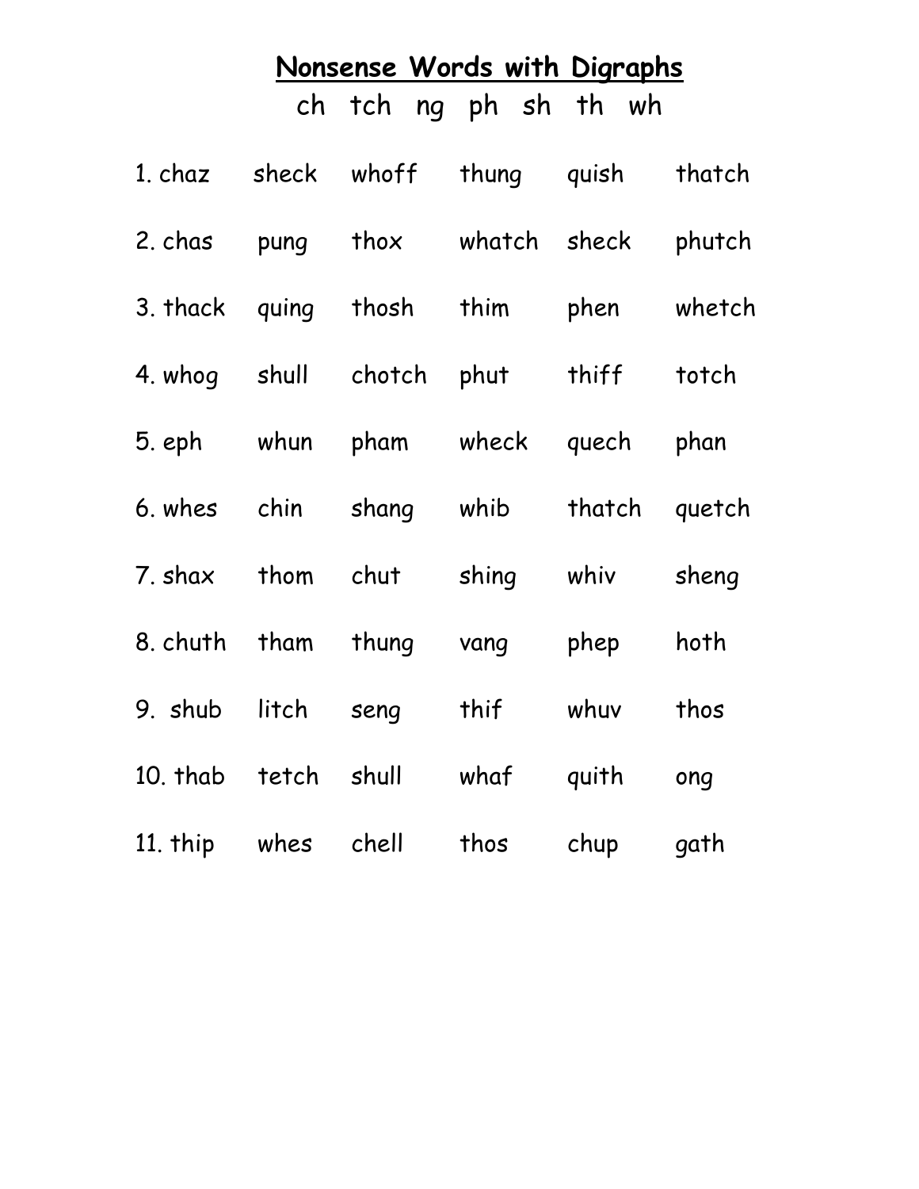# Nonsense Words with Digraphs

ch tch ng ph sh th wh

| | | | | | |
|---|---|---|---|---|---|
| 1. chaz | sheck | whoff | thung | quish | thatch |
| 2. chas | pung | thox | whatch | sheck | phutch |
| 3. thack | quing | thosh | thim | phen | whetch |
| 4. whog | shull | chotch | phut | thiff | totch |
| 5. eph | whun | pham | wheck | quech | phan |
| 6. whes | chin | shang | whib | thatch | quetch |
| 7. shax | thom | chut | shing | whiv | sheng |
| 8. chuth | tham | thung | vang | phep | hoth |
| 9. shub | litch | seng | thif | whuv | thos |
| 10. thab | tetch | shull | whaf | quith | ong |
| 11. thip | whes | chell | thos | chup | gath |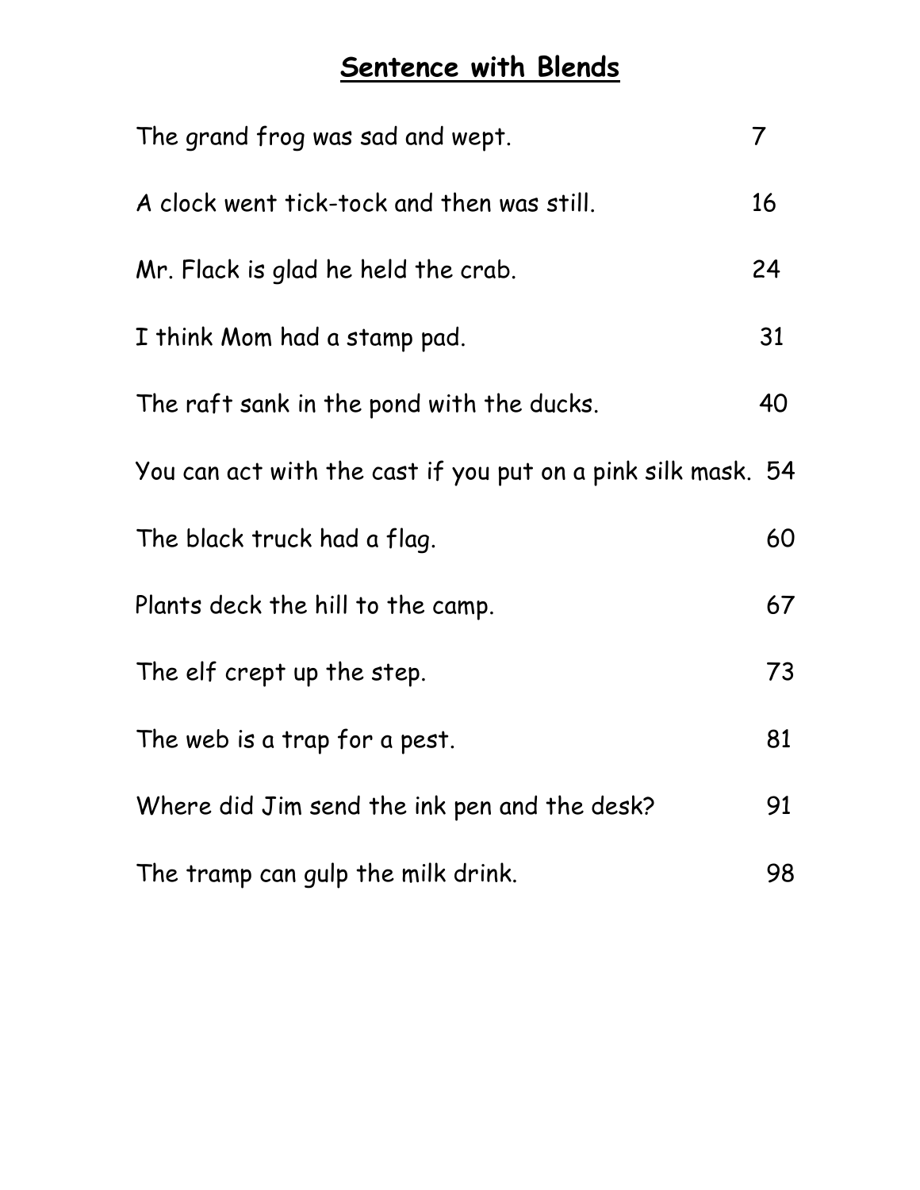# Sentence with Blends

| | |
|---|---|
| The grand frog was sad and wept. | 7 |
| A clock went tick-tock and then was still. | 16 |
| Mr. Flack is glad he held the crab. | 24 |
| I think Mom had a stamp pad. | 31 |
| The raft sank in the pond with the ducks. | 40 |
| You can act with the cast if you put on a pink silk mask. | 54 |
| The black truck had a flag. | 60 |
| Plants deck the hill to the camp. | 67 |
| The elf crept up the step. | 73 |
| The web is a trap for a pest. | 81 |
| Where did Jim send the ink pen and the desk? | 91 |
| The tramp can gulp the milk drink. | 98 |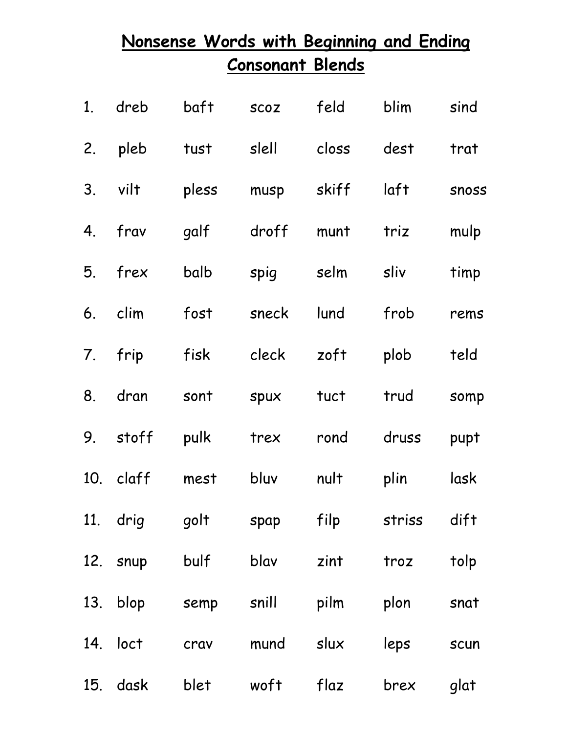# Nonsense Words with Beginning and Ending Consonant Blends

| | | | | | | |
|---|---|---|---|---|---|---|
| 1. | dreb | baft | scoz | feld | blim | sind |
| 2. | pleb | tust | slell | closs | dest | trat |
| 3. | vilt | pless | musp | skiff | laft | snoss |
| 4. | frav | galf | droff | munt | triz | mulp |
| 5. | frex | balb | spig | selm | sliv | timp |
| 6. | clim | fost | sneck | lund | frob | rems |
| 7. | frip | fisk | cleck | zoft | plob | teld |
| 8. | dran | sont | spux | tuct | trud | somp |
| 9. | stoff | pulk | trex | rond | druss | pupt |
| 10. | claff | mest | bluv | nult | plin | lask |
| 11. | drig | golt | spap | filp | striss | dift |
| 12. | snup | bulf | blav | zint | troz | tolp |
| 13. | blop | semp | snill | pilm | plon | snat |
| 14. | loct | crav | mund | slux | leps | scun |
| 15. | dask | blet | woft | flaz | brex | glat |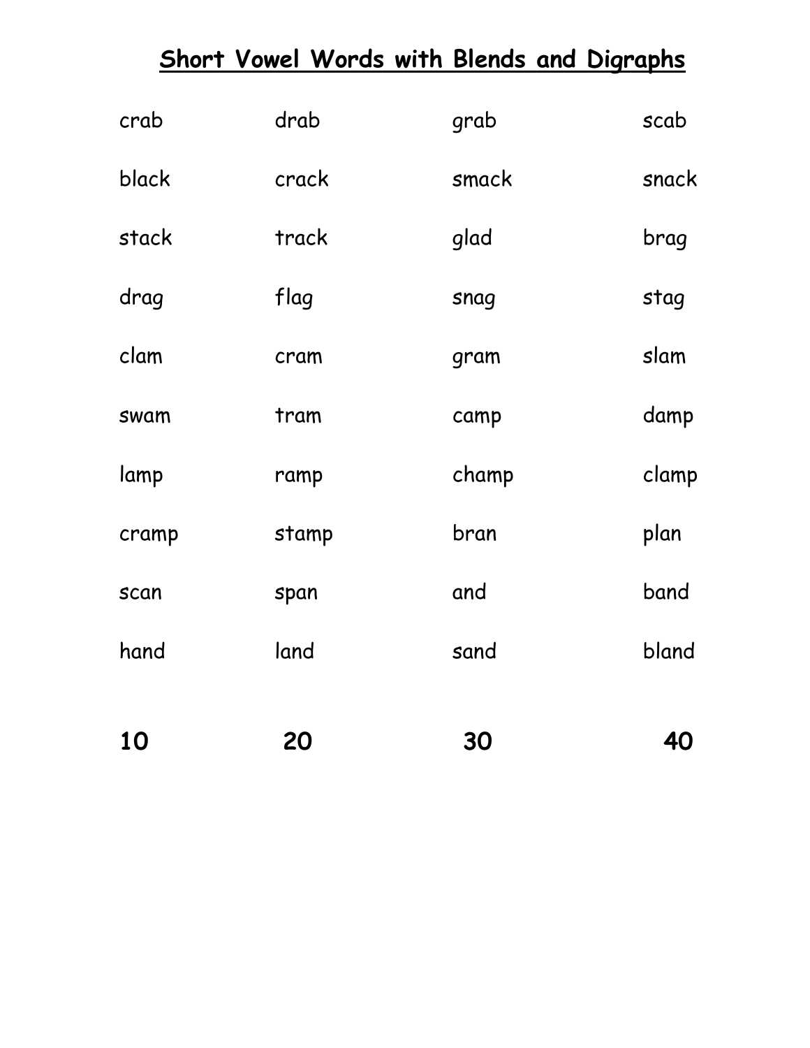# Short Vowel Words with Blends and Digraphs

| | | | |
|---|---|---|---|
| crab | drab | grab | scab |
| black | crack | smack | snack |
| stack | track | glad | brag |
| drag | flag | snag | stag |
| clam | cram | gram | slam |
| swam | tram | camp | damp |
| lamp | ramp | champ | clamp |
| cramp | stamp | bran | plan |
| scan | span | and | band |
| hand | land | sand | bland |
| **10** | **20** | **30** | **40** |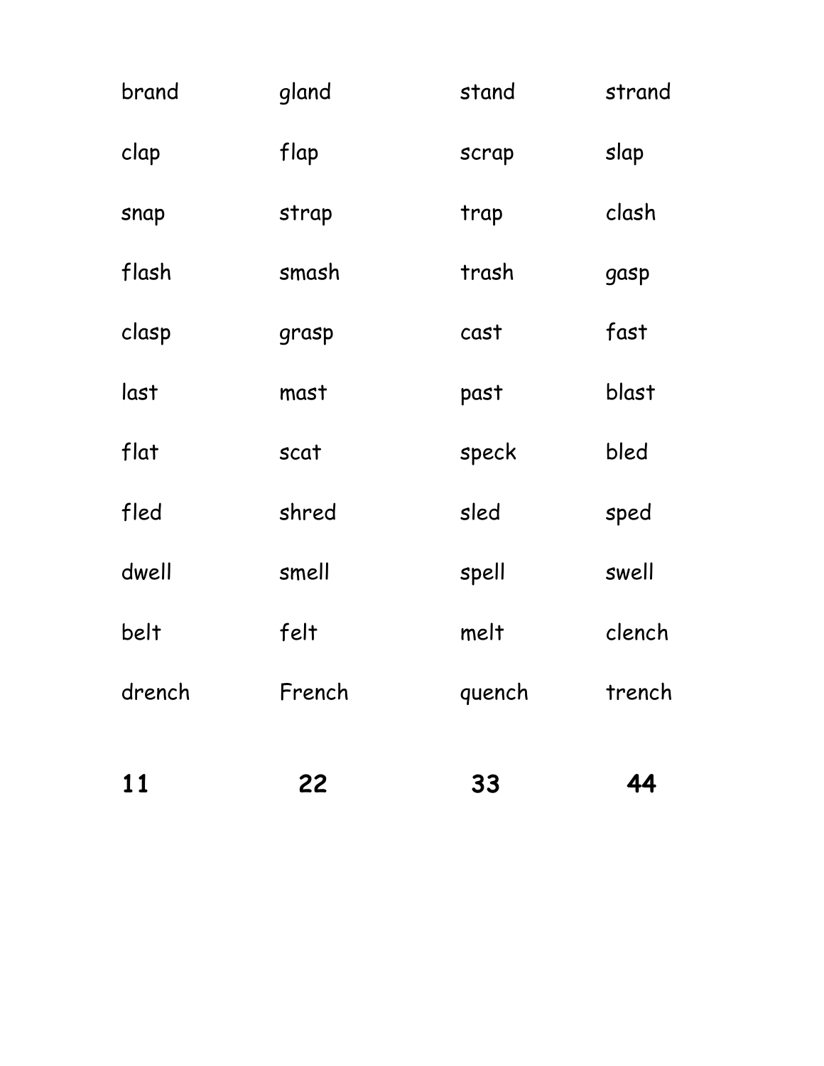| | | | |
|---|---|---|---|
| brand | gland | stand | strand |
| clap | flap | scrap | slap |
| snap | strap | trap | clash |
| flash | smash | trash | gasp |
| clasp | grasp | cast | fast |
| last | mast | past | blast |
| flat | scat | speck | bled |
| fled | shred | sled | sped |
| dwell | smell | spell | swell |
| belt | felt | melt | clench |
| drench | French | quench | trench |
| **11** | **22** | **33** | **44** |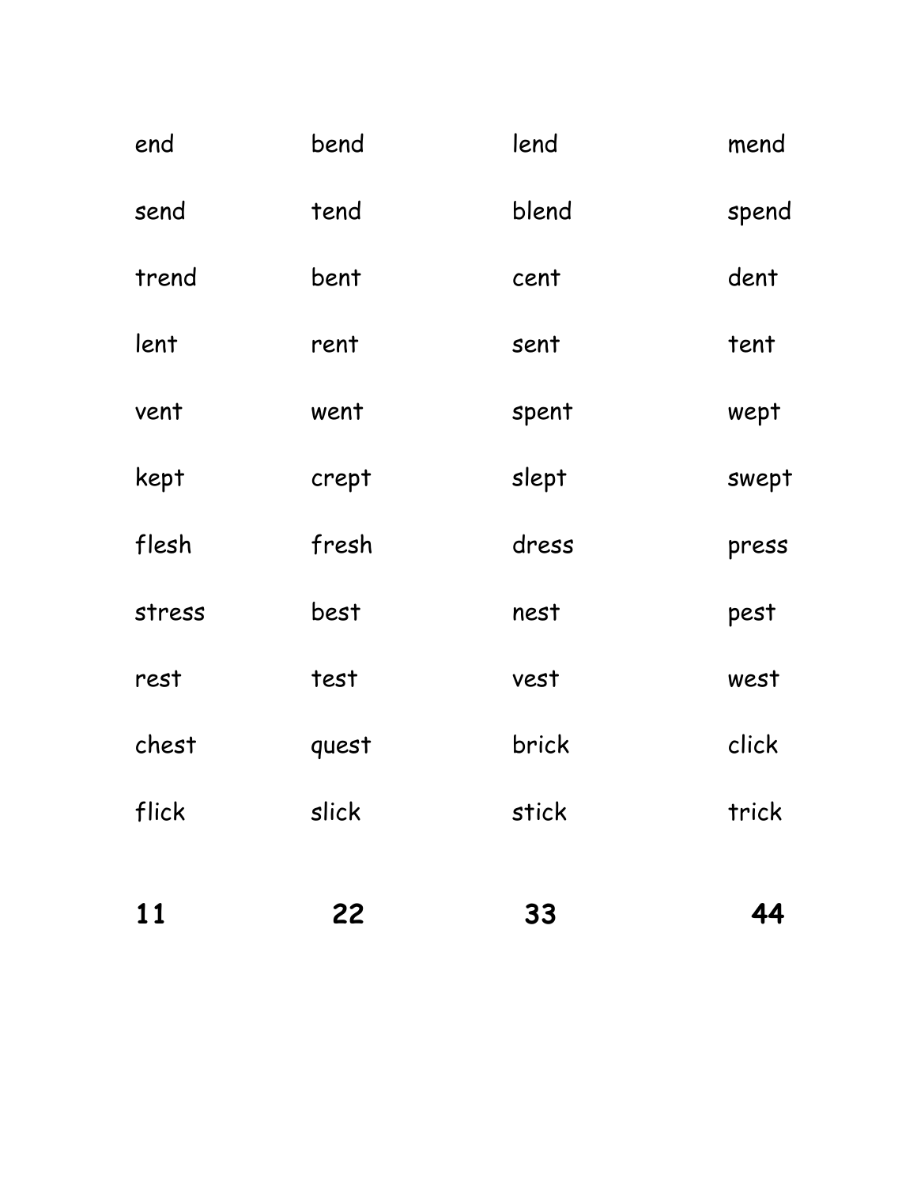| | | | |
|---|---|---|---|
| end | bend | lend | mend |
| send | tend | blend | spend |
| trend | bent | cent | dent |
| lent | rent | sent | tent |
| vent | went | spent | wept |
| kept | crept | slept | swept |
| flesh | fresh | dress | press |
| stress | best | nest | pest |
| rest | test | vest | west |
| chest | quest | brick | click |
| flick | slick | stick | trick |
| **11** | **22** | **33** | **44** |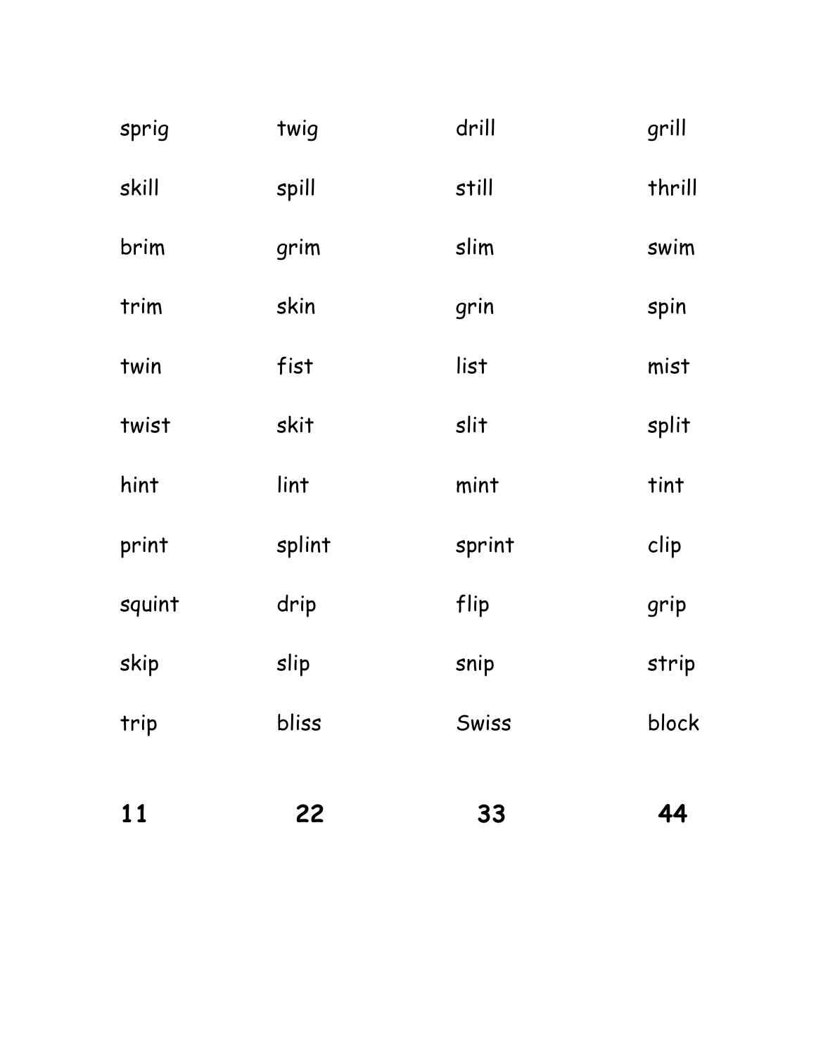| | | | |
|---|---|---|---|
| sprig | twig | drill | grill |
| skill | spill | still | thrill |
| brim | grim | slim | swim |
| trim | skin | grin | spin |
| twin | fist | list | mist |
| twist | skit | slit | split |
| hint | lint | mint | tint |
| print | splint | sprint | clip |
| squint | drip | flip | grip |
| skip | slip | snip | strip |
| trip | bliss | Swiss | block |
| **11** | **22** | **33** | **44** |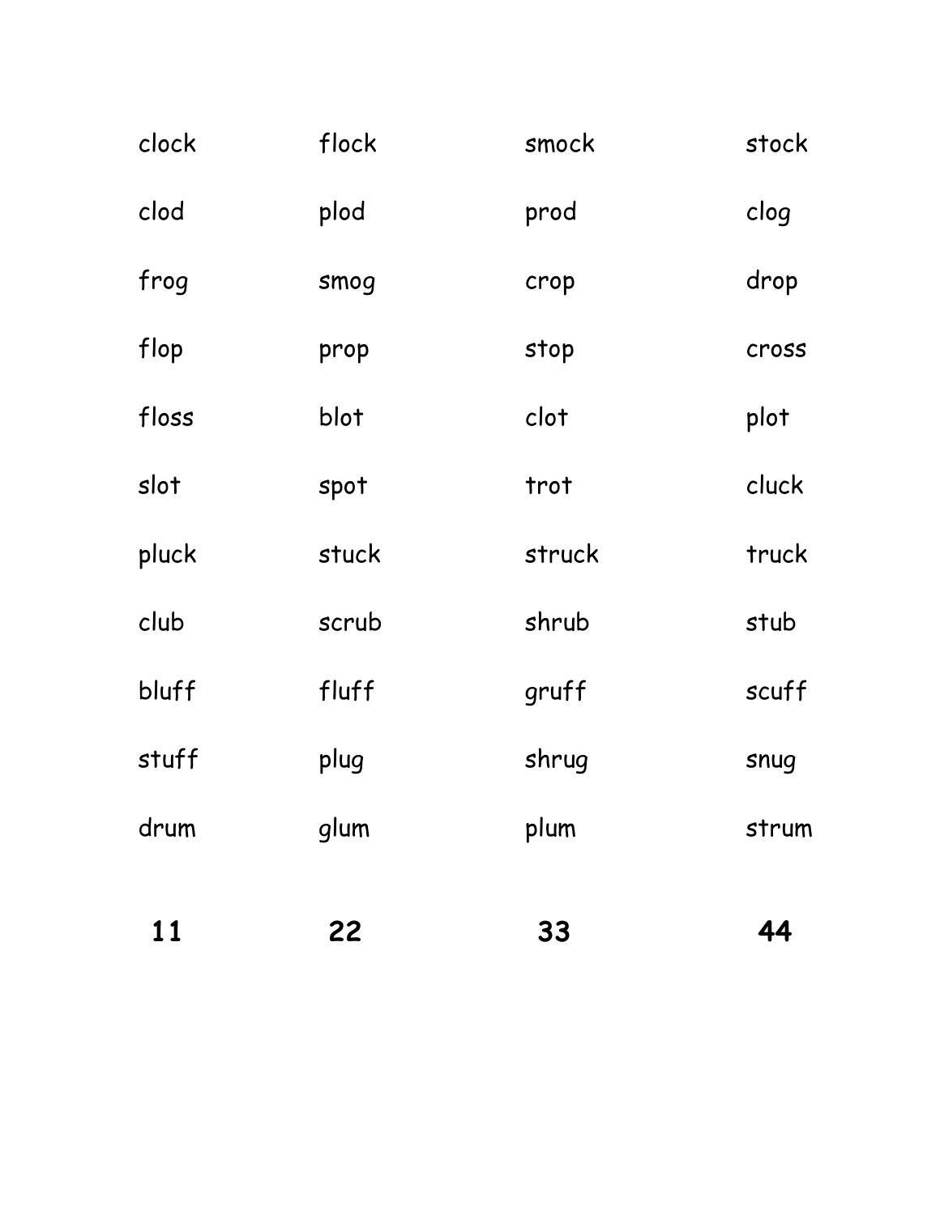| | | | |
|---|---|---|---|
| clock | flock | smock | stock |
| clod | plod | prod | clog |
| frog | smog | crop | drop |
| flop | prop | stop | cross |
| floss | blot | clot | plot |
| slot | spot | trot | cluck |
| pluck | stuck | struck | truck |
| club | scrub | shrub | stub |
| bluff | fluff | gruff | scuff |
| stuff | plug | shrug | snug |
| drum | glum | plum | strum |
| **11** | **22** | **33** | **44** |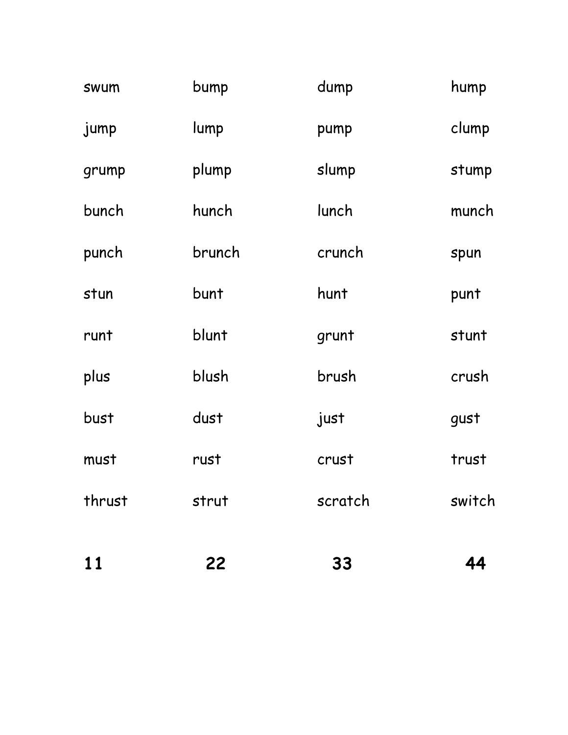| | | | |
|---|---|---|---|
| swum | bump | dump | hump |
| jump | lump | pump | clump |
| grump | plump | slump | stump |
| bunch | hunch | lunch | munch |
| punch | brunch | crunch | spun |
| stun | bunt | hunt | punt |
| runt | blunt | grunt | stunt |
| plus | blush | brush | crush |
| bust | dust | just | gust |
| must | rust | crust | trust |
| thrust | strut | scratch | switch |
| **11** | **22** | **33** | **44** |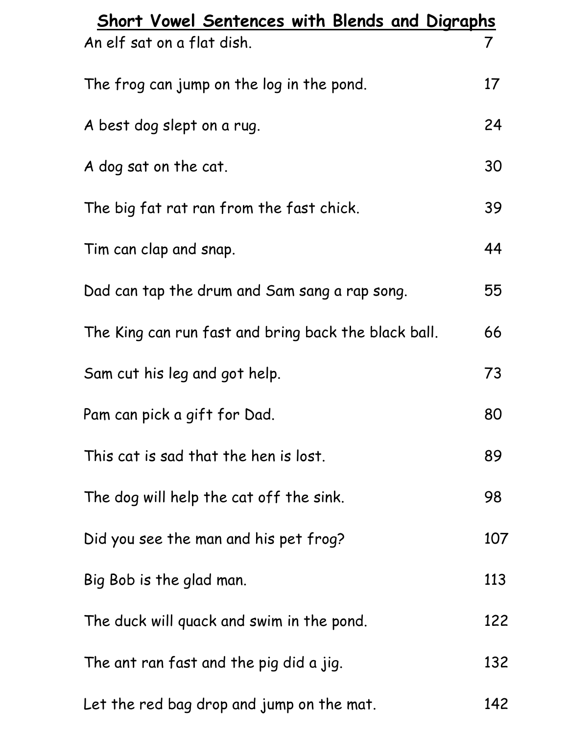## Short Vowel Sentences with Blends and Digraphs

| | |
|---|---|
| An elf sat on a flat dish. | 7 |
| The frog can jump on the log in the pond. | 17 |
| A best dog slept on a rug. | 24 |
| A dog sat on the cat. | 30 |
| The big fat rat ran from the fast chick. | 39 |
| Tim can clap and snap. | 44 |
| Dad can tap the drum and Sam sang a rap song. | 55 |
| The King can run fast and bring back the black ball. | 66 |
| Sam cut his leg and got help. | 73 |
| Pam can pick a gift for Dad. | 80 |
| This cat is sad that the hen is lost. | 89 |
| The dog will help the cat off the sink. | 98 |
| Did you see the man and his pet frog? | 107 |
| Big Bob is the glad man. | 113 |
| The duck will quack and swim in the pond. | 122 |
| The ant ran fast and the pig did a jig. | 132 |
| Let the red bag drop and jump on the mat. | 142 |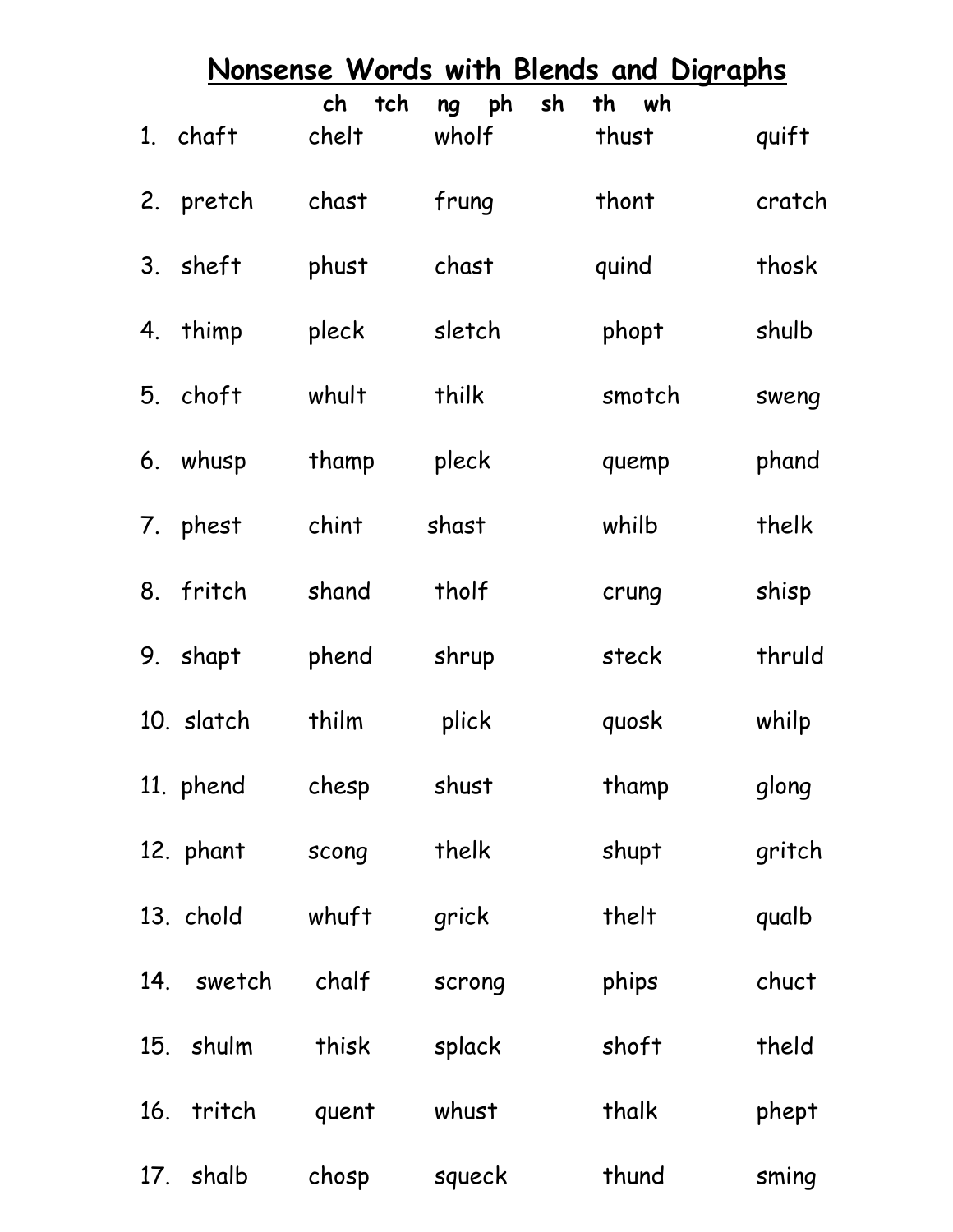# Nonsense Words with Blends and Digraphs

**ch tch ng ph sh th wh**

| | | | | | |
|---|---|---|---|---|---|
| 1. | chaft | chelt | wholf | thust | quift |
| 2. | pretch | chast | frung | thont | cratch |
| 3. | sheft | phust | chast | quind | thosk |
| 4. | thimp | pleck | sletch | phopt | shulb |
| 5. | choft | whult | thilk | smotch | sweng |
| 6. | whusp | thamp | pleck | quemp | phand |
| 7. | phest | chint | shast | whilb | thelk |
| 8. | fritch | shand | tholf | crung | shisp |
| 9. | shapt | phend | shrup | steck | thruld |
| 10. | slatch | thilm | plick | quosk | whilp |
| 11. | phend | chesp | shust | thamp | glong |
| 12. | phant | scong | thelk | shupt | gritch |
| 13. | chold | whuft | grick | thelt | qualb |
| 14. | swetch | chalf | scrong | phips | chuct |
| 15. | shulm | thisk | splack | shoft | theld |
| 16. | tritch | quent | whust | thalk | phept |
| 17. | shalb | chosp | squeck | thund | sming |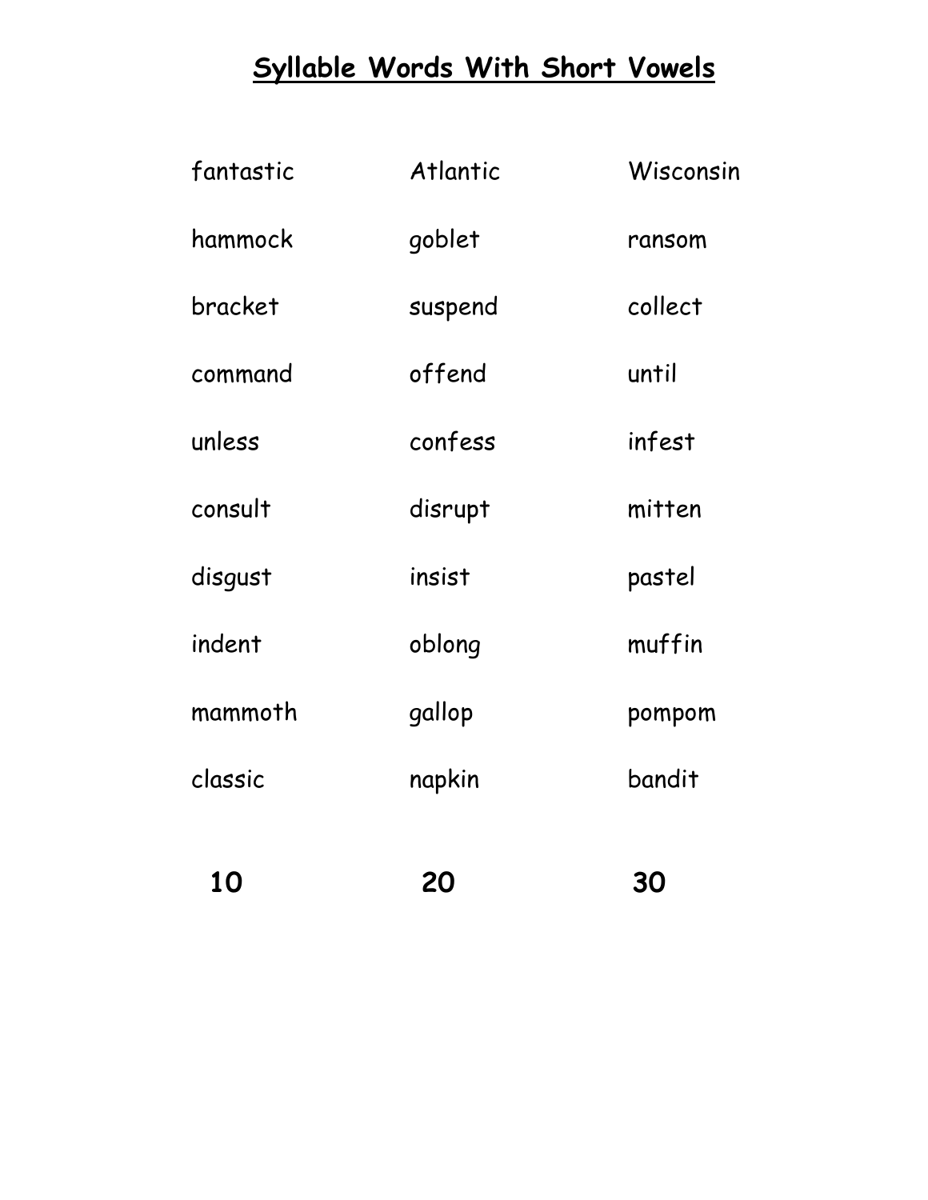# Syllable Words With Short Vowels

| | | |
|---|---|---|
| fantastic | Atlantic | Wisconsin |
| hammock | goblet | ransom |
| bracket | suspend | collect |
| command | offend | until |
| unless | confess | infest |
| consult | disrupt | mitten |
| disgust | insist | pastel |
| indent | oblong | muffin |
| mammoth | gallop | pompom |
| classic | napkin | bandit |
| **10** | **20** | **30** |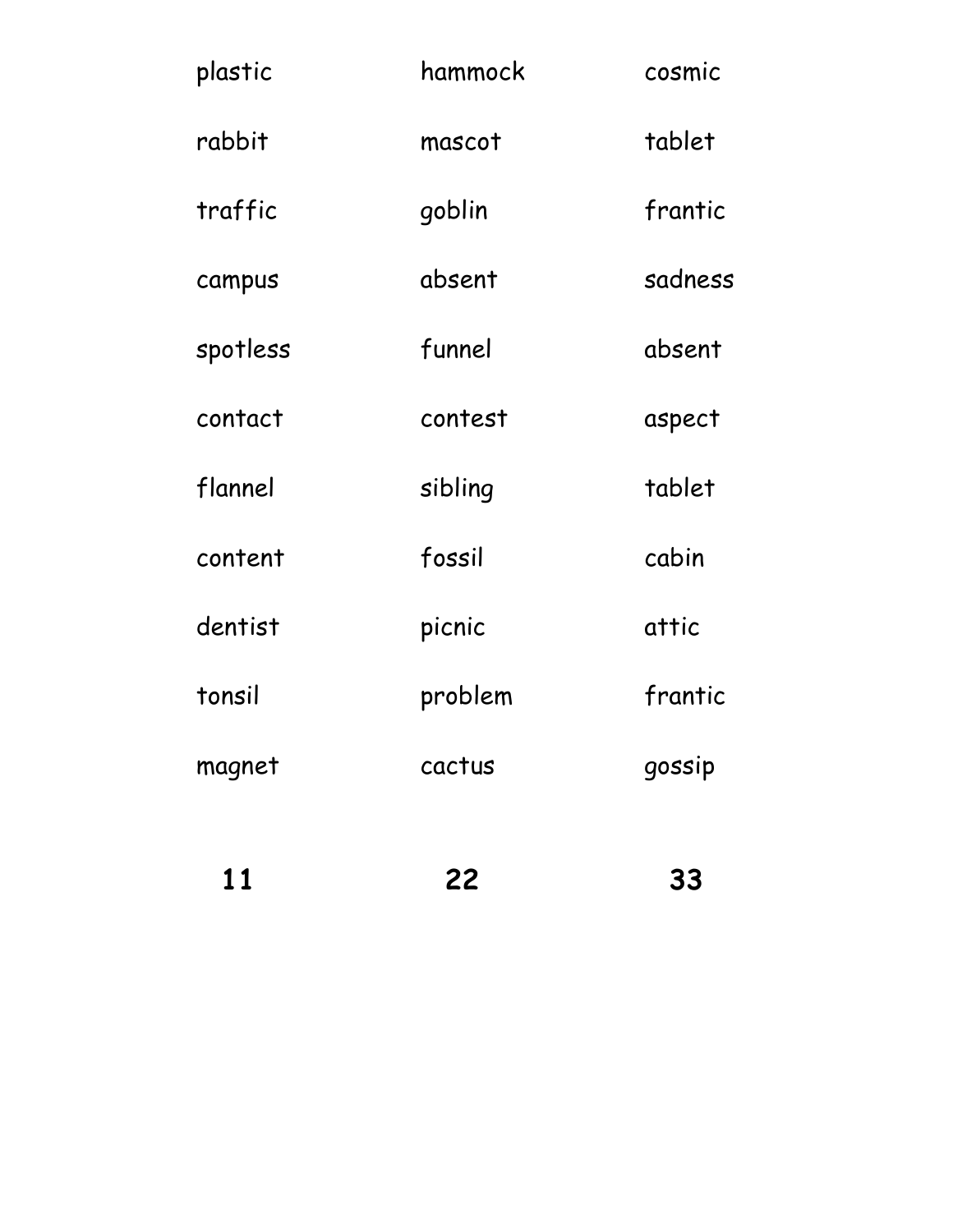| | | |
|---|---|---|
| plastic | hammock | cosmic |
| rabbit | mascot | tablet |
| traffic | goblin | frantic |
| campus | absent | sadness |
| spotless | funnel | absent |
| contact | contest | aspect |
| flannel | sibling | tablet |
| content | fossil | cabin |
| dentist | picnic | attic |
| tonsil | problem | frantic |
| magnet | cactus | gossip |
| **11** | **22** | **33** |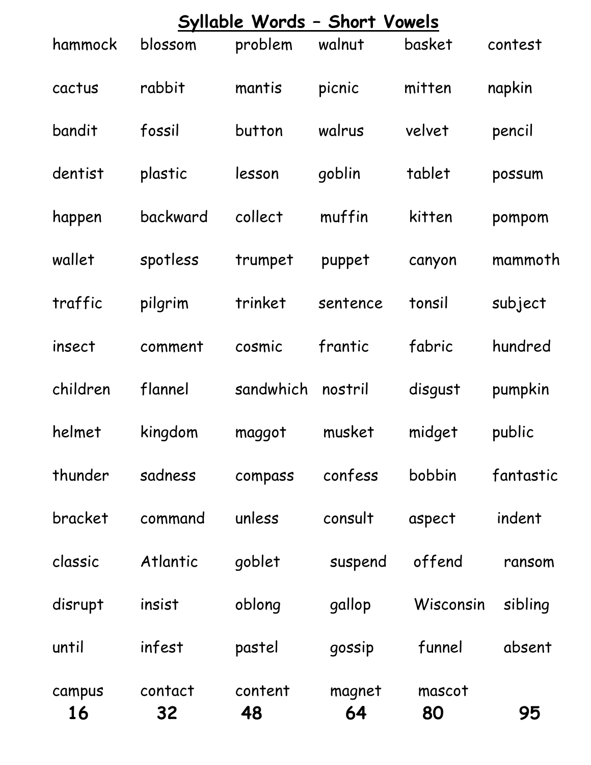## Syllable Words – Short Vowels

| hammock | blossom | problem | walnut | basket | contest |
|---|---|---|---|---|---|
| cactus | rabbit | mantis | picnic | mitten | napkin |
| bandit | fossil | button | walrus | velvet | pencil |
| dentist | plastic | lesson | goblin | tablet | possum |
| happen | backward | collect | muffin | kitten | pompom |
| wallet | spotless | trumpet | puppet | canyon | mammoth |
| traffic | pilgrim | trinket | sentence | tonsil | subject |
| insect | comment | cosmic | frantic | fabric | hundred |
| children | flannel | sandwhich | nostril | disgust | pumpkin |
| helmet | kingdom | maggot | musket | midget | public |
| thunder | sadness | compass | confess | bobbin | fantastic |
| bracket | command | unless | consult | aspect | indent |
| classic | Atlantic | goblet | suspend | offend | ransom |
| disrupt | insist | oblong | gallop | Wisconsin | sibling |
| until | infest | pastel | gossip | funnel | absent |
| campus | contact | content | magnet | mascot | |
| **16** | **32** | **48** | **64** | **80** | **95** |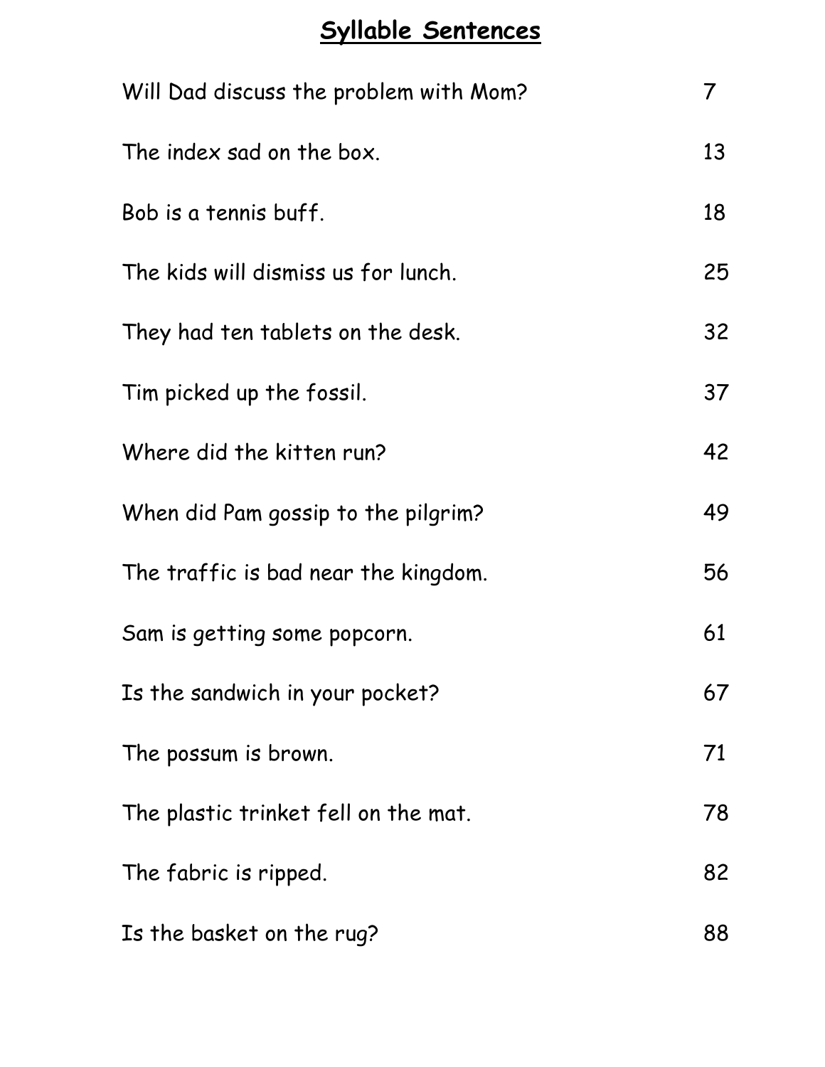## Syllable Sentences

| | |
|---|---|
| Will Dad discuss the problem with Mom? | 7 |
| The index sad on the box. | 13 |
| Bob is a tennis buff. | 18 |
| The kids will dismiss us for lunch. | 25 |
| They had ten tablets on the desk. | 32 |
| Tim picked up the fossil. | 37 |
| Where did the kitten run? | 42 |
| When did Pam gossip to the pilgrim? | 49 |
| The traffic is bad near the kingdom. | 56 |
| Sam is getting some popcorn. | 61 |
| Is the sandwich in your pocket? | 67 |
| The possum is brown. | 71 |
| The plastic trinket fell on the mat. | 78 |
| The fabric is ripped. | 82 |
| Is the basket on the rug? | 88 |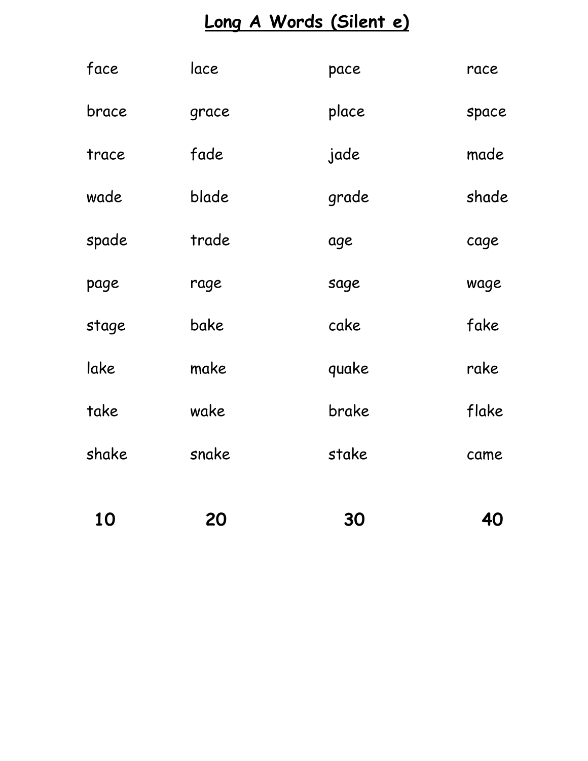# Long A Words (Silent e)

| | | | |
|---|---|---|---|
| face | lace | pace | race |
| brace | grace | place | space |
| trace | fade | jade | made |
| wade | blade | grade | shade |
| spade | trade | age | cage |
| page | rage | sage | wage |
| stage | bake | cake | fake |
| lake | make | quake | rake |
| take | wake | brake | flake |
| shake | snake | stake | came |
| **10** | **20** | **30** | **40** |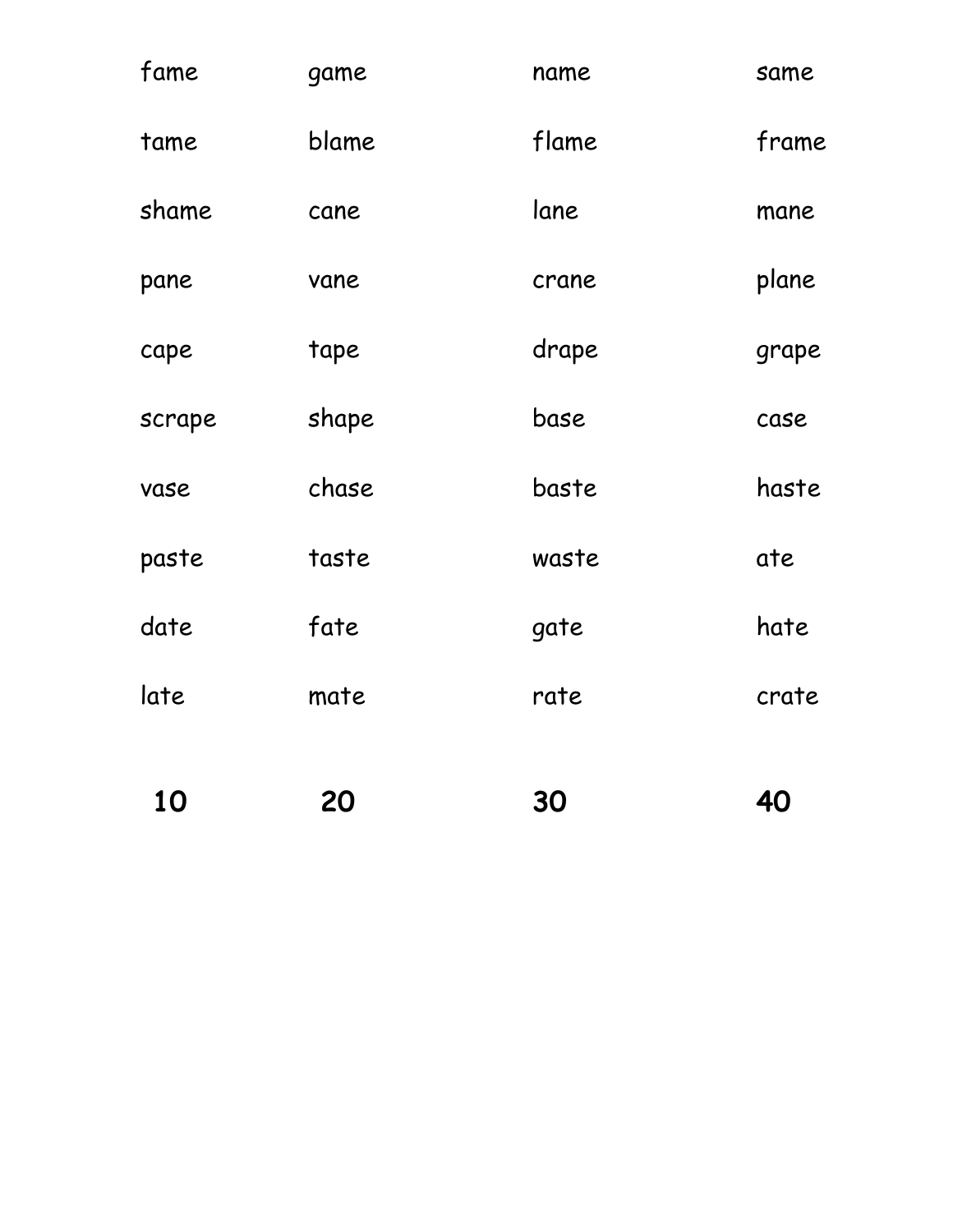| | | | |
|---|---|---|---|
| fame | game | name | same |
| tame | blame | flame | frame |
| shame | cane | lane | mane |
| pane | vane | crane | plane |
| cape | tape | drape | grape |
| scrape | shape | base | case |
| vase | chase | baste | haste |
| paste | taste | waste | ate |
| date | fate | gate | hate |
| late | mate | rate | crate |
| **10** | **20** | **30** | **40** |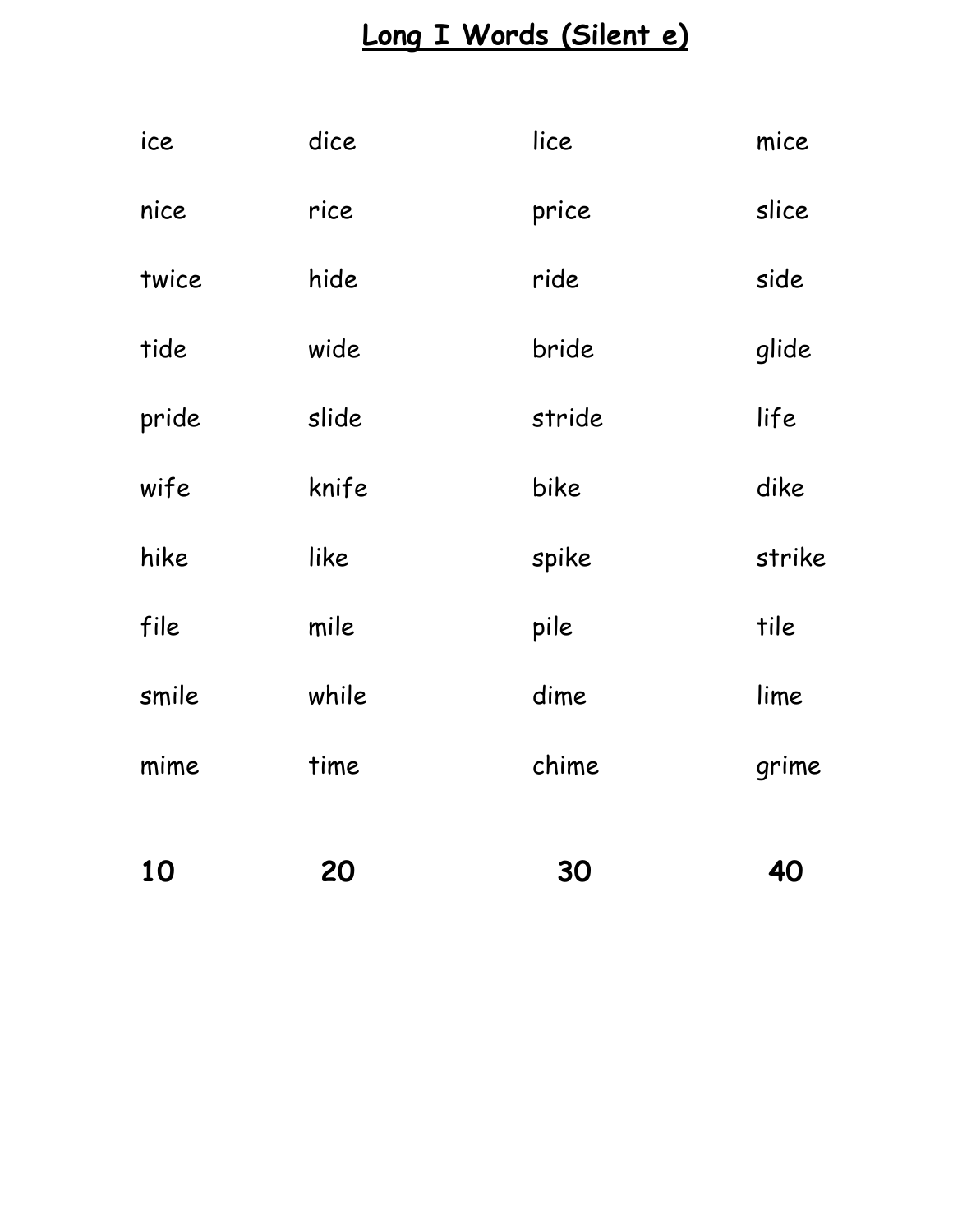# Long I Words (Silent e)

| | | | |
|---|---|---|---|
| ice | dice | lice | mice |
| nice | rice | price | slice |
| twice | hide | ride | side |
| tide | wide | bride | glide |
| pride | slide | stride | life |
| wife | knife | bike | dike |
| hike | like | spike | strike |
| file | mile | pile | tile |
| smile | while | dime | lime |
| mime | time | chime | grime |
| **10** | **20** | **30** | **40** |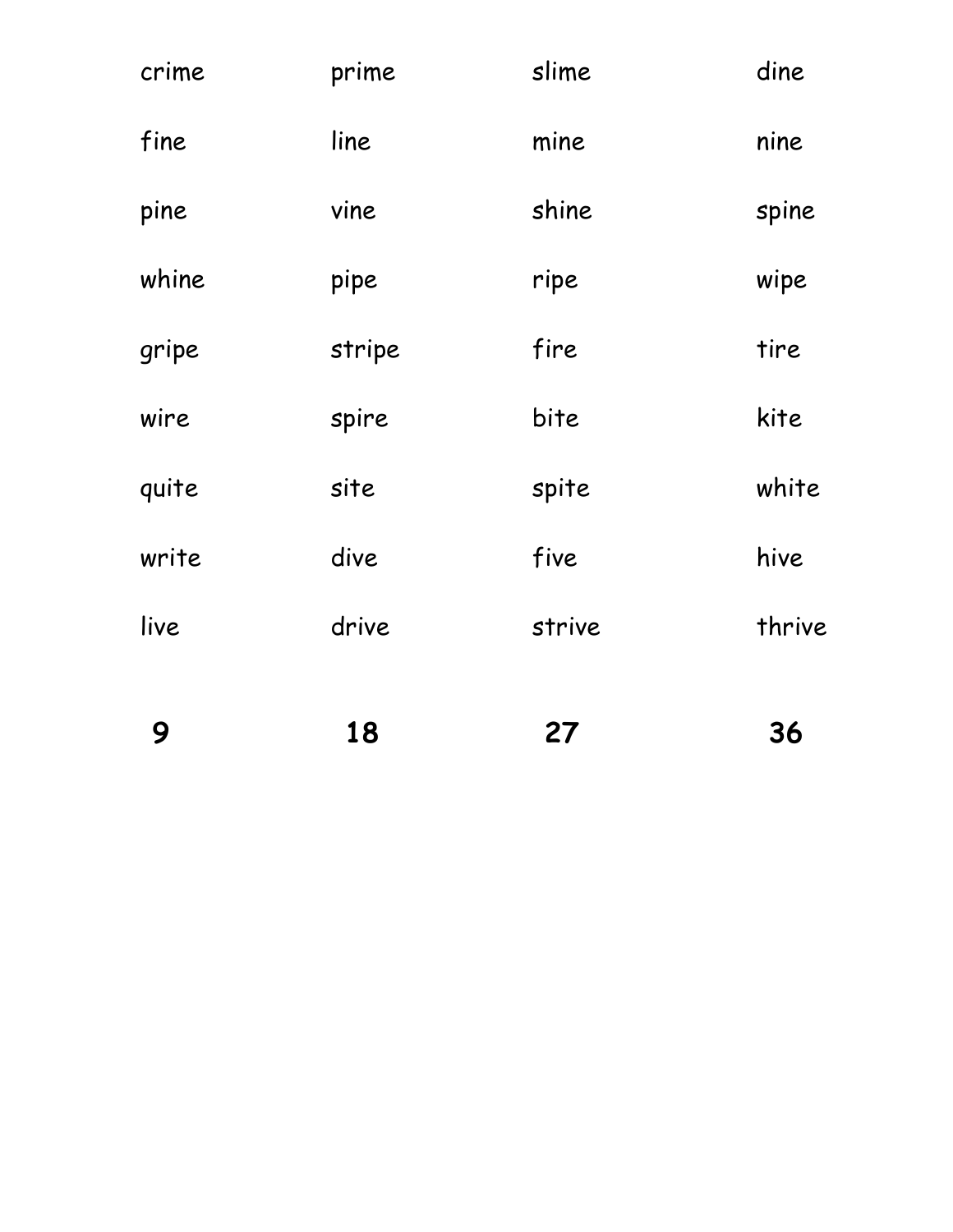| crime | prime | slime | dine |
| --- | --- | --- | --- |
| fine | line | mine | nine |
| pine | vine | shine | spine |
| whine | pipe | ripe | wipe |
| gripe | stripe | fire | tire |
| wire | spire | bite | kite |
| quite | site | spite | white |
| write | dive | five | hive |
| live | drive | strive | thrive |
| **9** | **18** | **27** | **36** |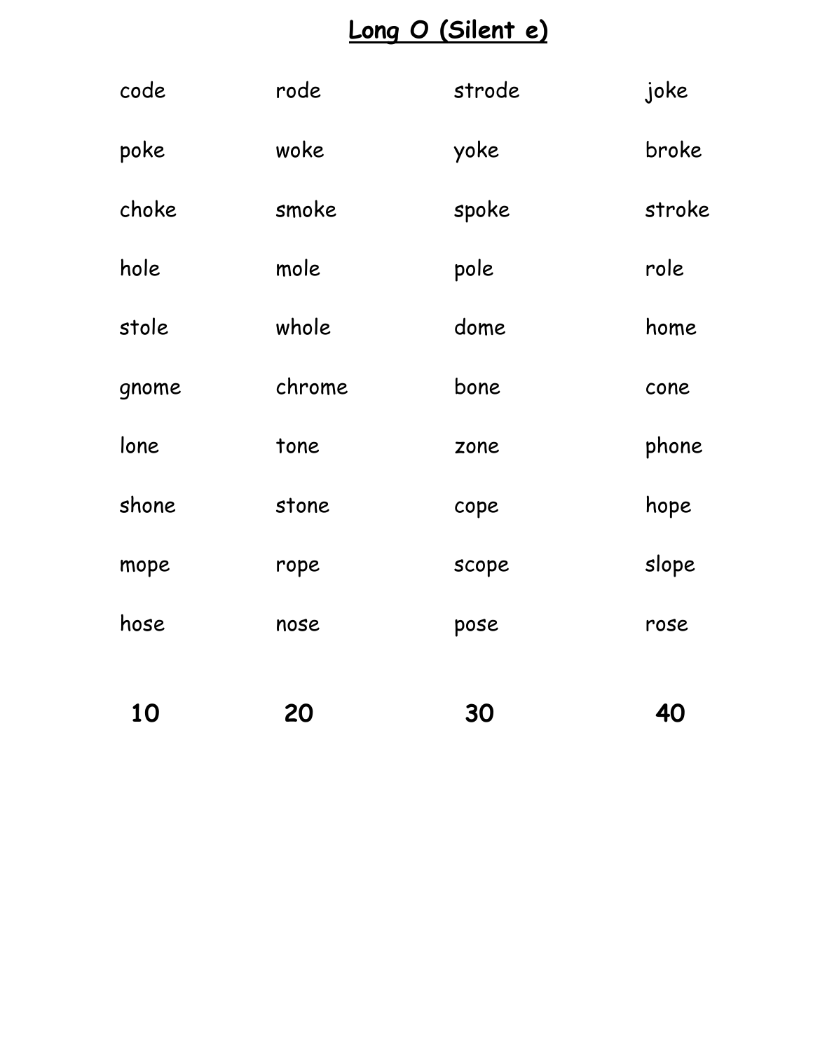# Long O (Silent e)

| | | | |
|---|---|---|---|
| code | rode | strode | joke |
| poke | woke | yoke | broke |
| choke | smoke | spoke | stroke |
| hole | mole | pole | role |
| stole | whole | dome | home |
| gnome | chrome | bone | cone |
| lone | tone | zone | phone |
| shone | stone | cope | hope |
| mope | rope | scope | slope |
| hose | nose | pose | rose |
| **10** | **20** | **30** | **40** |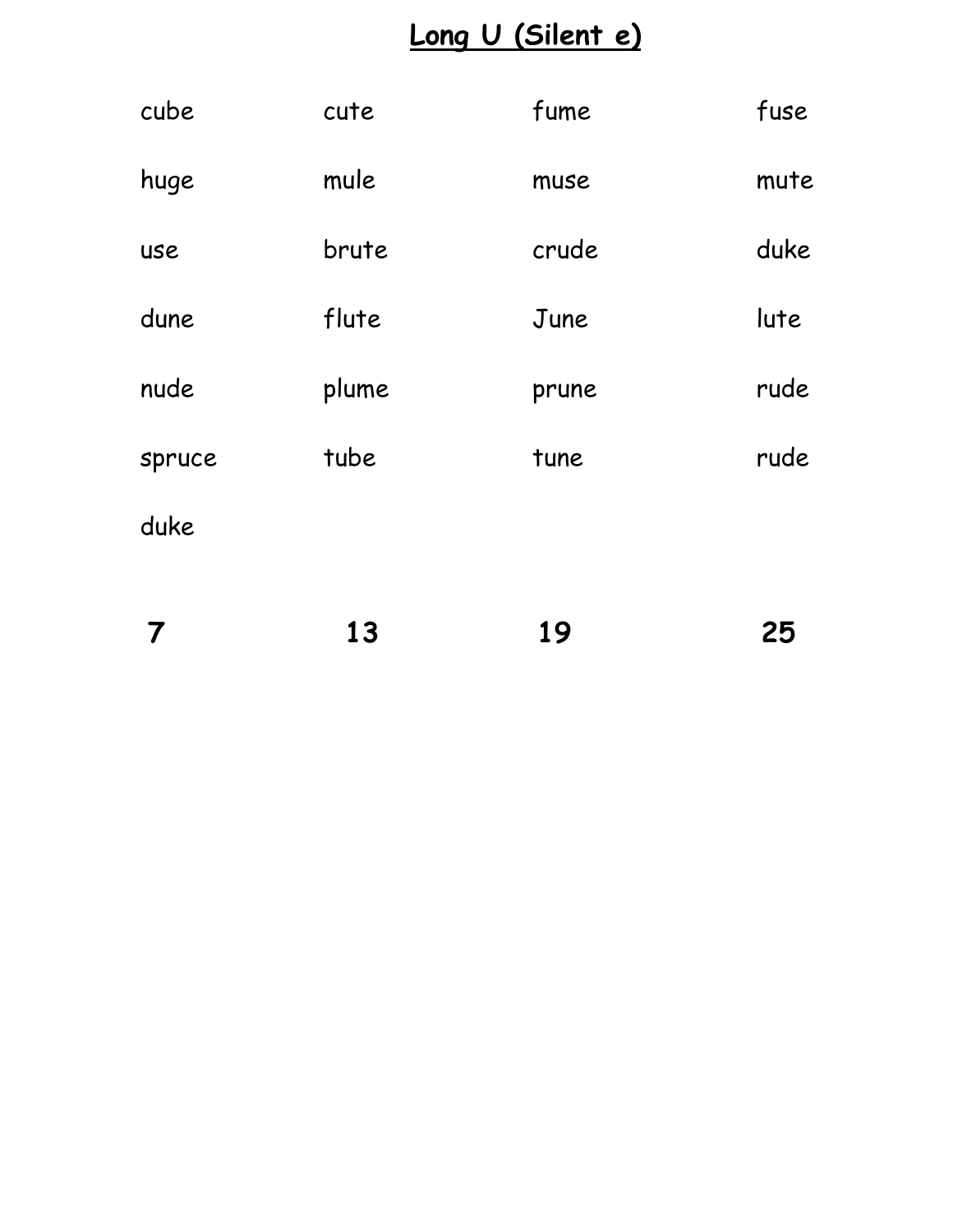# Long U (Silent e)

| | | | |
|---|---|---|---|
| cube | cute | fume | fuse |
| huge | mule | muse | mute |
| use | brute | crude | duke |
| dune | flute | June | lute |
| nude | plume | prune | rude |
| spruce | tube | tune | rude |
| duke | | | |
| **7** | **13** | **19** | **25** |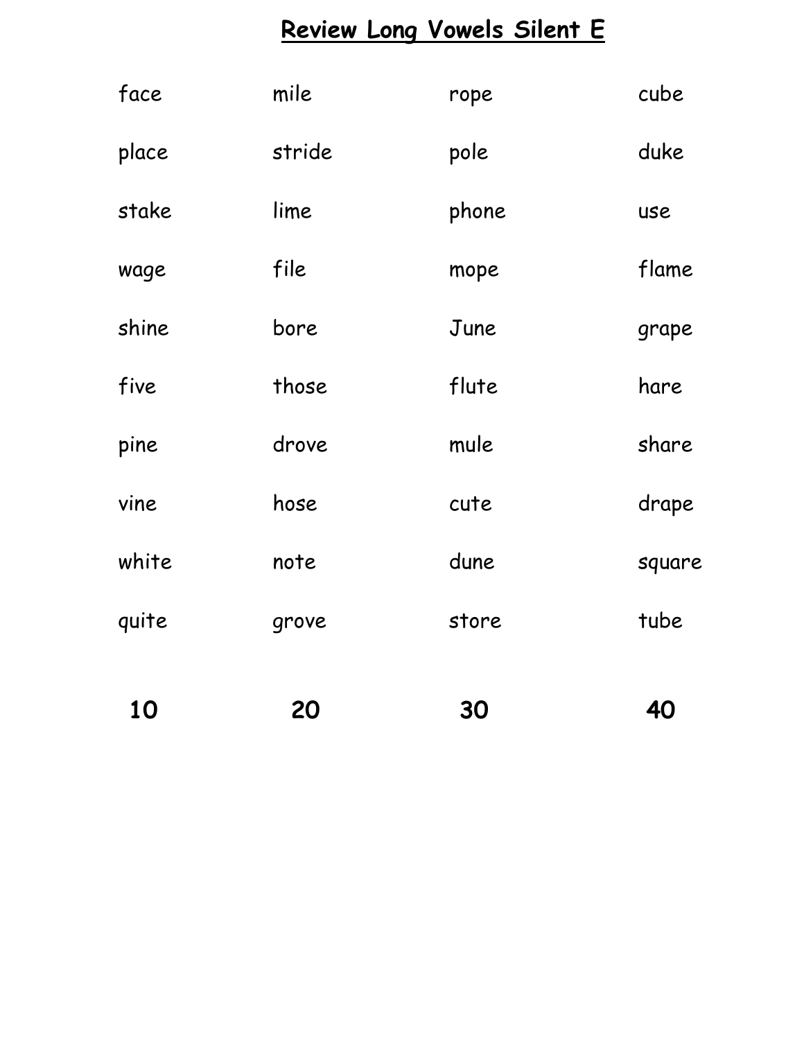# Review Long Vowels Silent E

| face | mile | rope | cube |
| --- | --- | --- | --- |
| place | stride | pole | duke |
| stake | lime | phone | use |
| wage | file | mope | flame |
| shine | bore | June | grape |
| five | those | flute | hare |
| pine | drove | mule | share |
| vine | hose | cute | drape |
| white | note | dune | square |
| quite | grove | store | tube |
| **10** | **20** | **30** | **40** |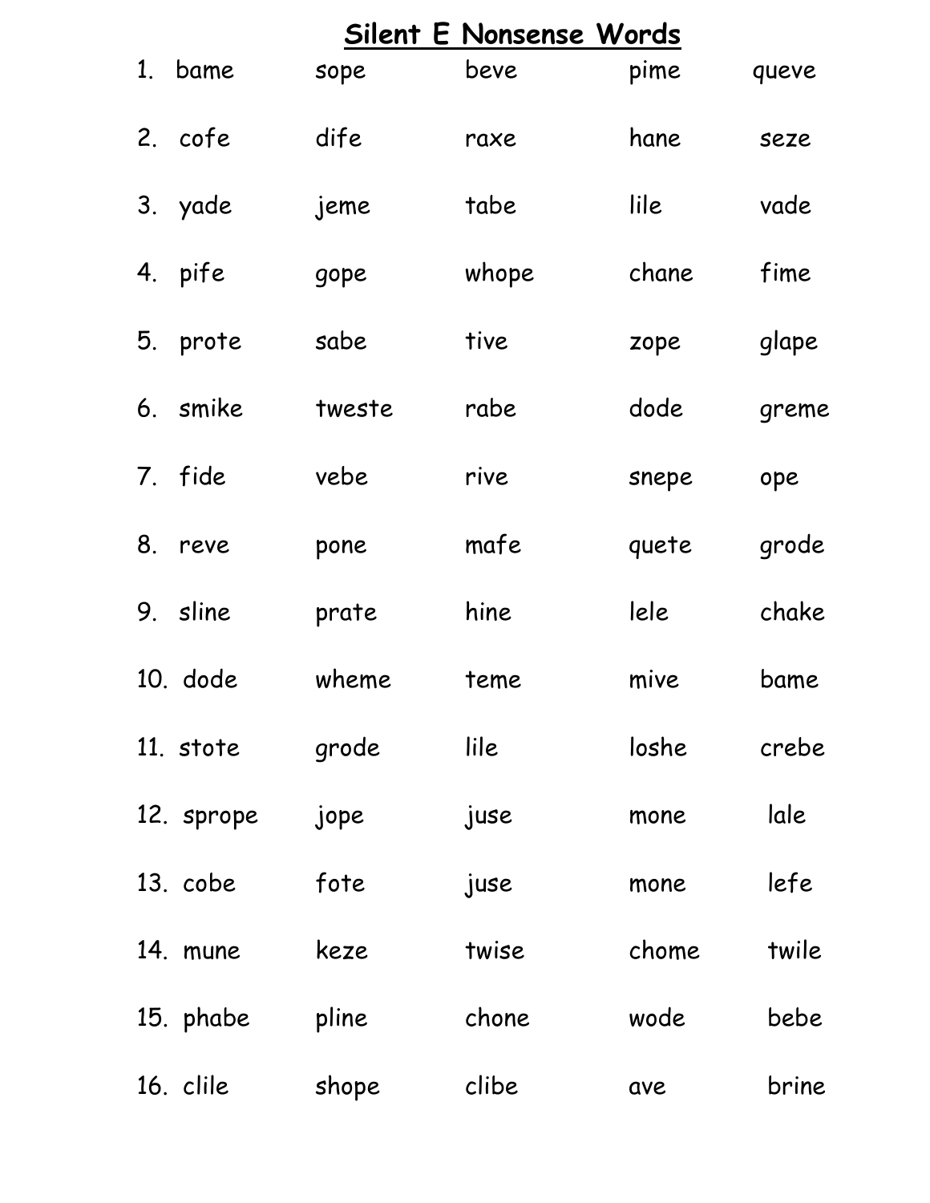# Silent E Nonsense Words

| | | | | | |
|---|---|---|---|---|---|
| 1. | bame | sope | beve | pime | queve |
| 2. | cofe | dife | raxe | hane | seze |
| 3. | yade | jeme | tabe | lile | vade |
| 4. | pife | gope | whope | chane | fime |
| 5. | prote | sabe | tive | zope | glape |
| 6. | smike | tweste | rabe | dode | greme |
| 7. | fide | vebe | rive | snepe | ope |
| 8. | reve | pone | mafe | quete | grode |
| 9. | sline | prate | hine | lele | chake |
| 10. | dode | wheme | teme | mive | bame |
| 11. | stote | grode | lile | loshe | crebe |
| 12. | sprope | jope | juse | mone | lale |
| 13. | cobe | fote | juse | mone | lefe |
| 14. | mune | keze | twise | chome | twile |
| 15. | phabe | pline | chone | wode | bebe |
| 16. | clile | shope | clibe | ave | brine |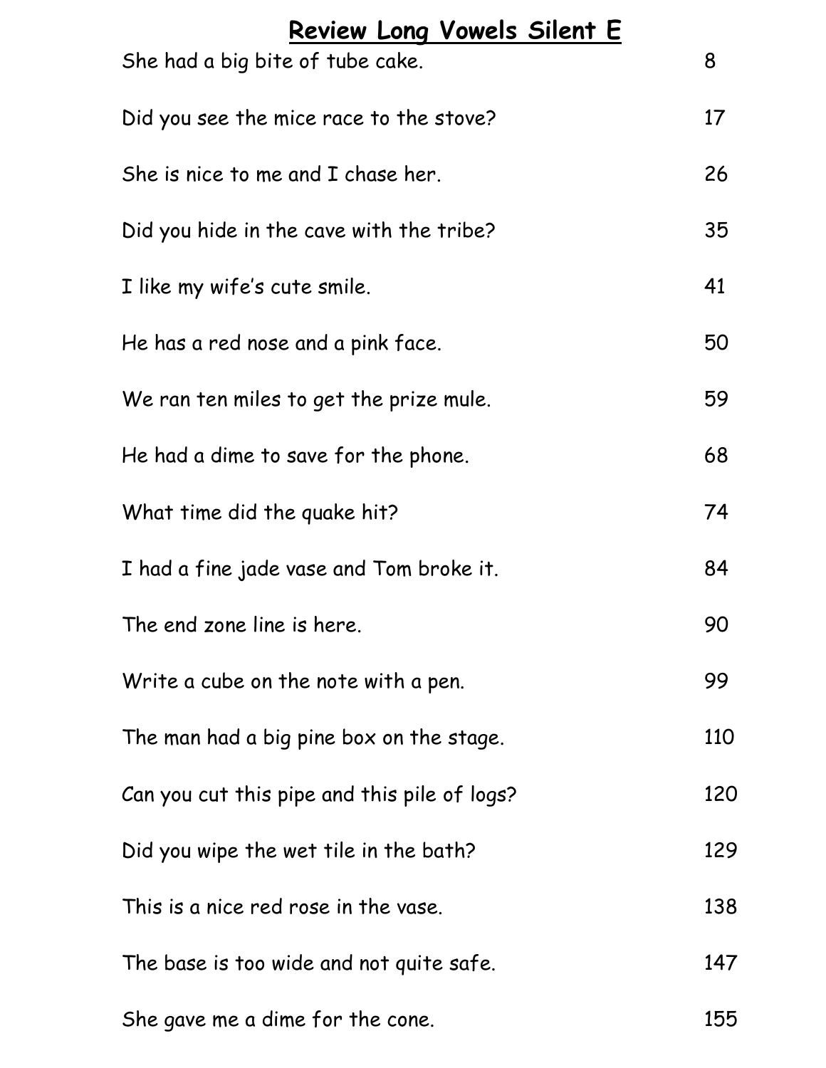# Review Long Vowels Silent E

| | |
|---|---|
| She had a big bite of tube cake. | 8 |
| Did you see the mice race to the stove? | 17 |
| She is nice to me and I chase her. | 26 |
| Did you hide in the cave with the tribe? | 35 |
| I like my wife's cute smile. | 41 |
| He has a red nose and a pink face. | 50 |
| We ran ten miles to get the prize mule. | 59 |
| He had a dime to save for the phone. | 68 |
| What time did the quake hit? | 74 |
| I had a fine jade vase and Tom broke it. | 84 |
| The end zone line is here. | 90 |
| Write a cube on the note with a pen. | 99 |
| The man had a big pine box on the stage. | 110 |
| Can you cut this pipe and this pile of logs? | 120 |
| Did you wipe the wet tile in the bath? | 129 |
| This is a nice red rose in the vase. | 138 |
| The base is too wide and not quite safe. | 147 |
| She gave me a dime for the cone. | 155 |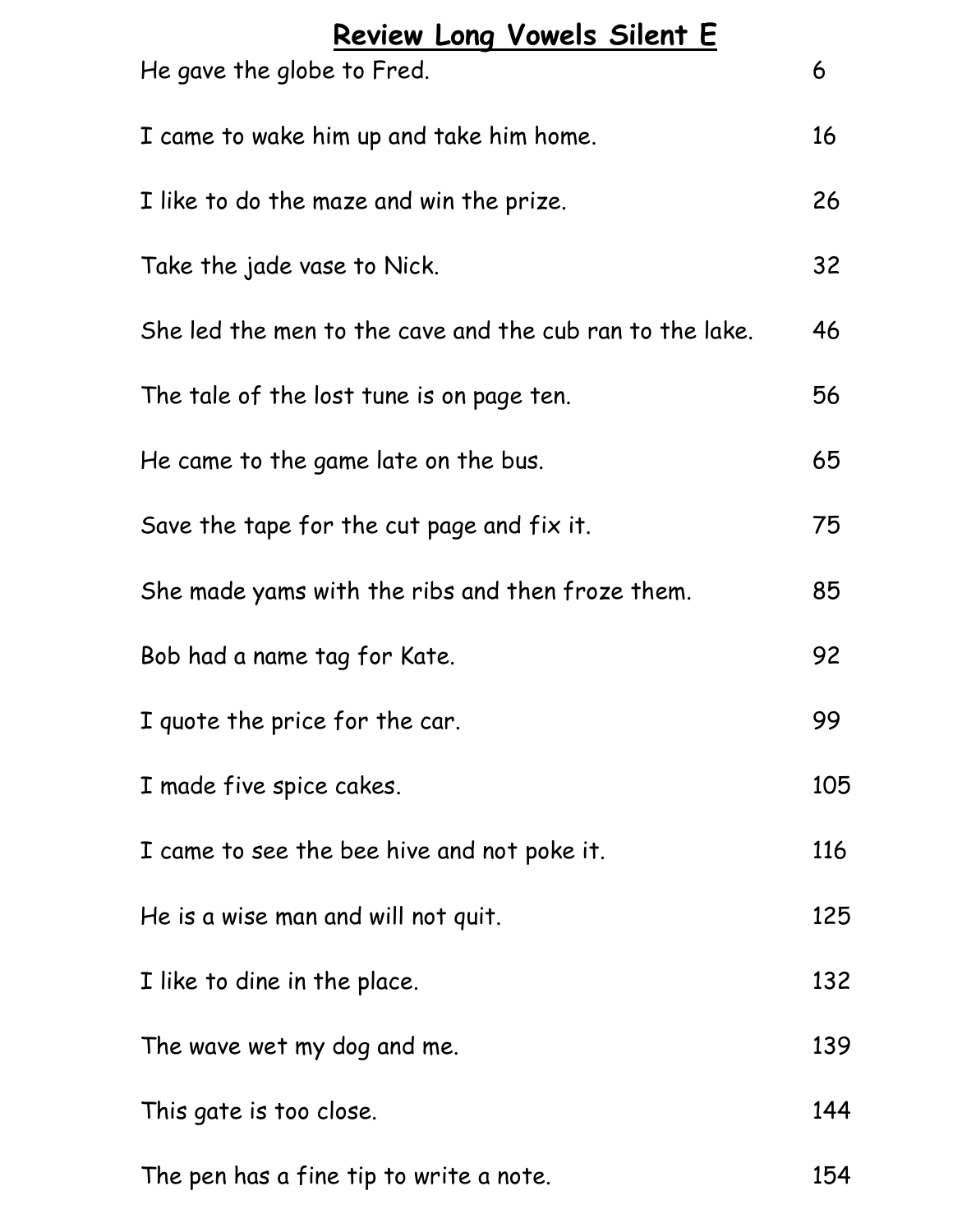# Review Long Vowels Silent E

| | |
|---|---|
| He gave the globe to Fred. | 6 |
| I came to wake him up and take him home. | 16 |
| I like to do the maze and win the prize. | 26 |
| Take the jade vase to Nick. | 32 |
| She led the men to the cave and the cub ran to the lake. | 46 |
| The tale of the lost tune is on page ten. | 56 |
| He came to the game late on the bus. | 65 |
| Save the tape for the cut page and fix it. | 75 |
| She made yams with the ribs and then froze them. | 85 |
| Bob had a name tag for Kate. | 92 |
| I quote the price for the car. | 99 |
| I made five spice cakes. | 105 |
| I came to see the bee hive and not poke it. | 116 |
| He is a wise man and will not quit. | 125 |
| I like to dine in the place. | 132 |
| The wave wet my dog and me. | 139 |
| This gate is too close. | 144 |
| The pen has a fine tip to write a note. | 154 |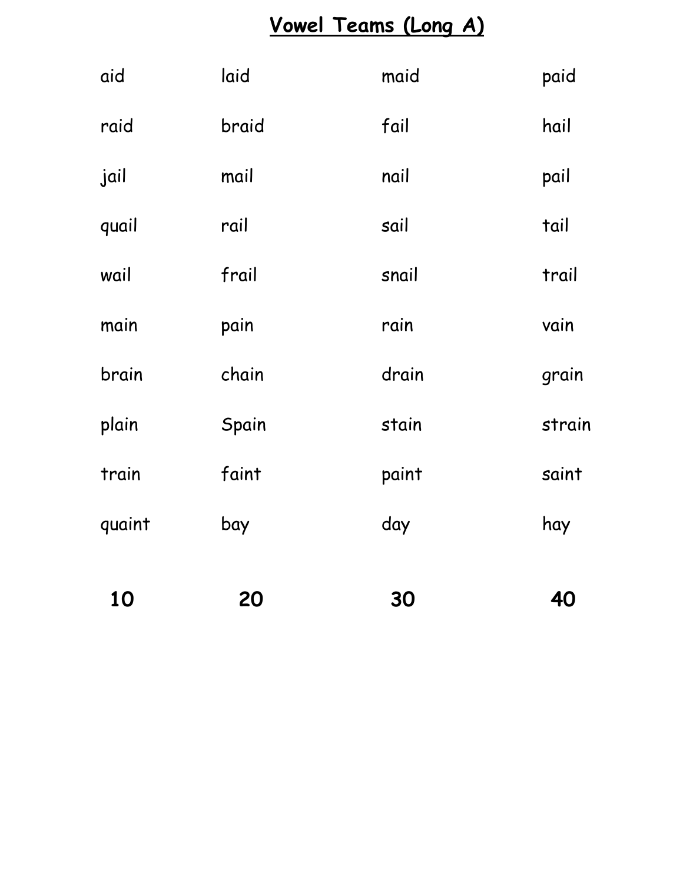# Vowel Teams (Long A)

| | | | |
|---|---|---|---|
| aid | laid | maid | paid |
| raid | braid | fail | hail |
| jail | mail | nail | pail |
| quail | rail | sail | tail |
| wail | frail | snail | trail |
| main | pain | rain | vain |
| brain | chain | drain | grain |
| plain | Spain | stain | strain |
| train | faint | paint | saint |
| quaint | bay | day | hay |
| **10** | **20** | **30** | **40** |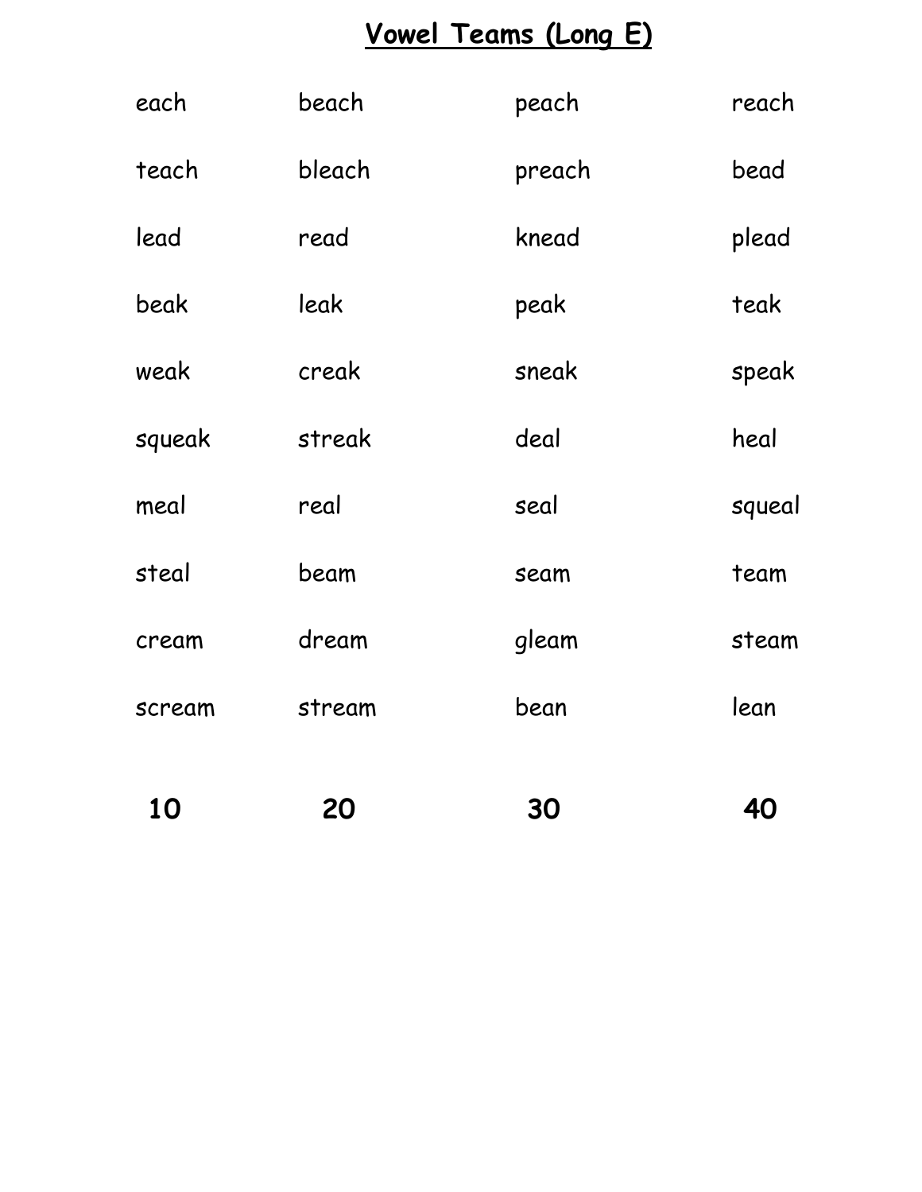# Vowel Teams (Long E)

| | | | |
|---|---|---|---|
| each | beach | peach | reach |
| teach | bleach | preach | bead |
| lead | read | knead | plead |
| beak | leak | peak | teak |
| weak | creak | sneak | speak |
| squeak | streak | deal | heal |
| meal | real | seal | squeal |
| steal | beam | seam | team |
| cream | dream | gleam | steam |
| scream | stream | bean | lean |
| **10** | **20** | **30** | **40** |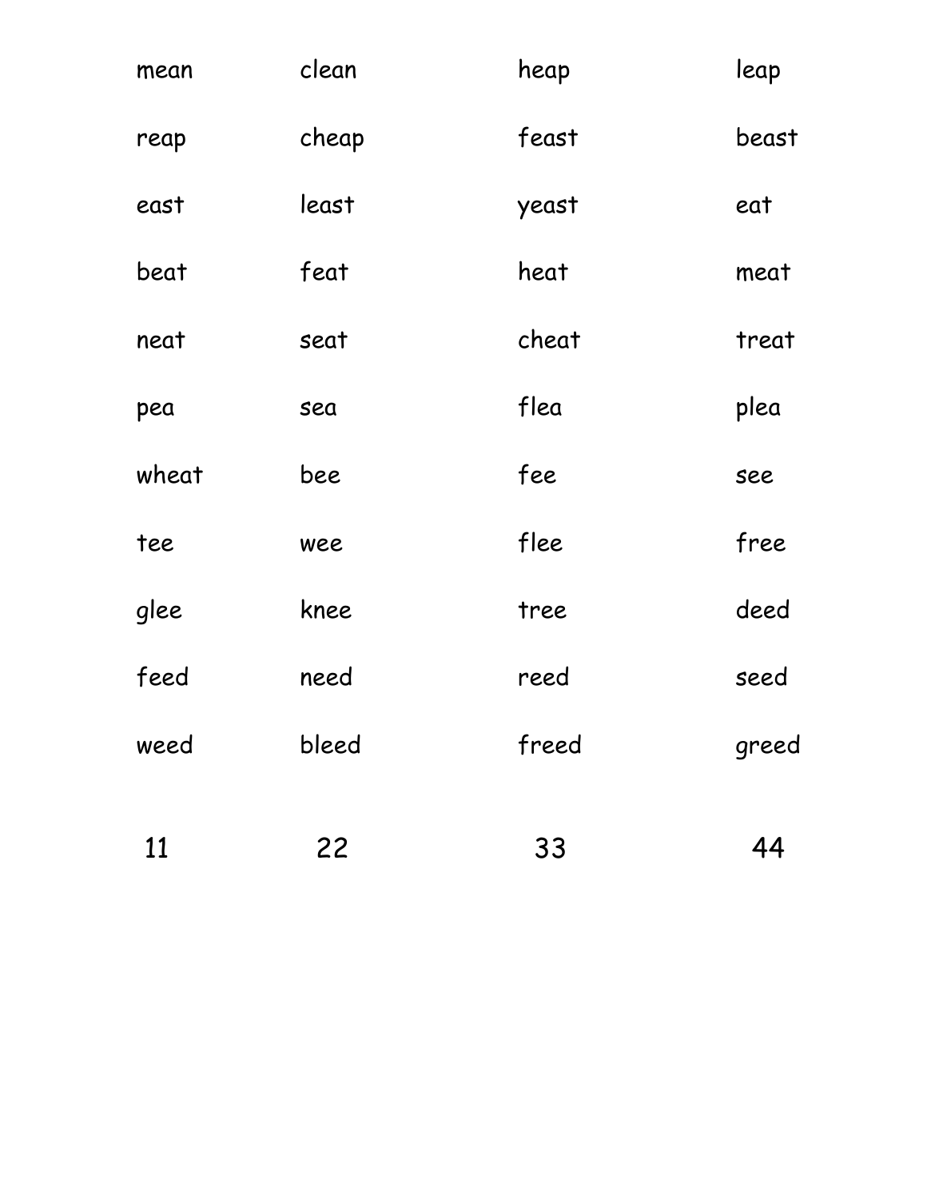| | | | |
|---|---|---|---|
| mean | clean | heap | leap |
| reap | cheap | feast | beast |
| east | least | yeast | eat |
| beat | feat | heat | meat |
| neat | seat | cheat | treat |
| pea | sea | flea | plea |
| wheat | bee | fee | see |
| tee | wee | flee | free |
| glee | knee | tree | deed |
| feed | need | reed | seed |
| weed | bleed | freed | greed |
| 11 | 22 | 33 | 44 |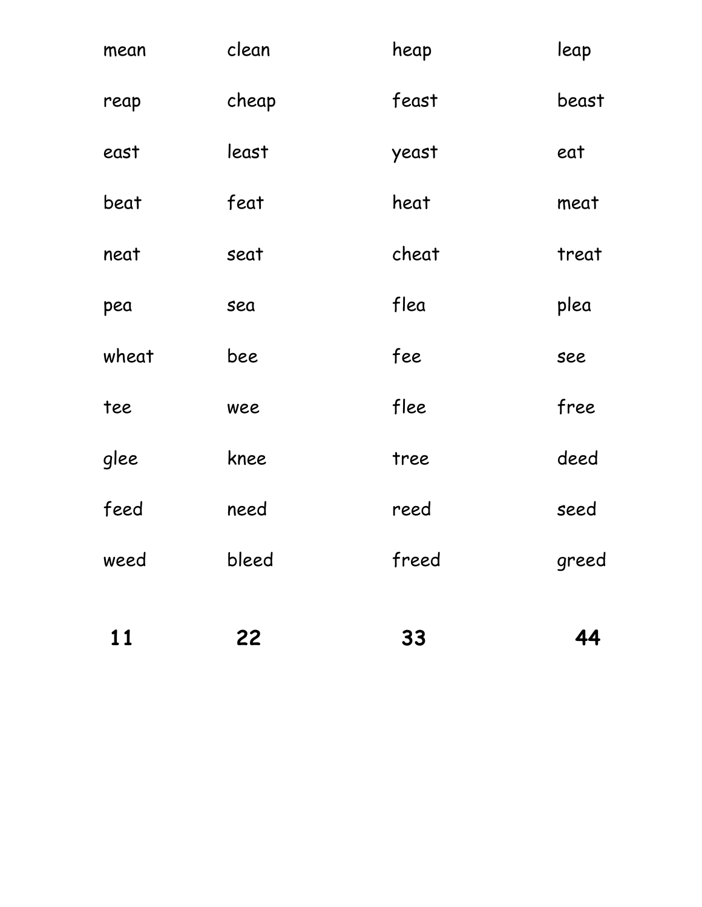| | | | |
|---|---|---|---|
| mean | clean | heap | leap |
| reap | cheap | feast | beast |
| east | least | yeast | eat |
| beat | feat | heat | meat |
| neat | seat | cheat | treat |
| pea | sea | flea | plea |
| wheat | bee | fee | see |
| tee | wee | flee | free |
| glee | knee | tree | deed |
| feed | need | reed | seed |
| weed | bleed | freed | greed |
| **11** | **22** | **33** | **44** |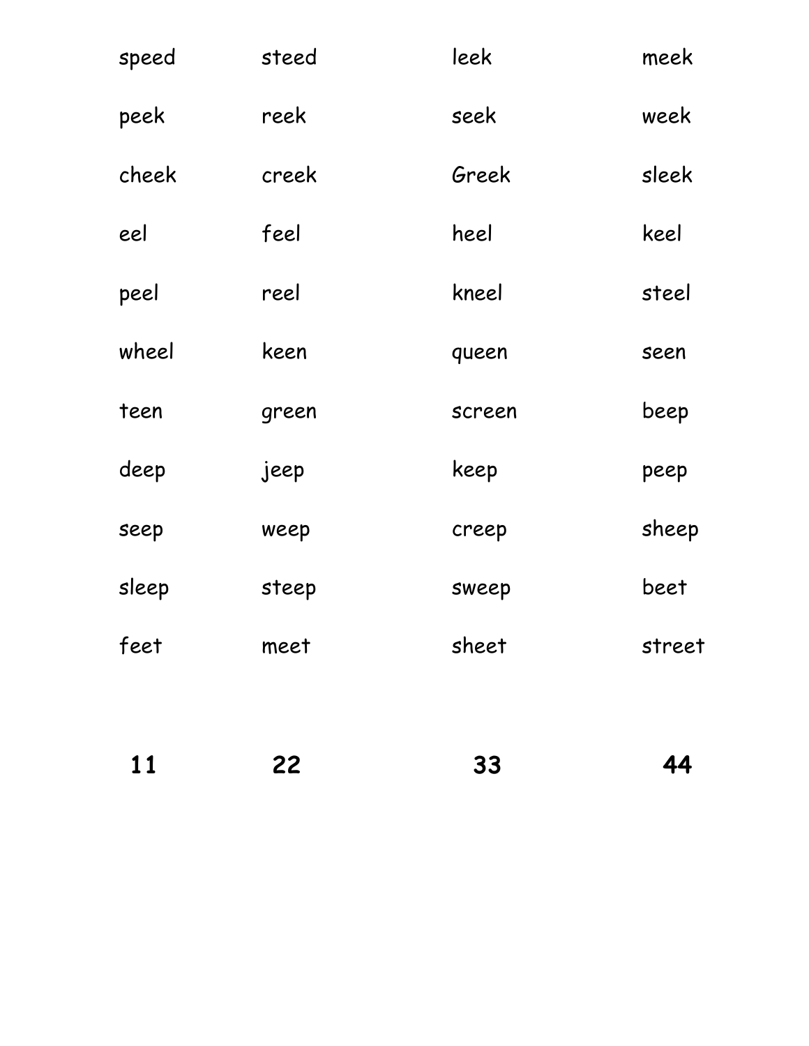| | | | |
|---|---|---|---|
| speed | steed | leek | meek |
| peek | reek | seek | week |
| cheek | creek | Greek | sleek |
| eel | feel | heel | keel |
| peel | reel | kneel | steel |
| wheel | keen | queen | seen |
| teen | green | screen | beep |
| deep | jeep | keep | peep |
| seep | weep | creep | sheep |
| sleep | steep | sweep | beet |
| feet | meet | sheet | street |
| | | | |
| **11** | **22** | **33** | **44** |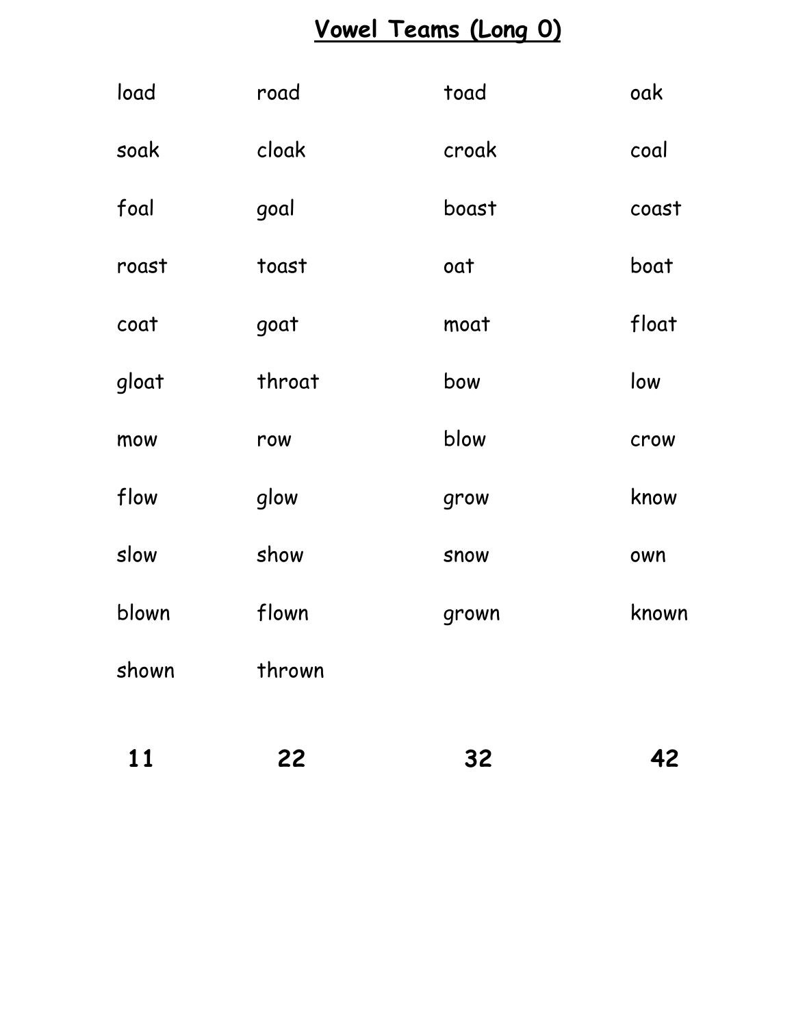# Vowel Teams (Long O)

| | | | |
|---|---|---|---|
| load | road | toad | oak |
| soak | cloak | croak | coal |
| foal | goal | boast | coast |
| roast | toast | oat | boat |
| coat | goat | moat | float |
| gloat | throat | bow | low |
| mow | row | blow | crow |
| flow | glow | grow | know |
| slow | show | snow | own |
| blown | flown | grown | known |
| shown | thrown | | |
| **11** | **22** | **32** | **42** |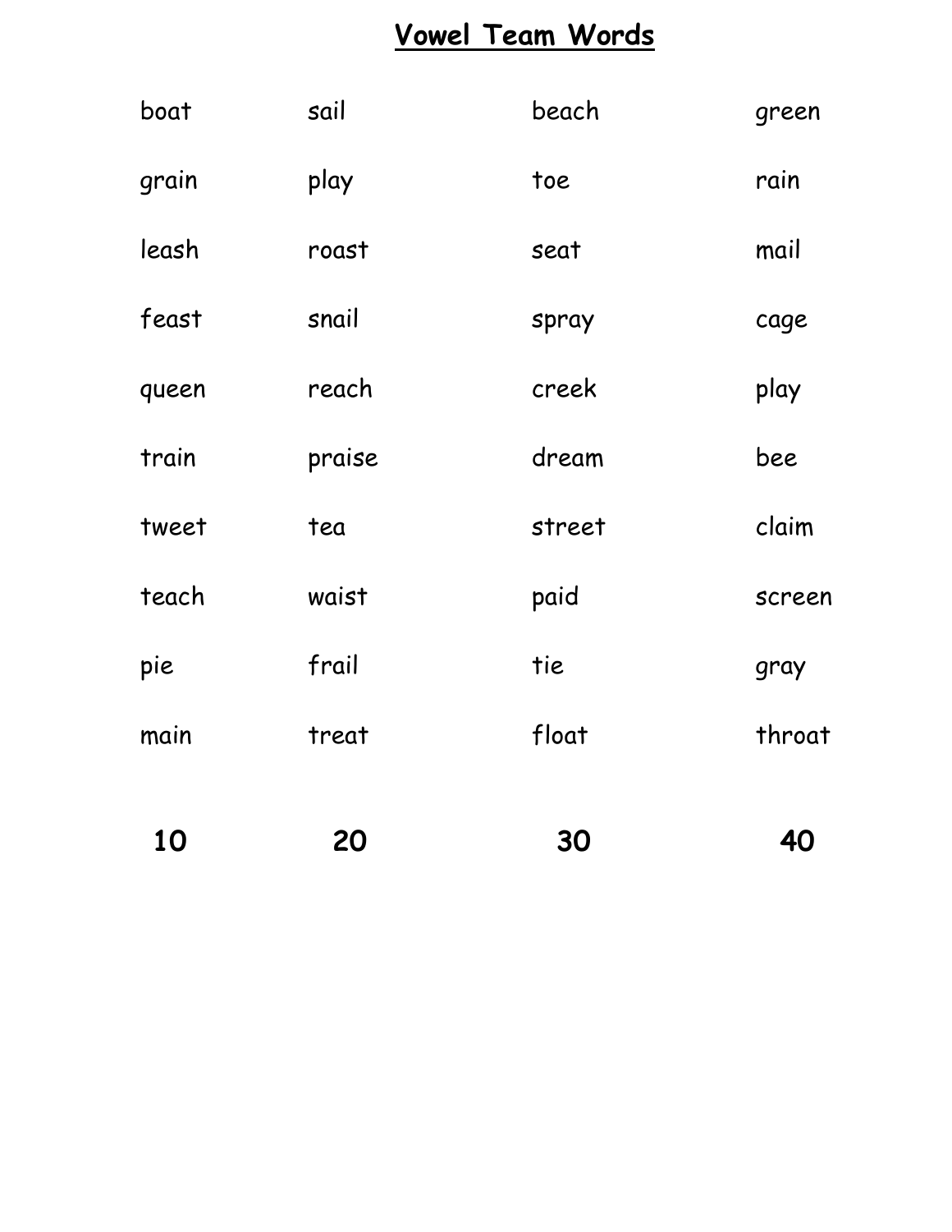# Vowel Team Words

| | | | |
|---|---|---|---|
| boat | sail | beach | green |
| grain | play | toe | rain |
| leash | roast | seat | mail |
| feast | snail | spray | cage |
| queen | reach | creek | play |
| train | praise | dream | bee |
| tweet | tea | street | claim |
| teach | waist | paid | screen |
| pie | frail | tie | gray |
| main | treat | float | throat |
| **10** | **20** | **30** | **40** |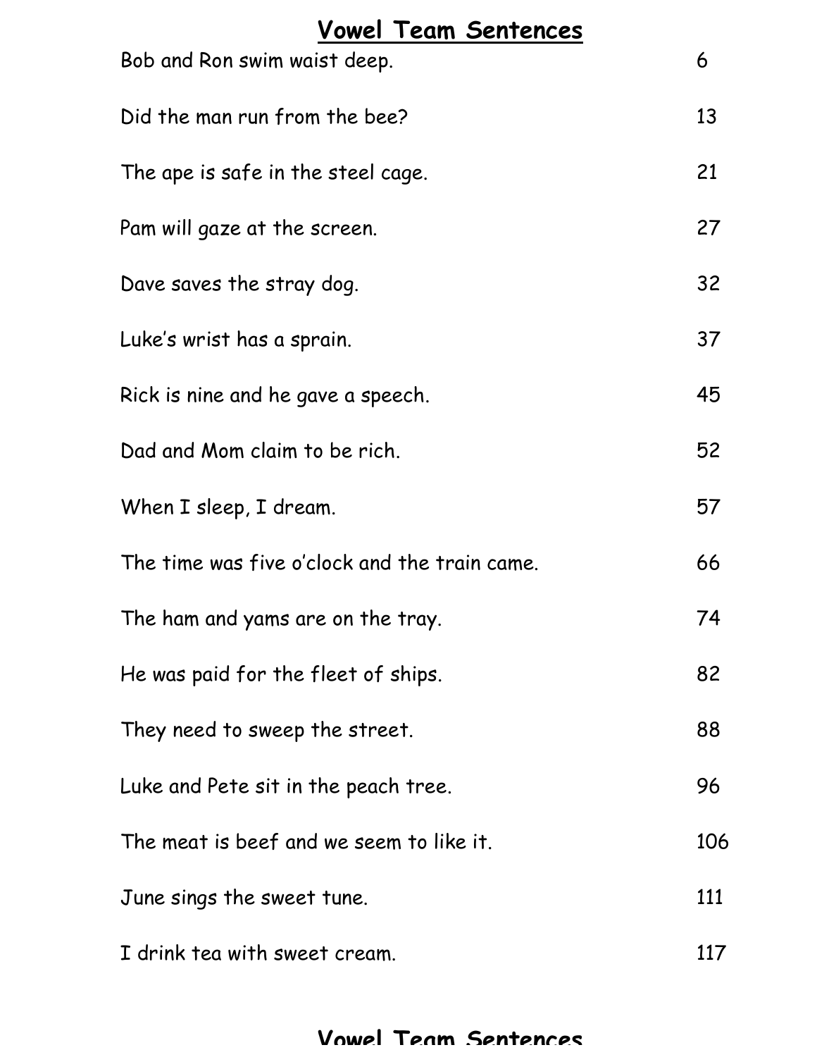# Vowel Team Sentences

| | |
|---|---|
| Bob and Ron swim waist deep. | 6 |
| Did the man run from the bee? | 13 |
| The ape is safe in the steel cage. | 21 |
| Pam will gaze at the screen. | 27 |
| Dave saves the stray dog. | 32 |
| Luke's wrist has a sprain. | 37 |
| Rick is nine and he gave a speech. | 45 |
| Dad and Mom claim to be rich. | 52 |
| When I sleep, I dream. | 57 |
| The time was five o'clock and the train came. | 66 |
| The ham and yams are on the tray. | 74 |
| He was paid for the fleet of ships. | 82 |
| They need to sweep the street. | 88 |
| Luke and Pete sit in the peach tree. | 96 |
| The meat is beef and we seem to like it. | 106 |
| June sings the sweet tune. | 111 |
| I drink tea with sweet cream. | 117 |

# Vowel Team Sentences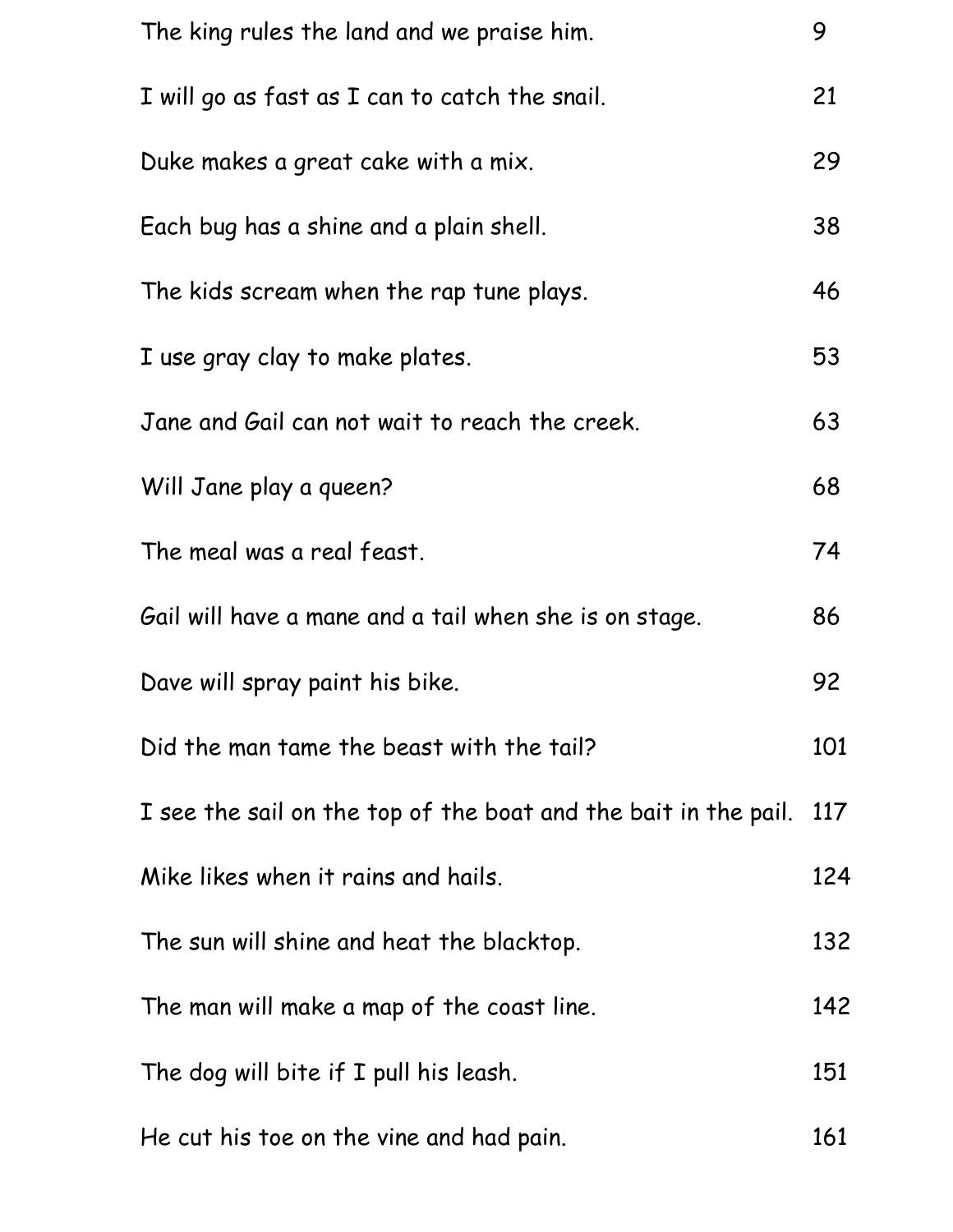| | |
|---|---|
| The king rules the land and we praise him. | 9 |
| I will go as fast as I can to catch the snail. | 21 |
| Duke makes a great cake with a mix. | 29 |
| Each bug has a shine and a plain shell. | 38 |
| The kids scream when the rap tune plays. | 46 |
| I use gray clay to make plates. | 53 |
| Jane and Gail can not wait to reach the creek. | 63 |
| Will Jane play a queen? | 68 |
| The meal was a real feast. | 74 |
| Gail will have a mane and a tail when she is on stage. | 86 |
| Dave will spray paint his bike. | 92 |
| Did the man tame the beast with the tail? | 101 |
| I see the sail on the top of the boat and the bait in the pail. | 117 |
| Mike likes when it rains and hails. | 124 |
| The sun will shine and heat the blacktop. | 132 |
| The man will make a map of the coast line. | 142 |
| The dog will bite if I pull his leash. | 151 |
| He cut his toe on the vine and had pain. | 161 |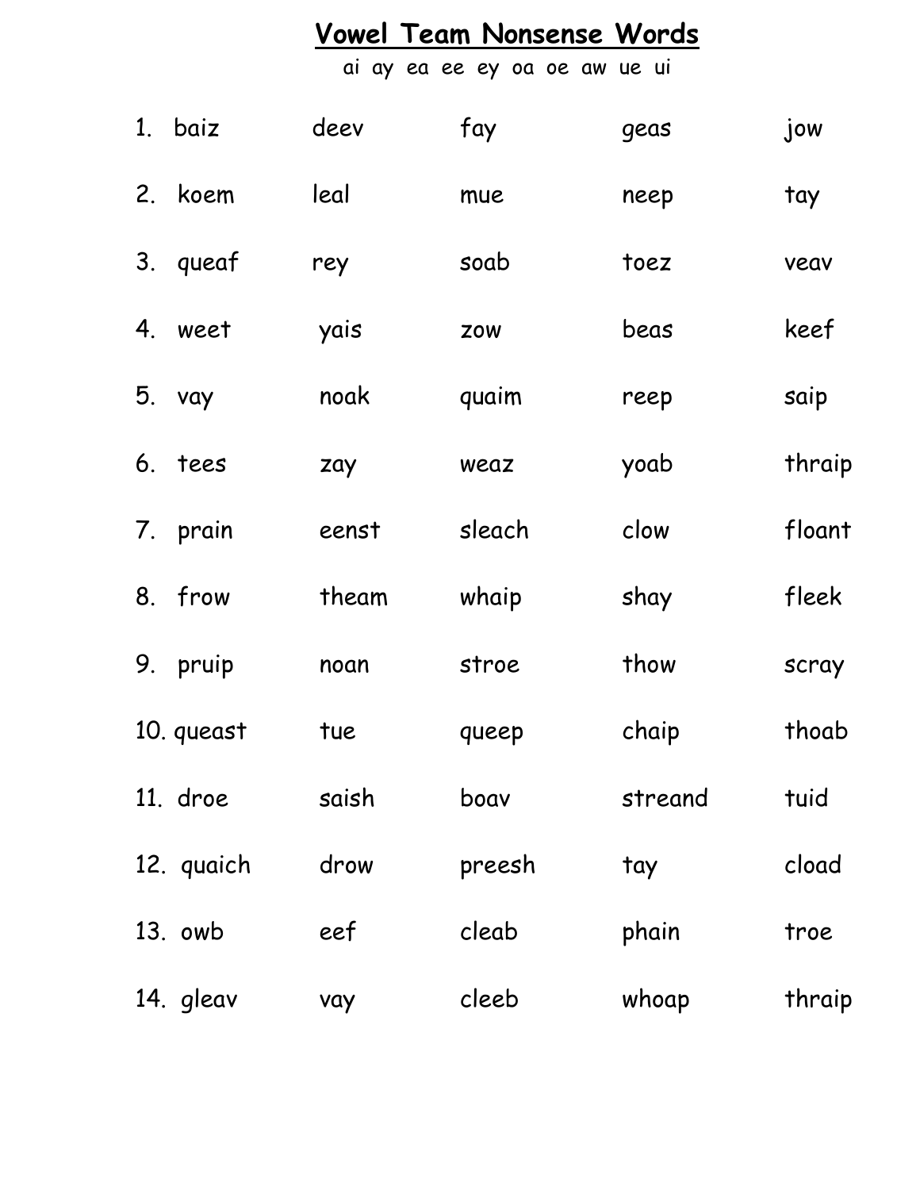# Vowel Team Nonsense Words

ai ay ea ee ey oa oe aw ue ui

| | | | | |
|---|---|---|---|---|
| 1. baiz | deev | fay | geas | jow |
| 2. koem | leal | mue | neep | tay |
| 3. queaf | rey | soab | toez | veav |
| 4. weet | yais | zow | beas | keef |
| 5. vay | noak | quaim | reep | saip |
| 6. tees | zay | weaz | yoab | thraip |
| 7. prain | eenst | sleach | clow | floant |
| 8. frow | theam | whaip | shay | fleek |
| 9. pruip | noan | stroe | thow | scray |
| 10. queast | tue | queep | chaip | thoab |
| 11. droe | saish | boav | streand | tuid |
| 12. quaich | drow | preesh | tay | cload |
| 13. owb | eef | cleab | phain | troe |
| 14. gleav | vay | cleeb | whoap | thraip |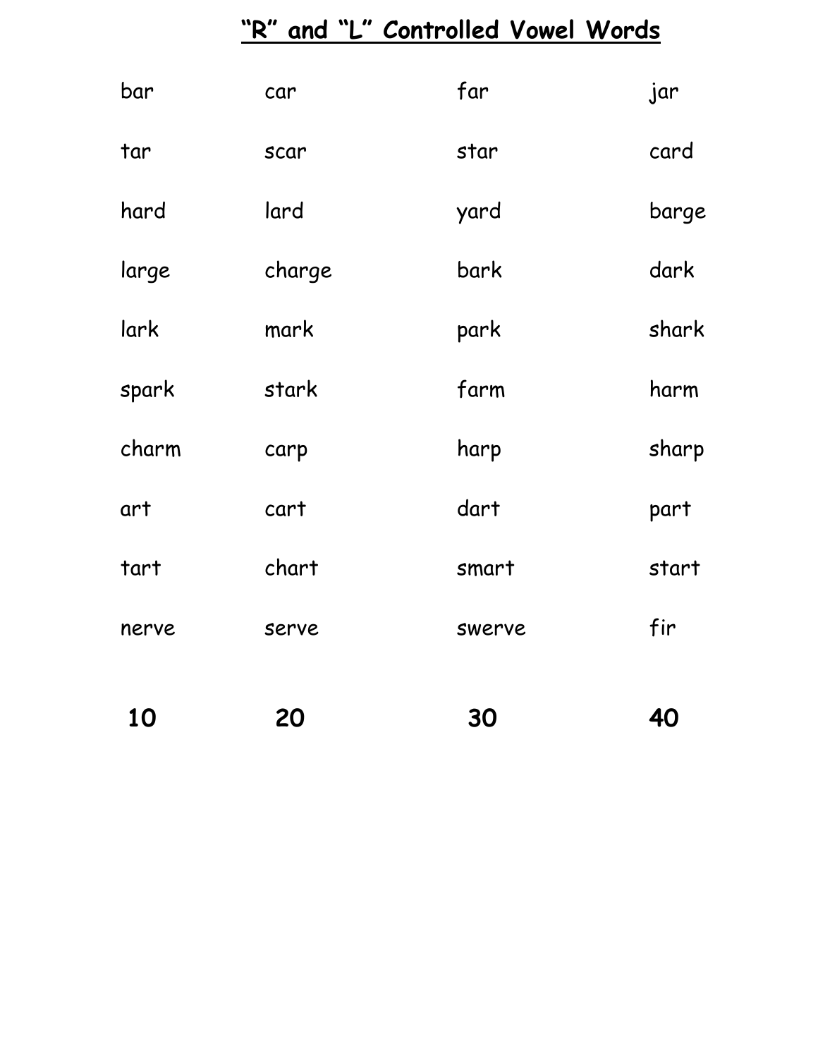# "R" and "L" Controlled Vowel Words

| | | | |
|---|---|---|---|
| bar | car | far | jar |
| tar | scar | star | card |
| hard | lard | yard | barge |
| large | charge | bark | dark |
| lark | mark | park | shark |
| spark | stark | farm | harm |
| charm | carp | harp | sharp |
| art | cart | dart | part |
| tart | chart | smart | start |
| nerve | serve | swerve | fir |
| **10** | **20** | **30** | **40** |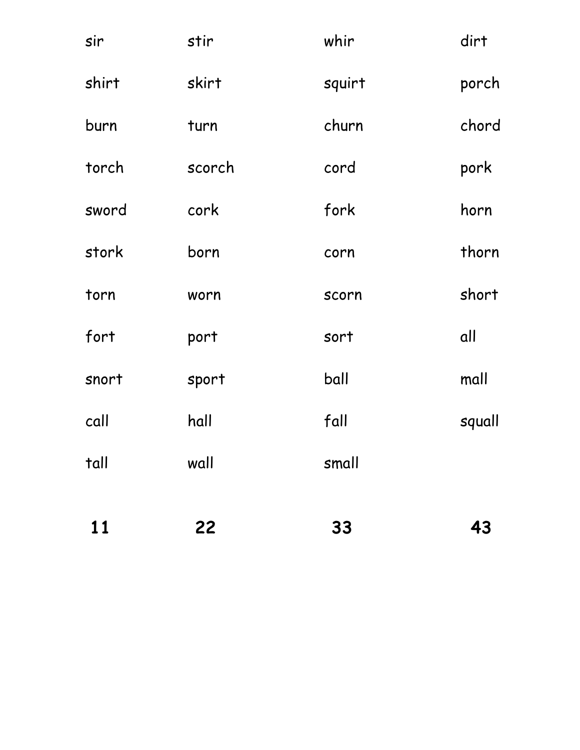| | | | |
|---|---|---|---|
| sir | stir | whir | dirt |
| shirt | skirt | squirt | porch |
| burn | turn | churn | chord |
| torch | scorch | cord | pork |
| sword | cork | fork | horn |
| stork | born | corn | thorn |
| torn | worn | scorn | short |
| fort | port | sort | all |
| snort | sport | ball | mall |
| call | hall | fall | squall |
| tall | wall | small | |
| **11** | **22** | **33** | **43** |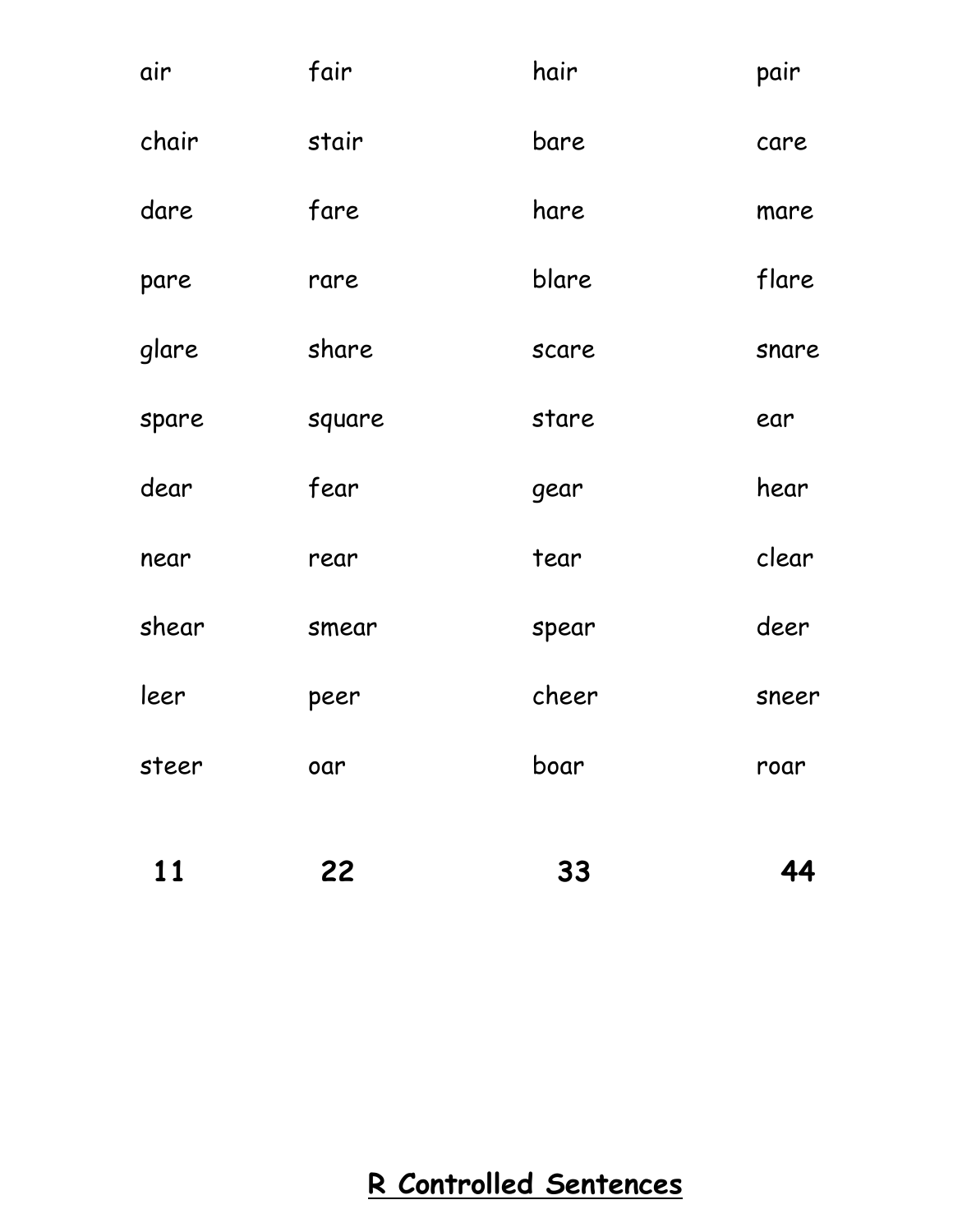| | | | |
|---|---|---|---|
| air | fair | hair | pair |
| chair | stair | bare | care |
| dare | fare | hare | mare |
| pare | rare | blare | flare |
| glare | share | scare | snare |
| spare | square | stare | ear |
| dear | fear | gear | hear |
| near | rear | tear | clear |
| shear | smear | spear | deer |
| leer | peer | cheer | sneer |
| steer | oar | boar | roar |
| **11** | **22** | **33** | **44** |

## R Controlled Sentences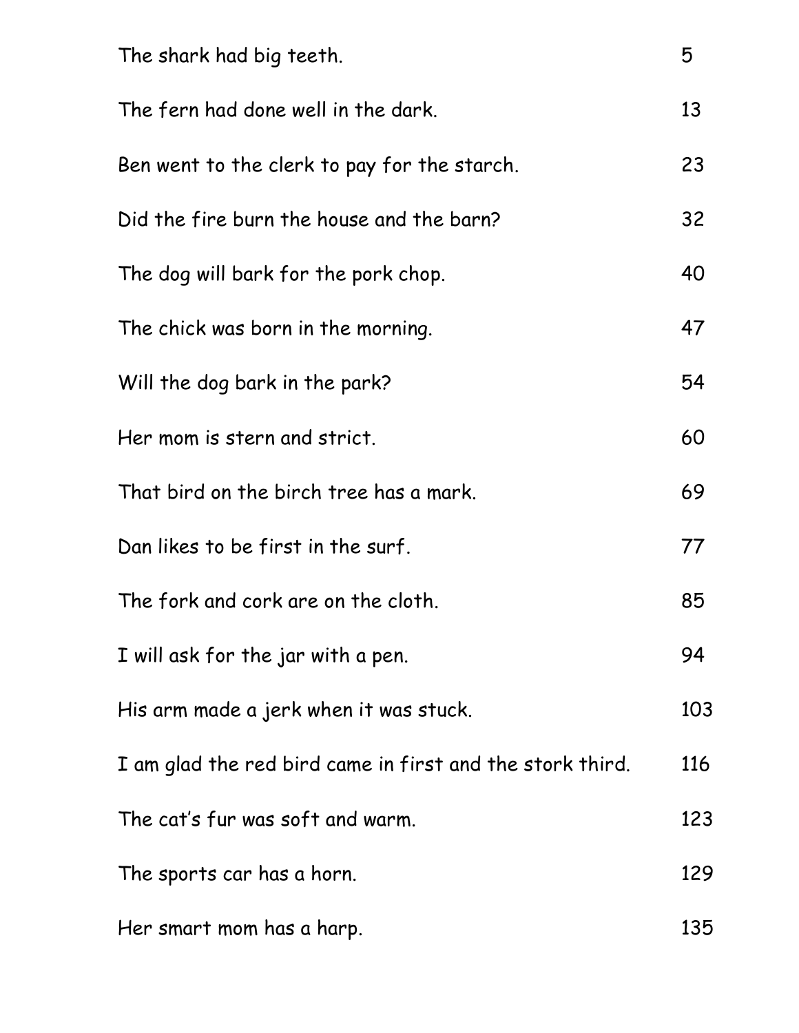| | |
|---|---|
| The shark had big teeth. | 5 |
| The fern had done well in the dark. | 13 |
| Ben went to the clerk to pay for the starch. | 23 |
| Did the fire burn the house and the barn? | 32 |
| The dog will bark for the pork chop. | 40 |
| The chick was born in the morning. | 47 |
| Will the dog bark in the park? | 54 |
| Her mom is stern and strict. | 60 |
| That bird on the birch tree has a mark. | 69 |
| Dan likes to be first in the surf. | 77 |
| The fork and cork are on the cloth. | 85 |
| I will ask for the jar with a pen. | 94 |
| His arm made a jerk when it was stuck. | 103 |
| I am glad the red bird came in first and the stork third. | 116 |
| The cat's fur was soft and warm. | 123 |
| The sports car has a horn. | 129 |
| Her smart mom has a harp. | 135 |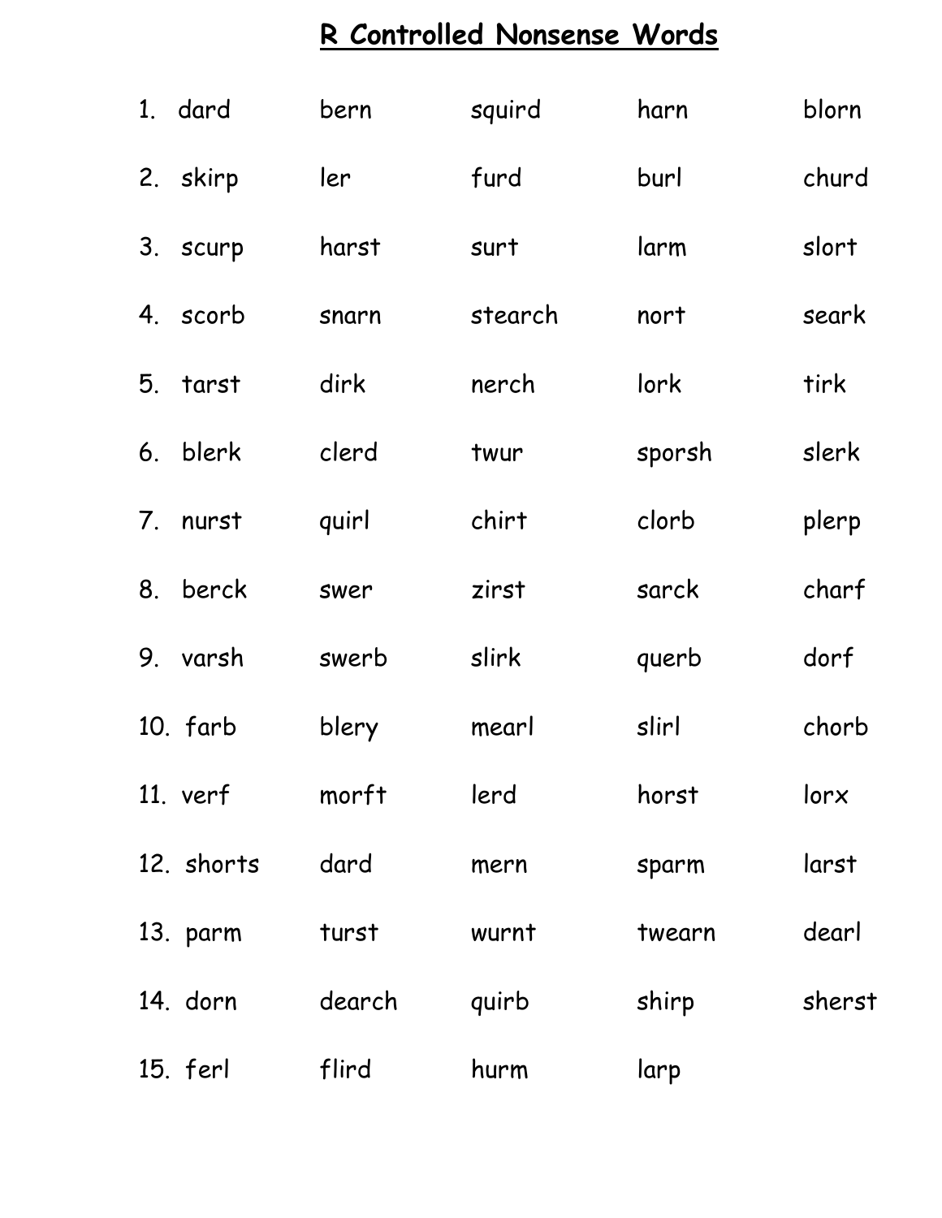# R Controlled Nonsense Words

| | | | | | |
|---|---|---|---|---|---|
| 1. | dard | bern | squird | harn | blorn |
| 2. | skirp | ler | furd | burl | churd |
| 3. | scurp | harst | surt | larm | slort |
| 4. | scorb | snarn | stearch | nort | seark |
| 5. | tarst | dirk | nerch | lork | tirk |
| 6. | blerk | clerd | twur | sporsh | slerk |
| 7. | nurst | quirl | chirt | clorb | plerp |
| 8. | berck | swer | zirst | sarck | charf |
| 9. | varsh | swerb | slirk | querb | dorf |
| 10. | farb | blery | mearl | slirl | chorb |
| 11. | verf | morft | lerd | horst | lorx |
| 12. | shorts | dard | mern | sparm | larst |
| 13. | parm | turst | wurnt | twearn | dearl |
| 14. | dorn | dearch | quirb | shirp | sherst |
| 15. | ferl | flird | hurm | larp | |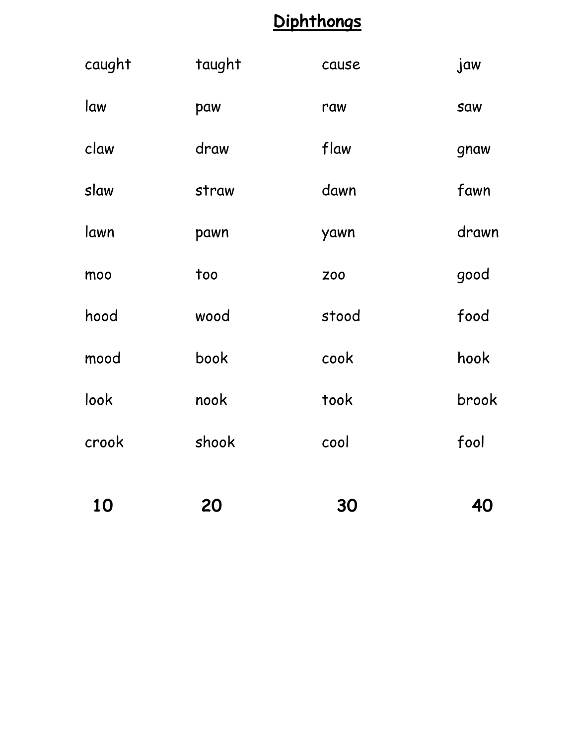# Diphthongs

| | | | |
|---|---|---|---|
| caught | taught | cause | jaw |
| law | paw | raw | saw |
| claw | draw | flaw | gnaw |
| slaw | straw | dawn | fawn |
| lawn | pawn | yawn | drawn |
| moo | too | zoo | good |
| hood | wood | stood | food |
| mood | book | cook | hook |
| look | nook | took | brook |
| crook | shook | cool | fool |
| **10** | **20** | **30** | **40** |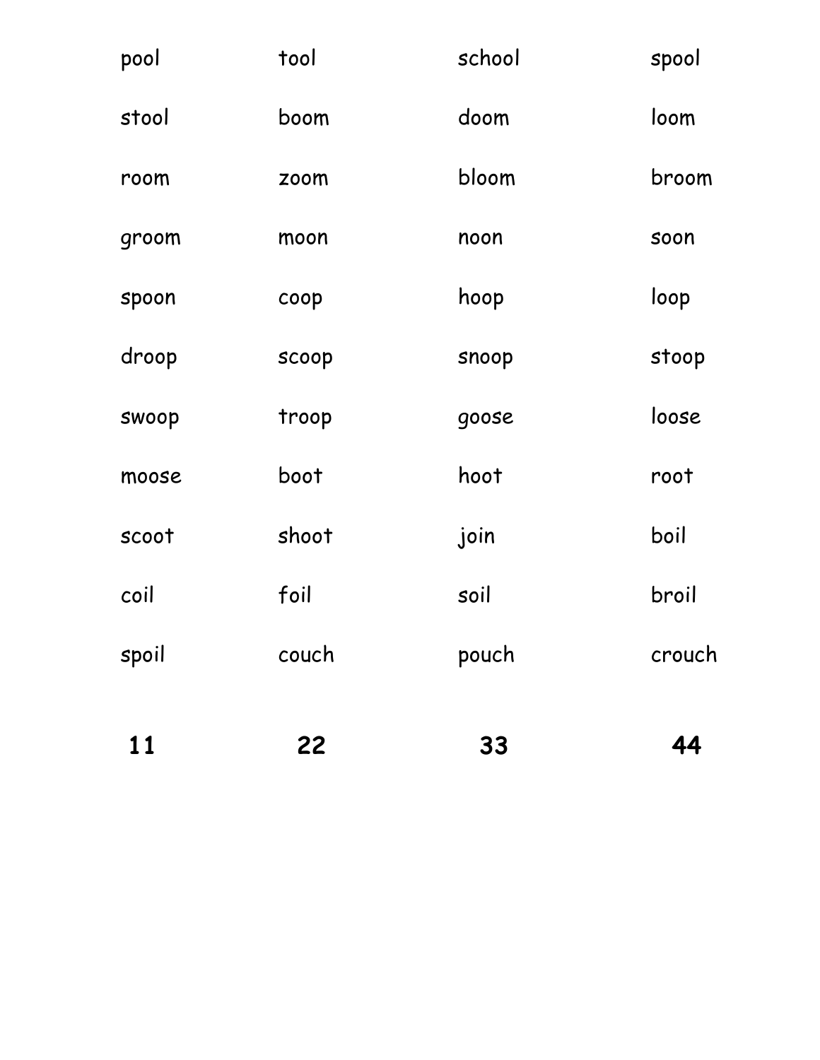| pool | tool | school | spool |
|---|---|---|---|
| stool | boom | doom | loom |
| room | zoom | bloom | broom |
| groom | moon | noon | soon |
| spoon | coop | hoop | loop |
| droop | scoop | snoop | stoop |
| swoop | troop | goose | loose |
| moose | boot | hoot | root |
| scoot | shoot | join | boil |
| coil | foil | soil | broil |
| spoil | couch | pouch | crouch |
| **11** | **22** | **33** | **44** |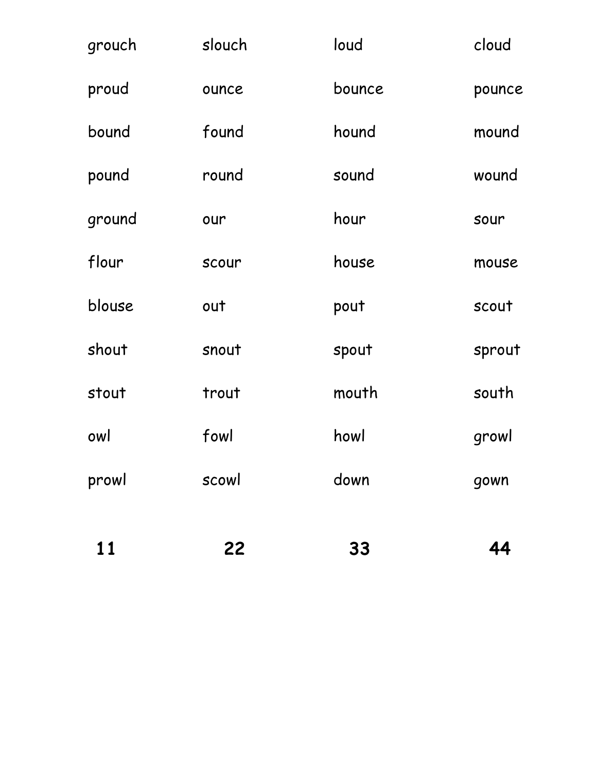| | | | |
|---|---|---|---|
| grouch | slouch | loud | cloud |
| proud | ounce | bounce | pounce |
| bound | found | hound | mound |
| pound | round | sound | wound |
| ground | our | hour | sour |
| flour | scour | house | mouse |
| blouse | out | pout | scout |
| shout | snout | spout | sprout |
| stout | trout | mouth | south |
| owl | fowl | howl | growl |
| prowl | scowl | down | gown |
| **11** | **22** | **33** | **44** |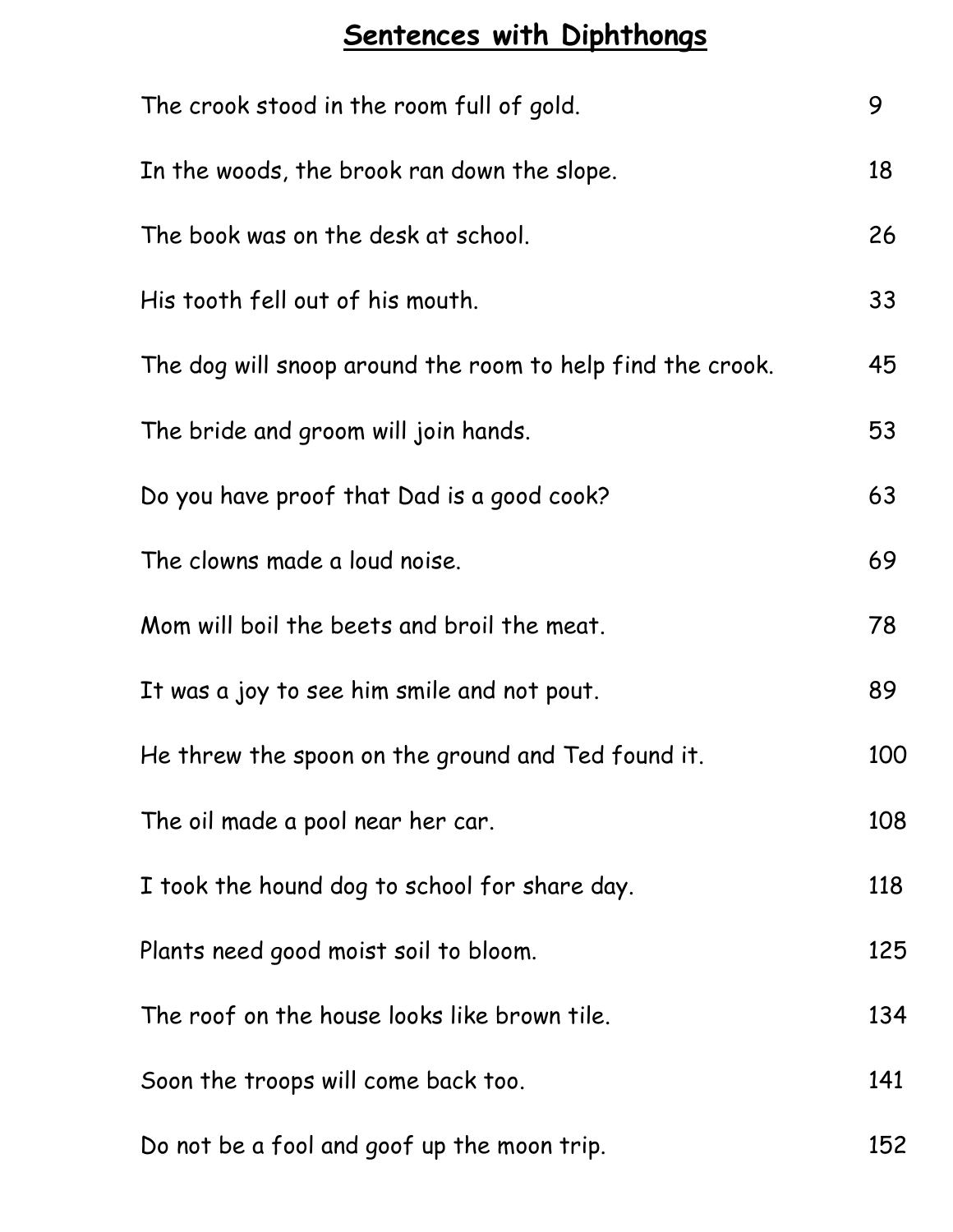# Sentences with Diphthongs

| | |
|---|---|
| The crook stood in the room full of gold. | 9 |
| In the woods, the brook ran down the slope. | 18 |
| The book was on the desk at school. | 26 |
| His tooth fell out of his mouth. | 33 |
| The dog will snoop around the room to help find the crook. | 45 |
| The bride and groom will join hands. | 53 |
| Do you have proof that Dad is a good cook? | 63 |
| The clowns made a loud noise. | 69 |
| Mom will boil the beets and broil the meat. | 78 |
| It was a joy to see him smile and not pout. | 89 |
| He threw the spoon on the ground and Ted found it. | 100 |
| The oil made a pool near her car. | 108 |
| I took the hound dog to school for share day. | 118 |
| Plants need good moist soil to bloom. | 125 |
| The roof on the house looks like brown tile. | 134 |
| Soon the troops will come back too. | 141 |
| Do not be a fool and goof up the moon trip. | 152 |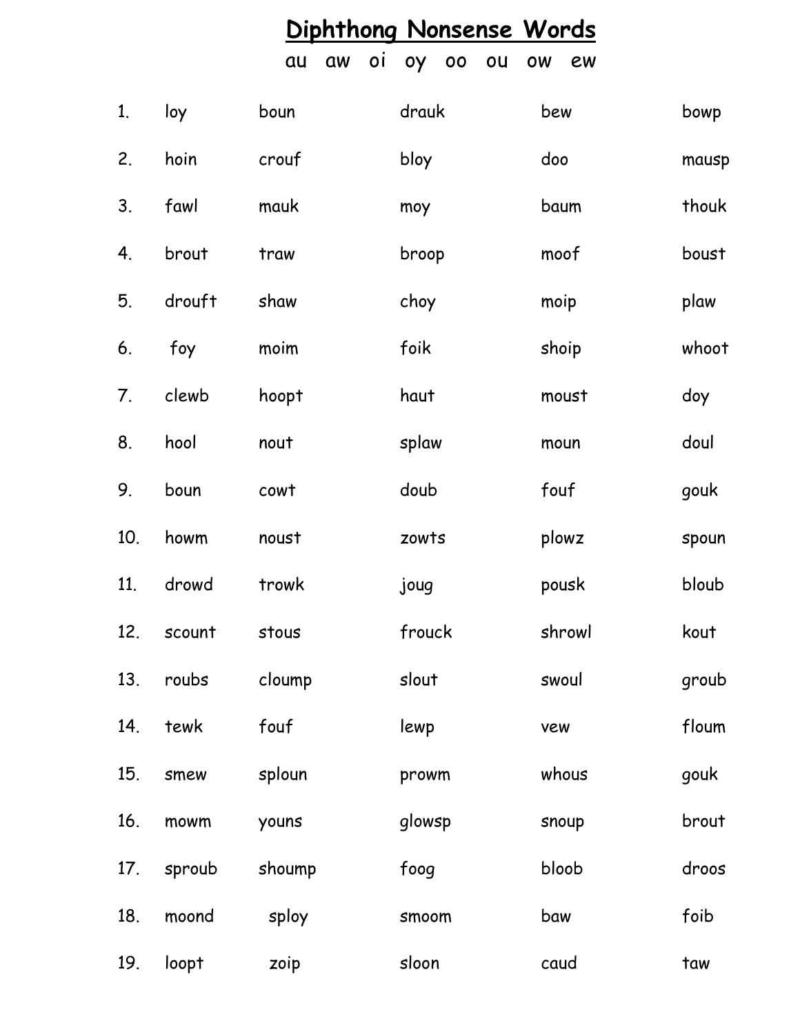# Diphthong Nonsense Words

au aw oi oy oo ou ow ew

| | | | | | |
|---|---|---|---|---|---|
| 1. | loy | boun | drauk | bew | bowp |
| 2. | hoin | crouf | bloy | doo | mausp |
| 3. | fawl | mauk | moy | baum | thouk |
| 4. | brout | traw | broop | moof | boust |
| 5. | drouft | shaw | choy | moip | plaw |
| 6. | foy | moim | foik | shoip | whoot |
| 7. | clewb | hoopt | haut | moust | doy |
| 8. | hool | nout | splaw | moun | doul |
| 9. | boun | cowt | doub | fouf | gouk |
| 10. | howm | noust | zowts | plowz | spoun |
| 11. | drowd | trowk | joug | pousk | bloub |
| 12. | scount | stous | frouck | shrowl | kout |
| 13. | roubs | cloump | slout | swoul | group |
| 14. | tewk | fouf | lewp | vew | floum |
| 15. | smew | sploun | prowm | whous | gouk |
| 16. | mowm | youns | glowsp | snoup | brout |
| 17. | sproub | shoump | foog | bloob | droos |
| 18. | moond | sploy | smoom | baw | foib |
| 19. | loopt | zoip | sloon | caud | taw |